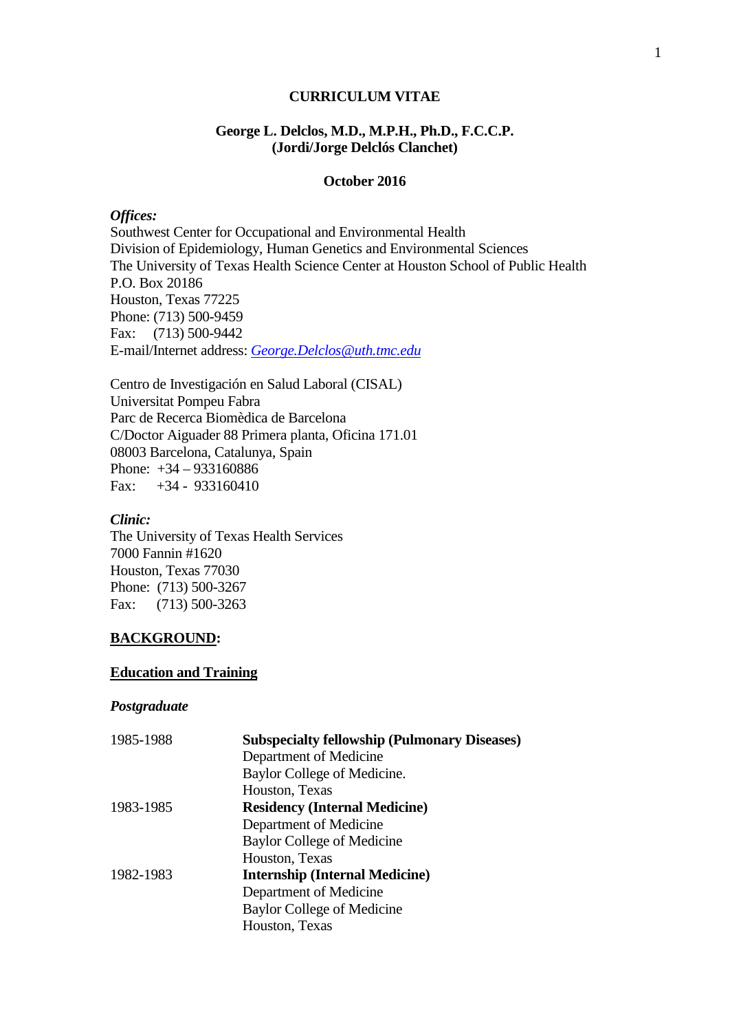# CURRICULUM VITAE

## George L. Delclos, M.D., M.P.H., Ph.D., F.C.C.P.
## (Jordi/Jorge Delclós Clanchet)

**October 2016**

***Offices:***
Southwest Center for Occupational and Environmental Health
Division of Epidemiology, Human Genetics and Environmental Sciences
The University of Texas Health Science Center at Houston School of Public Health
P.O. Box 20186
Houston, Texas 77225
Phone: (713) 500-9459
Fax: (713) 500-9442
E-mail/Internet address: *George.Delclos@uth.tmc.edu*

Centro de Investigación en Salud Laboral (CISAL)
Universitat Pompeu Fabra
Parc de Recerca Biomèdica de Barcelona
C/Doctor Aiguader 88 Primera planta, Oficina 171.01
08003 Barcelona, Catalunya, Spain
Phone: +34 – 933160886
Fax: +34 - 933160410

***Clinic:***
The University of Texas Health Services
7000 Fannin #1620
Houston, Texas 77030
Phone: (713) 500-3267
Fax: (713) 500-3263

## BACKGROUND:

### Education and Training

***Postgraduate***

| | |
|---|---|
| 1985-1988 | **Subspecialty fellowship (Pulmonary Diseases)**<br>Department of Medicine<br>Baylor College of Medicine.<br>Houston, Texas |
| 1983-1985 | **Residency (Internal Medicine)**<br>Department of Medicine<br>Baylor College of Medicine<br>Houston, Texas |
| 1982-1983 | **Internship (Internal Medicine)**<br>Department of Medicine<br>Baylor College of Medicine<br>Houston, Texas |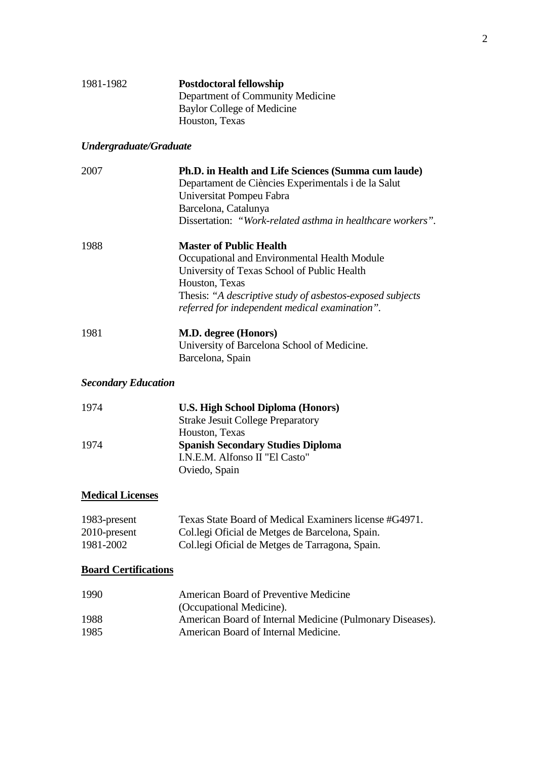1981-1982 **Postdoctoral fellowship**
Department of Community Medicine
Baylor College of Medicine
Houston, Texas

### *Undergraduate/Graduate*

2007 **Ph.D. in Health and Life Sciences (Summa cum laude)**
Departament de Ciències Experimentals i de la Salut
Universitat Pompeu Fabra
Barcelona, Catalunya
Dissertation: *"Work-related asthma in healthcare workers"*.

1988 **Master of Public Health**
Occupational and Environmental Health Module
University of Texas School of Public Health
Houston, Texas
Thesis: *"A descriptive study of asbestos-exposed subjects referred for independent medical examination"*.

1981 **M.D. degree (Honors)**
University of Barcelona School of Medicine.
Barcelona, Spain

### *Secondary Education*

1974 **U.S. High School Diploma (Honors)**
Strake Jesuit College Preparatory
Houston, Texas

1974 **Spanish Secondary Studies Diploma**
I.N.E.M. Alfonso II "El Casto"
Oviedo, Spain

## Medical Licenses

1983-present Texas State Board of Medical Examiners license #G4971.
2010-present Col.legi Oficial de Metges de Barcelona, Spain.
1981-2002 Col.legi Oficial de Metges de Tarragona, Spain.

## Board Certifications

1990 American Board of Preventive Medicine (Occupational Medicine).
1988 American Board of Internal Medicine (Pulmonary Diseases).
1985 American Board of Internal Medicine.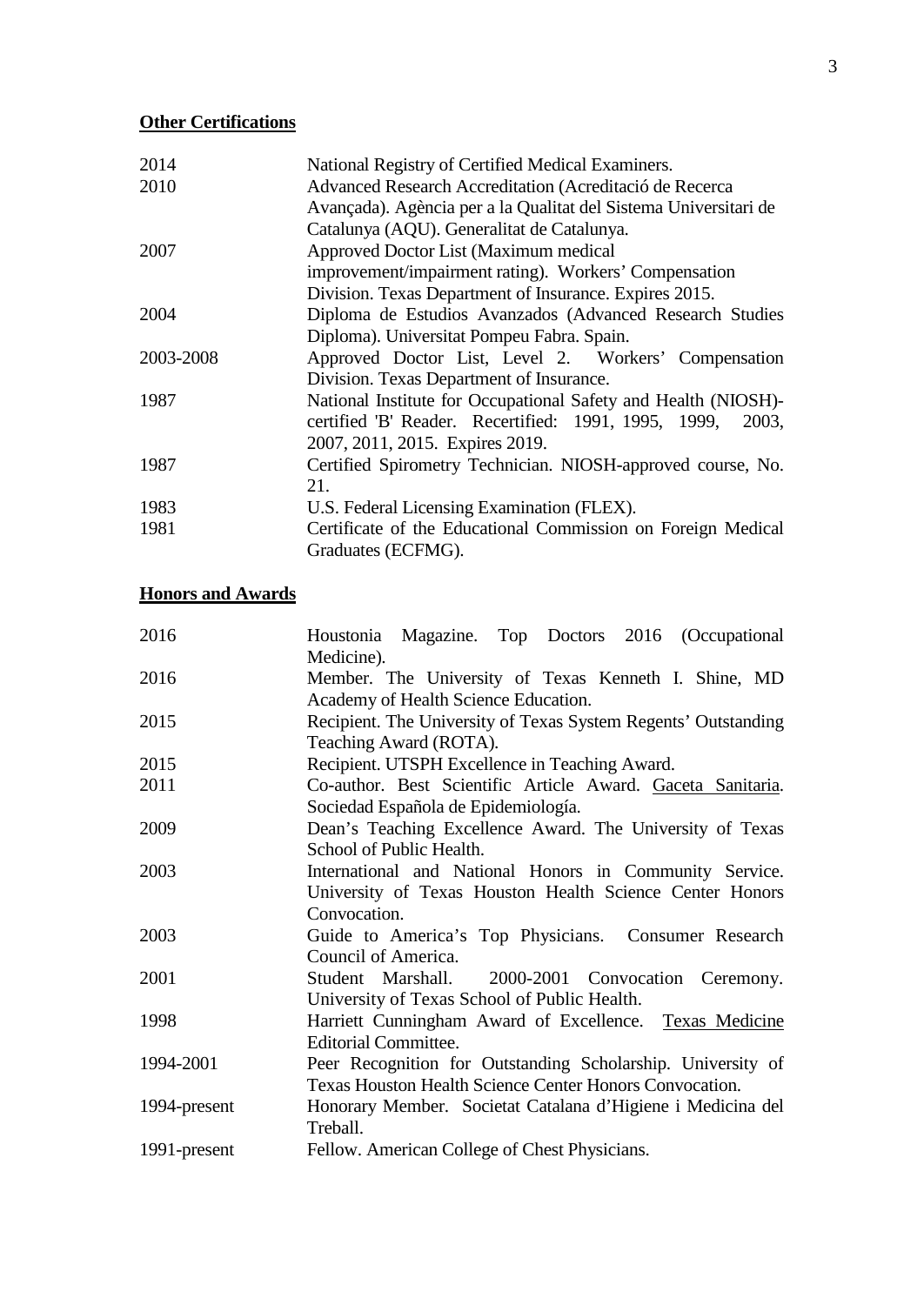**Other Certifications**

| | |
|---|---|
| 2014 | National Registry of Certified Medical Examiners. |
| 2010 | Advanced Research Accreditation (Acreditació de Recerca Avançada). Agència per a la Qualitat del Sistema Universitari de Catalunya (AQU). Generalitat de Catalunya. |
| 2007 | Approved Doctor List (Maximum medical improvement/impairment rating). Workers' Compensation Division. Texas Department of Insurance. Expires 2015. |
| 2004 | Diploma de Estudios Avanzados (Advanced Research Studies Diploma). Universitat Pompeu Fabra. Spain. |
| 2003-2008 | Approved Doctor List, Level 2. Workers' Compensation Division. Texas Department of Insurance. |
| 1987 | National Institute for Occupational Safety and Health (NIOSH)-certified 'B' Reader. Recertified: 1991, 1995, 1999, 2003, 2007, 2011, 2015. Expires 2019. |
| 1987 | Certified Spirometry Technician. NIOSH-approved course, No. 21. |
| 1983 | U.S. Federal Licensing Examination (FLEX). |
| 1981 | Certificate of the Educational Commission on Foreign Medical Graduates (ECFMG). |

**Honors and Awards**

| | |
|---|---|
| 2016 | Houstonia Magazine. Top Doctors 2016 (Occupational Medicine). |
| 2016 | Member. The University of Texas Kenneth I. Shine, MD Academy of Health Science Education. |
| 2015 | Recipient. The University of Texas System Regents' Outstanding Teaching Award (ROTA). |
| 2015 | Recipient. UTSPH Excellence in Teaching Award. |
| 2011 | Co-author. Best Scientific Article Award. Gaceta Sanitaria. Sociedad Española de Epidemiología. |
| 2009 | Dean's Teaching Excellence Award. The University of Texas School of Public Health. |
| 2003 | International and National Honors in Community Service. University of Texas Houston Health Science Center Honors Convocation. |
| 2003 | Guide to America's Top Physicians. Consumer Research Council of America. |
| 2001 | Student Marshall. 2000-2001 Convocation Ceremony. University of Texas School of Public Health. |
| 1998 | Harriett Cunningham Award of Excellence. Texas Medicine Editorial Committee. |
| 1994-2001 | Peer Recognition for Outstanding Scholarship. University of Texas Houston Health Science Center Honors Convocation. |
| 1994-present | Honorary Member. Societat Catalana d'Higiene i Medicina del Treball. |
| 1991-present | Fellow. American College of Chest Physicians. |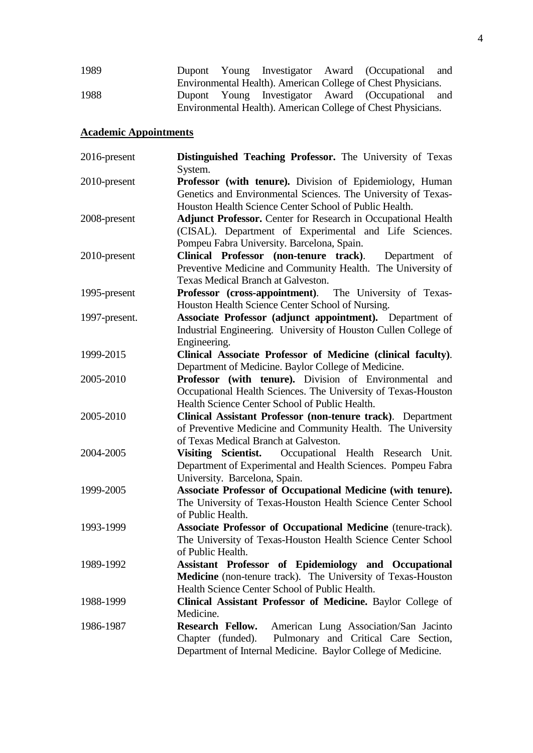| | |
|---|---|
| 1989 | Dupont Young Investigator Award (Occupational and Environmental Health). American College of Chest Physicians. |
| 1988 | Dupont Young Investigator Award (Occupational and Environmental Health). American College of Chest Physicians. |

## Academic Appointments

| | |
|---|---|
| 2016-present | **Distinguished Teaching Professor.** The University of Texas System. |
| 2010-present | **Professor (with tenure).** Division of Epidemiology, Human Genetics and Environmental Sciences. The University of Texas-Houston Health Science Center School of Public Health. |
| 2008-present | **Adjunct Professor.** Center for Research in Occupational Health (CISAL). Department of Experimental and Life Sciences. Pompeu Fabra University. Barcelona, Spain. |
| 2010-present | **Clinical Professor (non-tenure track)**. Department of Preventive Medicine and Community Health. The University of Texas Medical Branch at Galveston. |
| 1995-present | **Professor (cross-appointment)**. The University of Texas-Houston Health Science Center School of Nursing. |
| 1997-present. | **Associate Professor (adjunct appointment).** Department of Industrial Engineering. University of Houston Cullen College of Engineering. |
| 1999-2015 | **Clinical Associate Professor of Medicine (clinical faculty)**. Department of Medicine. Baylor College of Medicine. |
| 2005-2010 | **Professor (with tenure).** Division of Environmental and Occupational Health Sciences. The University of Texas-Houston Health Science Center School of Public Health. |
| 2005-2010 | **Clinical Assistant Professor (non-tenure track)**. Department of Preventive Medicine and Community Health. The University of Texas Medical Branch at Galveston. |
| 2004-2005 | **Visiting Scientist.** Occupational Health Research Unit. Department of Experimental and Health Sciences. Pompeu Fabra University. Barcelona, Spain. |
| 1999-2005 | **Associate Professor of Occupational Medicine (with tenure).** The University of Texas-Houston Health Science Center School of Public Health. |
| 1993-1999 | **Associate Professor of Occupational Medicine** (tenure-track). The University of Texas-Houston Health Science Center School of Public Health. |
| 1989-1992 | **Assistant Professor of Epidemiology and Occupational Medicine** (non-tenure track). The University of Texas-Houston Health Science Center School of Public Health. |
| 1988-1999 | **Clinical Assistant Professor of Medicine.** Baylor College of Medicine. |
| 1986-1987 | **Research Fellow.** American Lung Association/San Jacinto Chapter (funded). Pulmonary and Critical Care Section, Department of Internal Medicine. Baylor College of Medicine. |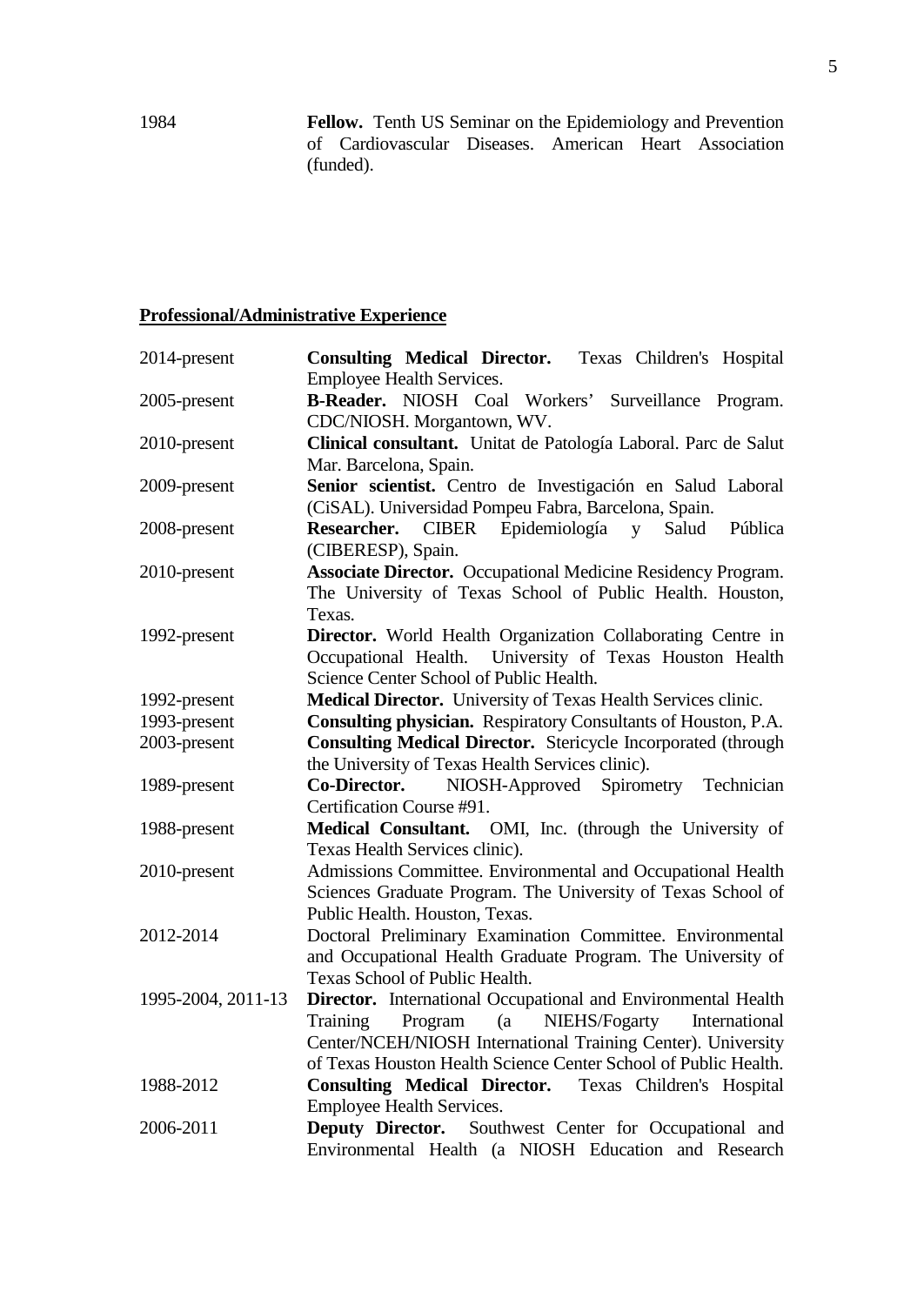1984 **Fellow.** Tenth US Seminar on the Epidemiology and Prevention of Cardiovascular Diseases. American Heart Association (funded).

## Professional/Administrative Experience

2014-present **Consulting Medical Director.** Texas Children's Hospital Employee Health Services.

2005-present **B-Reader.** NIOSH Coal Workers' Surveillance Program. CDC/NIOSH. Morgantown, WV.

2010-present **Clinical consultant.** Unitat de Patología Laboral. Parc de Salut Mar. Barcelona, Spain.

2009-present **Senior scientist.** Centro de Investigación en Salud Laboral (CiSAL). Universidad Pompeu Fabra, Barcelona, Spain.

2008-present **Researcher.** CIBER Epidemiología y Salud Pública (CIBERESP), Spain.

2010-present **Associate Director.** Occupational Medicine Residency Program. The University of Texas School of Public Health. Houston, Texas.

1992-present **Director.** World Health Organization Collaborating Centre in Occupational Health. University of Texas Houston Health Science Center School of Public Health.

1992-present **Medical Director.** University of Texas Health Services clinic.

1993-present **Consulting physician.** Respiratory Consultants of Houston, P.A.

2003-present **Consulting Medical Director.** Stericycle Incorporated (through the University of Texas Health Services clinic).

1989-present **Co-Director.** NIOSH-Approved Spirometry Technician Certification Course #91.

1988-present **Medical Consultant.** OMI, Inc. (through the University of Texas Health Services clinic).

2010-present Admissions Committee. Environmental and Occupational Health Sciences Graduate Program. The University of Texas School of Public Health. Houston, Texas.

2012-2014 Doctoral Preliminary Examination Committee. Environmental and Occupational Health Graduate Program. The University of Texas School of Public Health.

1995-2004, 2011-13 **Director.** International Occupational and Environmental Health Training Program (a NIEHS/Fogarty International Center/NCEH/NIOSH International Training Center). University of Texas Houston Health Science Center School of Public Health.

1988-2012 **Consulting Medical Director.** Texas Children's Hospital Employee Health Services.

2006-2011 **Deputy Director.** Southwest Center for Occupational and Environmental Health (a NIOSH Education and Research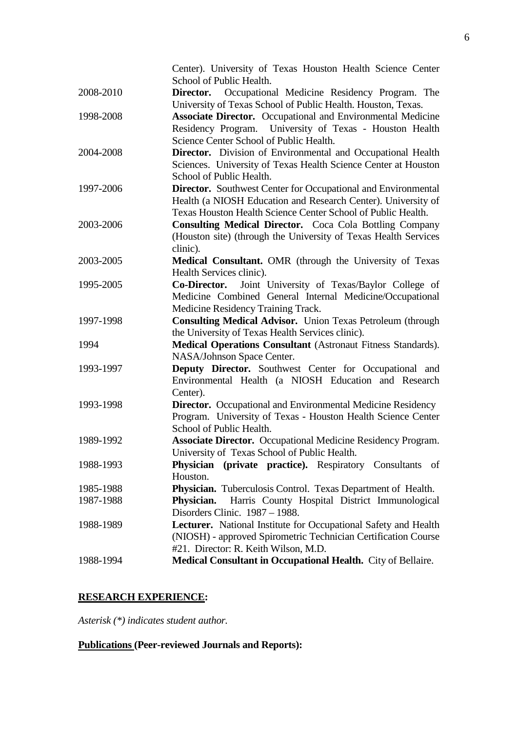| | |
|---|---|
| | Center). University of Texas Houston Health Science Center School of Public Health. |
| 2008-2010 | **Director.** Occupational Medicine Residency Program. The University of Texas School of Public Health. Houston, Texas. |
| 1998-2008 | **Associate Director.** Occupational and Environmental Medicine Residency Program. University of Texas - Houston Health Science Center School of Public Health. |
| 2004-2008 | **Director.** Division of Environmental and Occupational Health Sciences. University of Texas Health Science Center at Houston School of Public Health. |
| 1997-2006 | **Director.** Southwest Center for Occupational and Environmental Health (a NIOSH Education and Research Center). University of Texas Houston Health Science Center School of Public Health. |
| 2003-2006 | **Consulting Medical Director.** Coca Cola Bottling Company (Houston site) (through the University of Texas Health Services clinic). |
| 2003-2005 | **Medical Consultant.** OMR (through the University of Texas Health Services clinic). |
| 1995-2005 | **Co-Director.** Joint University of Texas/Baylor College of Medicine Combined General Internal Medicine/Occupational Medicine Residency Training Track. |
| 1997-1998 | **Consulting Medical Advisor.** Union Texas Petroleum (through the University of Texas Health Services clinic). |
| 1994 | **Medical Operations Consultant** (Astronaut Fitness Standards). NASA/Johnson Space Center. |
| 1993-1997 | **Deputy Director.** Southwest Center for Occupational and Environmental Health (a NIOSH Education and Research Center). |
| 1993-1998 | **Director.** Occupational and Environmental Medicine Residency Program. University of Texas - Houston Health Science Center School of Public Health. |
| 1989-1992 | **Associate Director.** Occupational Medicine Residency Program. University of Texas School of Public Health. |
| 1988-1993 | **Physician (private practice).** Respiratory Consultants of Houston. |
| 1985-1988 | **Physician.** Tuberculosis Control. Texas Department of Health. |
| 1987-1988 | **Physician.** Harris County Hospital District Immunological Disorders Clinic. 1987 – 1988. |
| 1988-1989 | **Lecturer.** National Institute for Occupational Safety and Health (NIOSH) - approved Spirometric Technician Certification Course #21. Director: R. Keith Wilson, M.D. |
| 1988-1994 | **Medical Consultant in Occupational Health.** City of Bellaire. |

## RESEARCH EXPERIENCE:

*Asterisk (*) indicates student author.*

### Publications (Peer-reviewed Journals and Reports):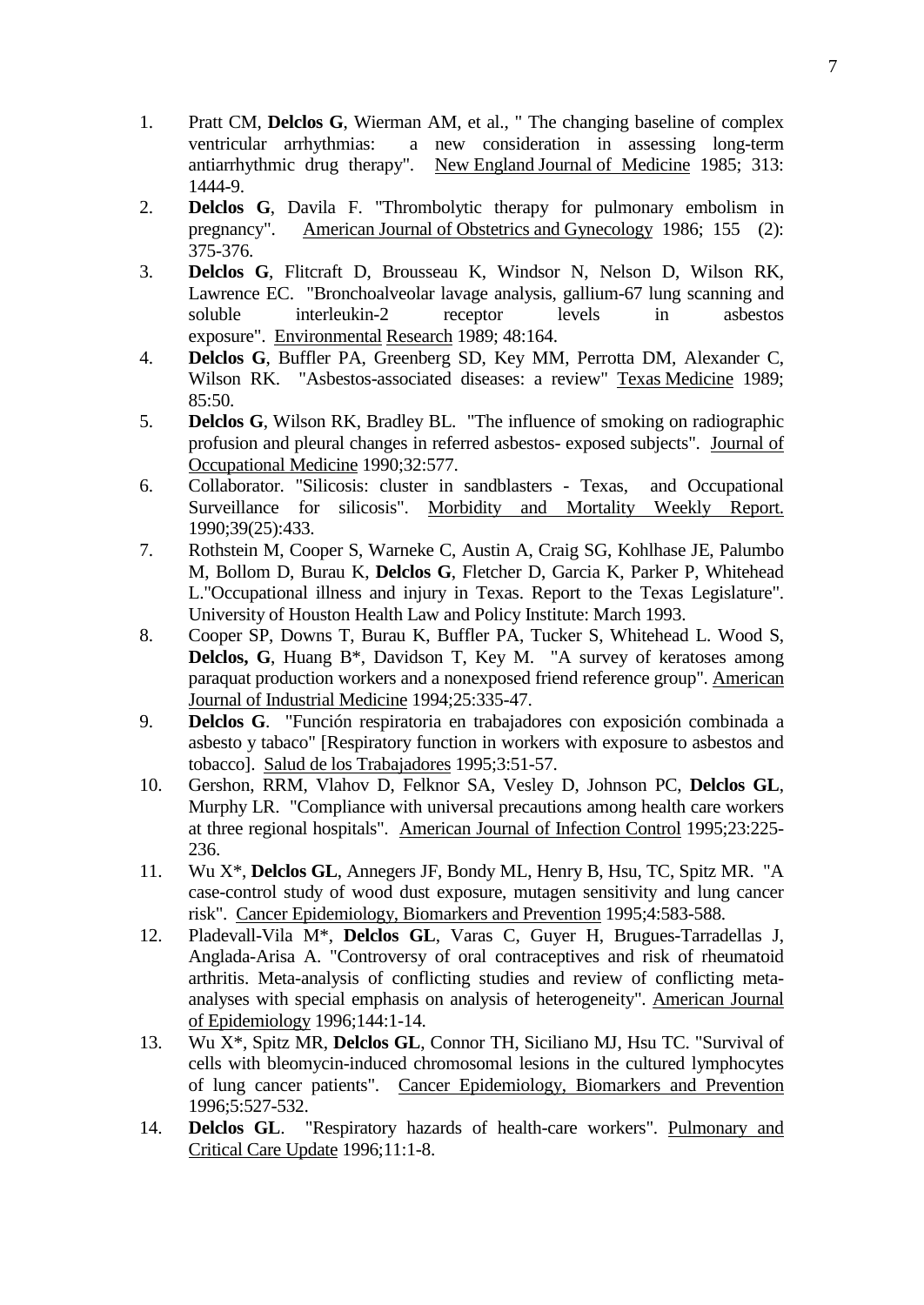1. Pratt CM, **Delclos G**, Wierman AM, et al., " The changing baseline of complex ventricular arrhythmias: a new consideration in assessing long-term antiarrhythmic drug therapy". New England Journal of Medicine 1985; 313: 1444-9.
2. **Delclos G**, Davila F. "Thrombolytic therapy for pulmonary embolism in pregnancy". American Journal of Obstetrics and Gynecology 1986; 155 (2): 375-376.
3. **Delclos G**, Flitcraft D, Brousseau K, Windsor N, Nelson D, Wilson RK, Lawrence EC. "Bronchoalveolar lavage analysis, gallium-67 lung scanning and soluble interleukin-2 receptor levels in asbestos exposure". Environmental Research 1989; 48:164.
4. **Delclos G**, Buffler PA, Greenberg SD, Key MM, Perrotta DM, Alexander C, Wilson RK. "Asbestos-associated diseases: a review" Texas Medicine 1989; 85:50.
5. **Delclos G**, Wilson RK, Bradley BL. "The influence of smoking on radiographic profusion and pleural changes in referred asbestos- exposed subjects". Journal of Occupational Medicine 1990;32:577.
6. Collaborator. "Silicosis: cluster in sandblasters - Texas, and Occupational Surveillance for silicosis". Morbidity and Mortality Weekly Report. 1990;39(25):433.
7. Rothstein M, Cooper S, Warneke C, Austin A, Craig SG, Kohlhase JE, Palumbo M, Bollom D, Burau K, **Delclos G**, Fletcher D, Garcia K, Parker P, Whitehead L."Occupational illness and injury in Texas. Report to the Texas Legislature". University of Houston Health Law and Policy Institute: March 1993.
8. Cooper SP, Downs T, Burau K, Buffler PA, Tucker S, Whitehead L. Wood S, **Delclos, G**, Huang B*, Davidson T, Key M. "A survey of keratoses among paraquat production workers and a nonexposed friend reference group". American Journal of Industrial Medicine 1994;25:335-47.
9. **Delclos G**. "Función respiratoria en trabajadores con exposición combinada a asbesto y tabaco" [Respiratory function in workers with exposure to asbestos and tobacco]. Salud de los Trabajadores 1995;3:51-57.
10. Gershon, RRM, Vlahov D, Felknor SA, Vesley D, Johnson PC, **Delclos GL**, Murphy LR. "Compliance with universal precautions among health care workers at three regional hospitals". American Journal of Infection Control 1995;23:225-236.
11. Wu X*, **Delclos GL**, Annegers JF, Bondy ML, Henry B, Hsu, TC, Spitz MR. "A case-control study of wood dust exposure, mutagen sensitivity and lung cancer risk". Cancer Epidemiology, Biomarkers and Prevention 1995;4:583-588.
12. Pladevall-Vila M*, **Delclos GL**, Varas C, Guyer H, Brugues-Tarradellas J, Anglada-Arisa A. "Controversy of oral contraceptives and risk of rheumatoid arthritis. Meta-analysis of conflicting studies and review of conflicting meta-analyses with special emphasis on analysis of heterogeneity". American Journal of Epidemiology 1996;144:1-14.
13. Wu X*, Spitz MR, **Delclos GL**, Connor TH, Siciliano MJ, Hsu TC. "Survival of cells with bleomycin-induced chromosomal lesions in the cultured lymphocytes of lung cancer patients". Cancer Epidemiology, Biomarkers and Prevention 1996;5:527-532.
14. **Delclos GL**. "Respiratory hazards of health-care workers". Pulmonary and Critical Care Update 1996;11:1-8.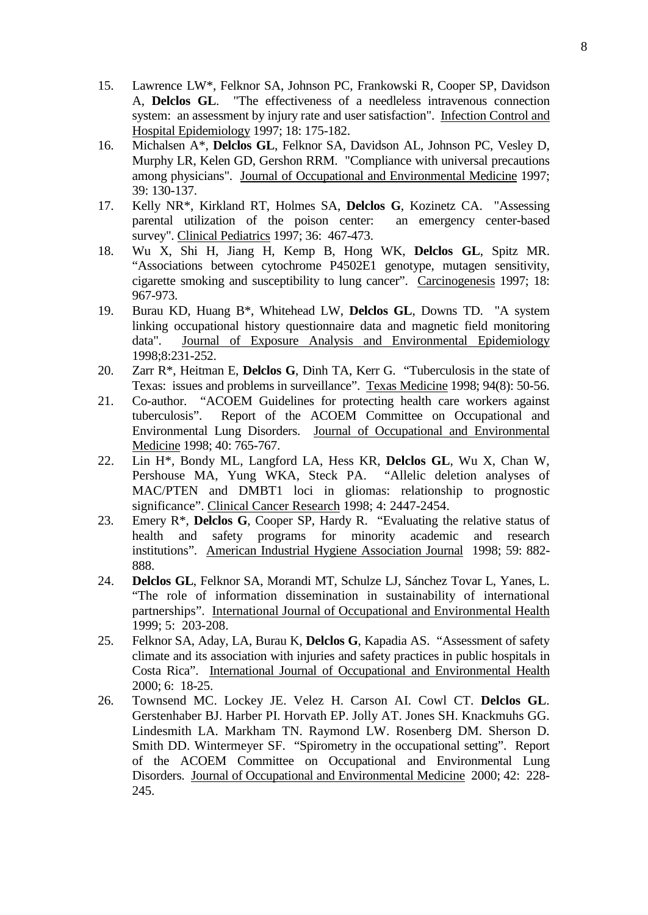15. Lawrence LW*, Felknor SA, Johnson PC, Frankowski R, Cooper SP, Davidson A, **Delclos GL**. "The effectiveness of a needleless intravenous connection system: an assessment by injury rate and user satisfaction". Infection Control and Hospital Epidemiology 1997; 18: 175-182.
16. Michalsen A*, **Delclos GL**, Felknor SA, Davidson AL, Johnson PC, Vesley D, Murphy LR, Kelen GD, Gershon RRM. "Compliance with universal precautions among physicians". Journal of Occupational and Environmental Medicine 1997; 39: 130-137.
17. Kelly NR*, Kirkland RT, Holmes SA, **Delclos G**, Kozinetz CA. "Assessing parental utilization of the poison center: an emergency center-based survey". Clinical Pediatrics 1997; 36: 467-473.
18. Wu X, Shi H, Jiang H, Kemp B, Hong WK, **Delclos GL**, Spitz MR. "Associations between cytochrome P4502E1 genotype, mutagen sensitivity, cigarette smoking and susceptibility to lung cancer". Carcinogenesis 1997; 18: 967-973.
19. Burau KD, Huang B*, Whitehead LW, **Delclos GL**, Downs TD. "A system linking occupational history questionnaire data and magnetic field monitoring data". Journal of Exposure Analysis and Environmental Epidemiology 1998;8:231-252.
20. Zarr R*, Heitman E, **Delclos G**, Dinh TA, Kerr G. "Tuberculosis in the state of Texas: issues and problems in surveillance". Texas Medicine 1998; 94(8): 50-56.
21. Co-author. "ACOEM Guidelines for protecting health care workers against tuberculosis". Report of the ACOEM Committee on Occupational and Environmental Lung Disorders. Journal of Occupational and Environmental Medicine 1998; 40: 765-767.
22. Lin H*, Bondy ML, Langford LA, Hess KR, **Delclos GL**, Wu X, Chan W, Pershouse MA, Yung WKA, Steck PA. "Allelic deletion analyses of MAC/PTEN and DMBT1 loci in gliomas: relationship to prognostic significance". Clinical Cancer Research 1998; 4: 2447-2454.
23. Emery R*, **Delclos G**, Cooper SP, Hardy R. "Evaluating the relative status of health and safety programs for minority academic and research institutions". American Industrial Hygiene Association Journal 1998; 59: 882-888.
24. **Delclos GL**, Felknor SA, Morandi MT, Schulze LJ, Sánchez Tovar L, Yanes, L. "The role of information dissemination in sustainability of international partnerships". International Journal of Occupational and Environmental Health 1999; 5: 203-208.
25. Felknor SA, Aday, LA, Burau K, **Delclos G**, Kapadia AS. "Assessment of safety climate and its association with injuries and safety practices in public hospitals in Costa Rica". International Journal of Occupational and Environmental Health 2000; 6: 18-25.
26. Townsend MC. Lockey JE. Velez H. Carson AI. Cowl CT. **Delclos GL**. Gerstenhaber BJ. Harber PI. Horvath EP. Jolly AT. Jones SH. Knackmuhs GG. Lindesmith LA. Markham TN. Raymond LW. Rosenberg DM. Sherson D. Smith DD. Wintermeyer SF. "Spirometry in the occupational setting". Report of the ACOEM Committee on Occupational and Environmental Lung Disorders. Journal of Occupational and Environmental Medicine 2000; 42: 228-245.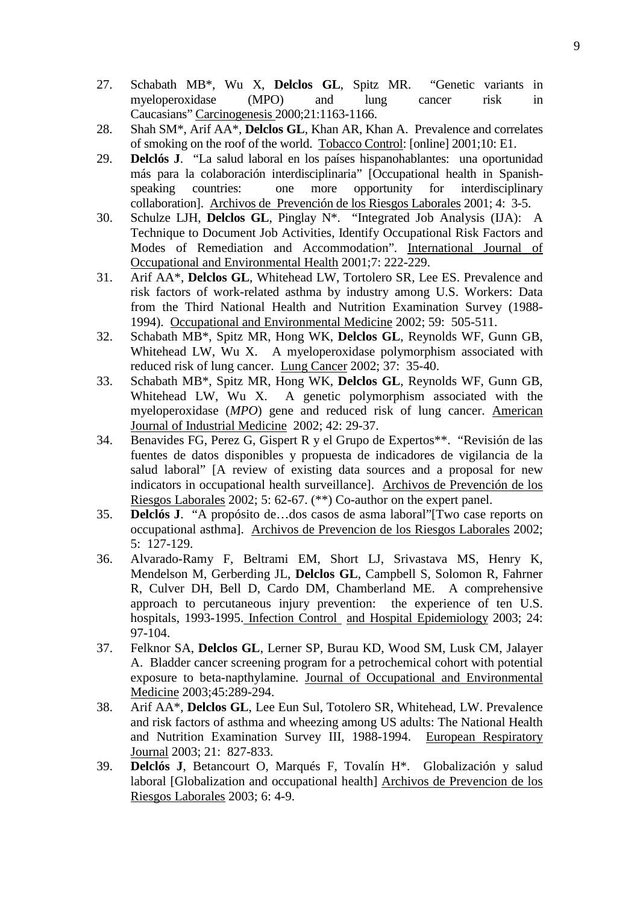27. Schabath MB*, Wu X, **Delclos GL**, Spitz MR. "Genetic variants in myeloperoxidase (MPO) and lung cancer risk in Caucasians" Carcinogenesis 2000;21:1163-1166.
28. Shah SM*, Arif AA*, **Delclos GL**, Khan AR, Khan A. Prevalence and correlates of smoking on the roof of the world. Tobacco Control: [online] 2001;10: E1.
29. **Delclós J**. "La salud laboral en los países hispanohablantes: una oportunidad más para la colaboración interdisciplinaria" [Occupational health in Spanish-speaking countries: one more opportunity for interdisciplinary collaboration]. Archivos de Prevención de los Riesgos Laborales 2001; 4: 3-5.
30. Schulze LJH, **Delclos GL**, Pinglay N*. "Integrated Job Analysis (IJA): A Technique to Document Job Activities, Identify Occupational Risk Factors and Modes of Remediation and Accommodation". International Journal of Occupational and Environmental Health 2001;7: 222-229.
31. Arif AA*, **Delclos GL**, Whitehead LW, Tortolero SR, Lee ES. Prevalence and risk factors of work-related asthma by industry among U.S. Workers: Data from the Third National Health and Nutrition Examination Survey (1988-1994). Occupational and Environmental Medicine 2002; 59: 505-511.
32. Schabath MB*, Spitz MR, Hong WK, **Delclos GL**, Reynolds WF, Gunn GB, Whitehead LW, Wu X. A myeloperoxidase polymorphism associated with reduced risk of lung cancer. Lung Cancer 2002; 37: 35-40.
33. Schabath MB*, Spitz MR, Hong WK, **Delclos GL**, Reynolds WF, Gunn GB, Whitehead LW, Wu X. A genetic polymorphism associated with the myeloperoxidase (*MPO*) gene and reduced risk of lung cancer. American Journal of Industrial Medicine 2002; 42: 29-37.
34. Benavides FG, Perez G, Gispert R y el Grupo de Expertos**. "Revisión de las fuentes de datos disponibles y propuesta de indicadores de vigilancia de la salud laboral" [A review of existing data sources and a proposal for new indicators in occupational health surveillance]. Archivos de Prevención de los Riesgos Laborales 2002; 5: 62-67. (**) Co-author on the expert panel.
35. **Delclós J**. "A propósito de…dos casos de asma laboral"[Two case reports on occupational asthma]. Archivos de Prevencion de los Riesgos Laborales 2002; 5: 127-129.
36. Alvarado-Ramy F, Beltrami EM, Short LJ, Srivastava MS, Henry K, Mendelson M, Gerberding JL, **Delclos GL**, Campbell S, Solomon R, Fahrner R, Culver DH, Bell D, Cardo DM, Chamberland ME. A comprehensive approach to percutaneous injury prevention: the experience of ten U.S. hospitals, 1993-1995. Infection Control and Hospital Epidemiology 2003; 24: 97-104.
37. Felknor SA, **Delclos GL**, Lerner SP, Burau KD, Wood SM, Lusk CM, Jalayer A. Bladder cancer screening program for a petrochemical cohort with potential exposure to beta-napthylamine. Journal of Occupational and Environmental Medicine 2003;45:289-294.
38. Arif AA*, **Delclos GL**, Lee Eun Sul, Totolero SR, Whitehead, LW. Prevalence and risk factors of asthma and wheezing among US adults: The National Health and Nutrition Examination Survey III, 1988-1994. European Respiratory Journal 2003; 21: 827-833.
39. **Delclós J**, Betancourt O, Marqués F, Tovalín H*. Globalización y salud laboral [Globalization and occupational health] Archivos de Prevencion de los Riesgos Laborales 2003; 6: 4-9.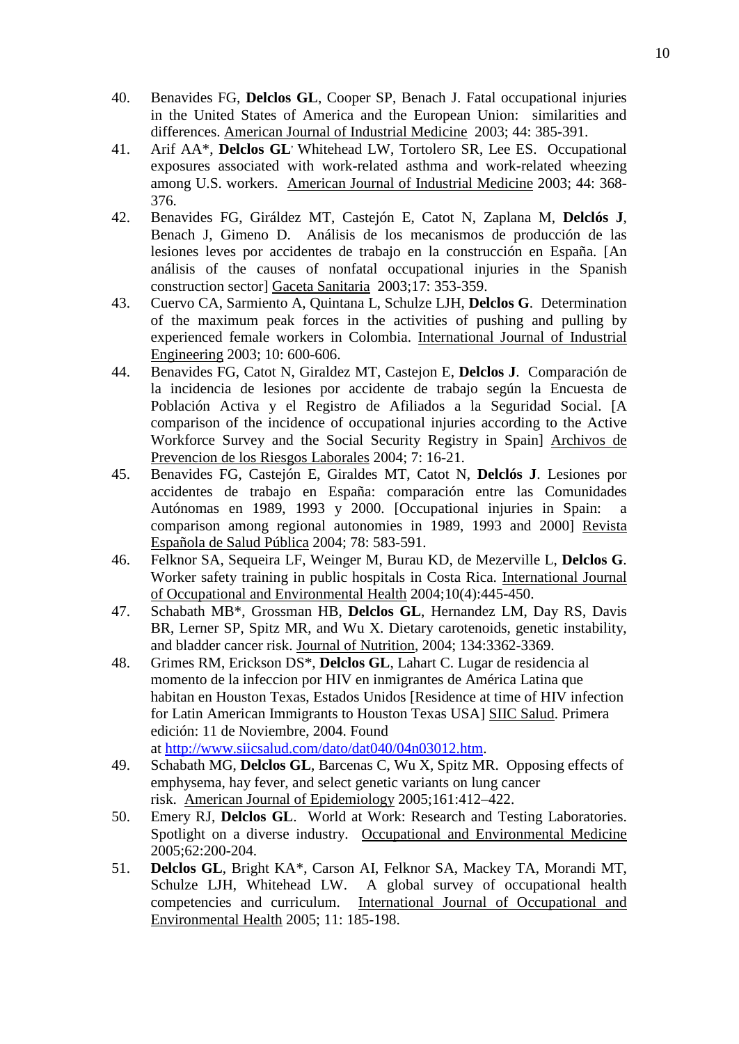40. Benavides FG, **Delclos GL**, Cooper SP, Benach J. Fatal occupational injuries in the United States of America and the European Union: similarities and differences. American Journal of Industrial Medicine 2003; 44: 385-391.
41. Arif AA*, **Delclos GL**, Whitehead LW, Tortolero SR, Lee ES. Occupational exposures associated with work-related asthma and work-related wheezing among U.S. workers. American Journal of Industrial Medicine 2003; 44: 368-376.
42. Benavides FG, Giráldez MT, Castejón E, Catot N, Zaplana M, **Delclós J**, Benach J, Gimeno D. Análisis de los mecanismos de producción de las lesiones leves por accidentes de trabajo en la construcción en España. [An análisis of the causes of nonfatal occupational injuries in the Spanish construction sector] Gaceta Sanitaria 2003;17: 353-359.
43. Cuervo CA, Sarmiento A, Quintana L, Schulze LJH, **Delclos G**. Determination of the maximum peak forces in the activities of pushing and pulling by experienced female workers in Colombia. International Journal of Industrial Engineering 2003; 10: 600-606.
44. Benavides FG, Catot N, Giraldez MT, Castejon E, **Delclos J**. Comparación de la incidencia de lesiones por accidente de trabajo según la Encuesta de Población Activa y el Registro de Afiliados a la Seguridad Social. [A comparison of the incidence of occupational injuries according to the Active Workforce Survey and the Social Security Registry in Spain] Archivos de Prevencion de los Riesgos Laborales 2004; 7: 16-21.
45. Benavides FG, Castejón E, Giraldes MT, Catot N, **Delclós J**. Lesiones por accidentes de trabajo en España: comparación entre las Comunidades Autónomas en 1989, 1993 y 2000. [Occupational injuries in Spain: a comparison among regional autonomies in 1989, 1993 and 2000] Revista Española de Salud Pública 2004; 78: 583-591.
46. Felknor SA, Sequeira LF, Weinger M, Burau KD, de Mezerville L, **Delclos G**. Worker safety training in public hospitals in Costa Rica. International Journal of Occupational and Environmental Health 2004;10(4):445-450.
47. Schabath MB*, Grossman HB, **Delclos GL**, Hernandez LM, Day RS, Davis BR, Lerner SP, Spitz MR, and Wu X. Dietary carotenoids, genetic instability, and bladder cancer risk. Journal of Nutrition, 2004; 134:3362-3369.
48. Grimes RM, Erickson DS*, **Delclos GL**, Lahart C. Lugar de residencia al momento de la infeccion por HIV en inmigrantes de América Latina que habitan en Houston Texas, Estados Unidos [Residence at time of HIV infection for Latin American Immigrants to Houston Texas USA] SIIC Salud. Primera edición: 11 de Noviembre, 2004. Found at http://www.siicsalud.com/dato/dat040/04n03012.htm.
49. Schabath MG, **Delclos GL**, Barcenas C, Wu X, Spitz MR. Opposing effects of emphysema, hay fever, and select genetic variants on lung cancer risk. American Journal of Epidemiology 2005;161:412–422.
50. Emery RJ, **Delclos GL**. World at Work: Research and Testing Laboratories. Spotlight on a diverse industry. Occupational and Environmental Medicine 2005;62:200-204.
51. **Delclos GL**, Bright KA*, Carson AI, Felknor SA, Mackey TA, Morandi MT, Schulze LJH, Whitehead LW. A global survey of occupational health competencies and curriculum. International Journal of Occupational and Environmental Health 2005; 11: 185-198.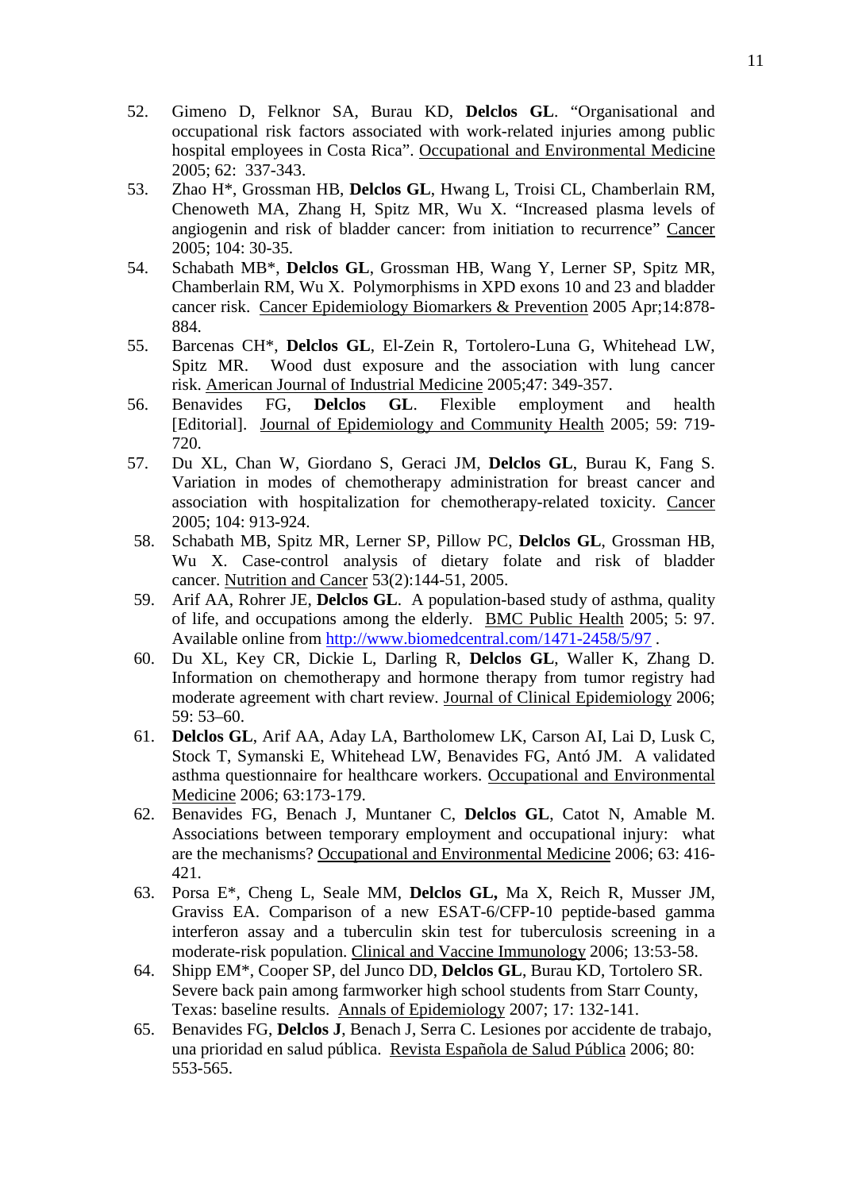52. Gimeno D, Felknor SA, Burau KD, **Delclos GL**. "Organisational and occupational risk factors associated with work-related injuries among public hospital employees in Costa Rica". Occupational and Environmental Medicine 2005; 62: 337-343.
53. Zhao H*, Grossman HB, **Delclos GL**, Hwang L, Troisi CL, Chamberlain RM, Chenoweth MA, Zhang H, Spitz MR, Wu X. "Increased plasma levels of angiogenin and risk of bladder cancer: from initiation to recurrence" Cancer 2005; 104: 30-35.
54. Schabath MB*, **Delclos GL**, Grossman HB, Wang Y, Lerner SP, Spitz MR, Chamberlain RM, Wu X. Polymorphisms in XPD exons 10 and 23 and bladder cancer risk. Cancer Epidemiology Biomarkers & Prevention 2005 Apr;14:878-884.
55. Barcenas CH*, **Delclos GL**, El-Zein R, Tortolero-Luna G, Whitehead LW, Spitz MR. Wood dust exposure and the association with lung cancer risk. American Journal of Industrial Medicine 2005;47: 349-357.
56. Benavides FG, **Delclos GL**. Flexible employment and health [Editorial]. Journal of Epidemiology and Community Health 2005; 59: 719-720.
57. Du XL, Chan W, Giordano S, Geraci JM, **Delclos GL**, Burau K, Fang S. Variation in modes of chemotherapy administration for breast cancer and association with hospitalization for chemotherapy-related toxicity. Cancer 2005; 104: 913-924.
58. Schabath MB, Spitz MR, Lerner SP, Pillow PC, **Delclos GL**, Grossman HB, Wu X. Case-control analysis of dietary folate and risk of bladder cancer. Nutrition and Cancer 53(2):144-51, 2005.
59. Arif AA, Rohrer JE, **Delclos GL**. A population-based study of asthma, quality of life, and occupations among the elderly. BMC Public Health 2005; 5: 97. Available online from http://www.biomedcentral.com/1471-2458/5/97 .
60. Du XL, Key CR, Dickie L, Darling R, **Delclos GL**, Waller K, Zhang D. Information on chemotherapy and hormone therapy from tumor registry had moderate agreement with chart review. Journal of Clinical Epidemiology 2006; 59: 53–60.
61. **Delclos GL**, Arif AA, Aday LA, Bartholomew LK, Carson AI, Lai D, Lusk C, Stock T, Symanski E, Whitehead LW, Benavides FG, Antó JM. A validated asthma questionnaire for healthcare workers. Occupational and Environmental Medicine 2006; 63:173-179.
62. Benavides FG, Benach J, Muntaner C, **Delclos GL**, Catot N, Amable M. Associations between temporary employment and occupational injury: what are the mechanisms? Occupational and Environmental Medicine 2006; 63: 416-421.
63. Porsa E*, Cheng L, Seale MM, **Delclos GL,** Ma X, Reich R, Musser JM, Graviss EA. Comparison of a new ESAT-6/CFP-10 peptide-based gamma interferon assay and a tuberculin skin test for tuberculosis screening in a moderate-risk population. Clinical and Vaccine Immunology 2006; 13:53-58.
64. Shipp EM*, Cooper SP, del Junco DD, **Delclos GL**, Burau KD, Tortolero SR. Severe back pain among farmworker high school students from Starr County, Texas: baseline results. Annals of Epidemiology 2007; 17: 132-141.
65. Benavides FG, **Delclos J**, Benach J, Serra C. Lesiones por accidente de trabajo, una prioridad en salud pública. Revista Española de Salud Pública 2006; 80: 553-565.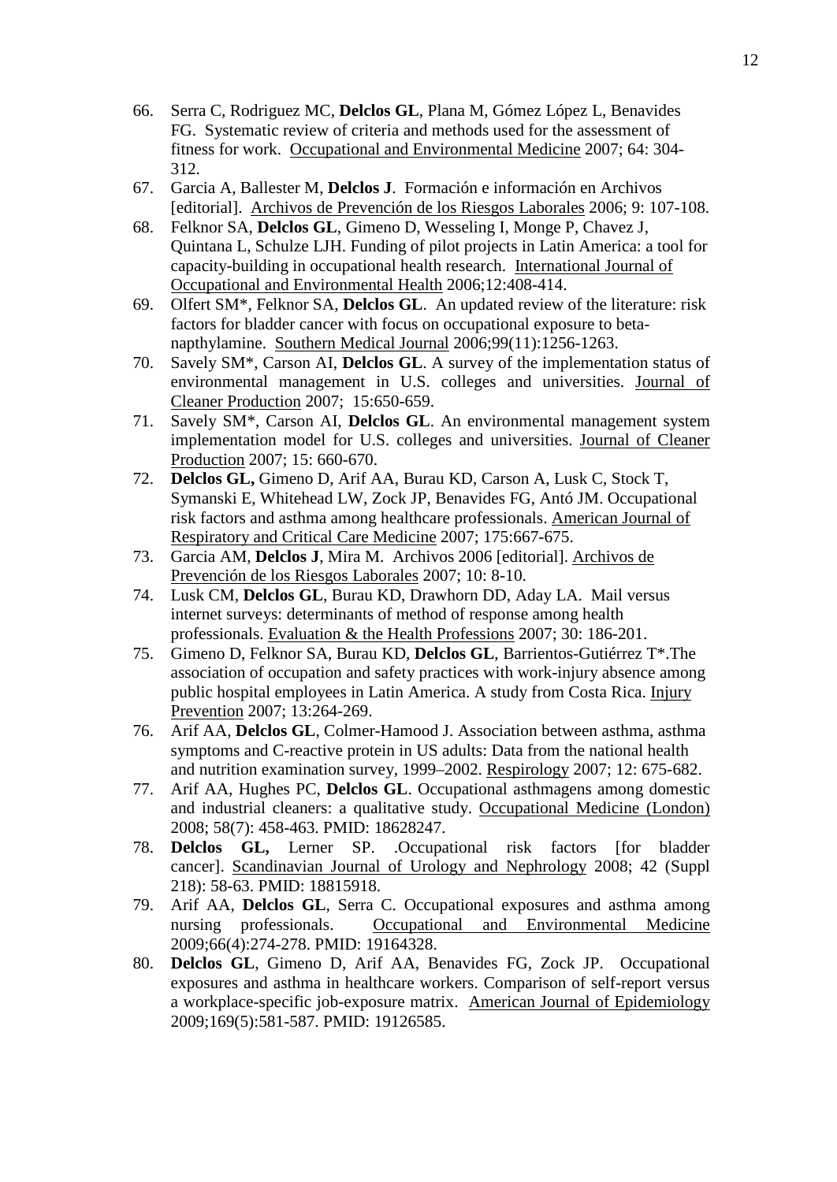66. Serra C, Rodriguez MC, **Delclos GL**, Plana M, Gómez López L, Benavides FG. Systematic review of criteria and methods used for the assessment of fitness for work. Occupational and Environmental Medicine 2007; 64: 304-312.
67. Garcia A, Ballester M, **Delclos J**. Formación e información en Archivos [editorial]. Archivos de Prevención de los Riesgos Laborales 2006; 9: 107-108.
68. Felknor SA, **Delclos GL**, Gimeno D, Wesseling I, Monge P, Chavez J, Quintana L, Schulze LJH. Funding of pilot projects in Latin America: a tool for capacity-building in occupational health research. International Journal of Occupational and Environmental Health 2006;12:408-414.
69. Olfert SM*, Felknor SA, **Delclos GL**. An updated review of the literature: risk factors for bladder cancer with focus on occupational exposure to beta-napthylamine. Southern Medical Journal 2006;99(11):1256-1263.
70. Savely SM*, Carson AI, **Delclos GL**. A survey of the implementation status of environmental management in U.S. colleges and universities. Journal of Cleaner Production 2007; 15:650-659.
71. Savely SM*, Carson AI, **Delclos GL**. An environmental management system implementation model for U.S. colleges and universities. Journal of Cleaner Production 2007; 15: 660-670.
72. **Delclos GL,** Gimeno D, Arif AA, Burau KD, Carson A, Lusk C, Stock T, Symanski E, Whitehead LW, Zock JP, Benavides FG, Antó JM. Occupational risk factors and asthma among healthcare professionals. American Journal of Respiratory and Critical Care Medicine 2007; 175:667-675.
73. Garcia AM, **Delclos J**, Mira M. Archivos 2006 [editorial]. Archivos de Prevención de los Riesgos Laborales 2007; 10: 8-10.
74. Lusk CM, **Delclos GL**, Burau KD, Drawhorn DD, Aday LA. Mail versus internet surveys: determinants of method of response among health professionals. Evaluation & the Health Professions 2007; 30: 186-201.
75. Gimeno D, Felknor SA, Burau KD, **Delclos GL**, Barrientos-Gutiérrez T*.The association of occupation and safety practices with work-injury absence among public hospital employees in Latin America. A study from Costa Rica. Injury Prevention 2007; 13:264-269.
76. Arif AA, **Delclos GL**, Colmer-Hamood J. Association between asthma, asthma symptoms and C-reactive protein in US adults: Data from the national health and nutrition examination survey, 1999–2002. Respirology 2007; 12: 675-682.
77. Arif AA, Hughes PC, **Delclos GL**. Occupational asthmagens among domestic and industrial cleaners: a qualitative study. Occupational Medicine (London) 2008; 58(7): 458-463. PMID: 18628247.
78. **Delclos GL,** Lerner SP. .Occupational risk factors [for bladder cancer]. Scandinavian Journal of Urology and Nephrology 2008; 42 (Suppl 218): 58-63. PMID: 18815918.
79. Arif AA, **Delclos GL**, Serra C. Occupational exposures and asthma among nursing professionals. Occupational and Environmental Medicine 2009;66(4):274-278. PMID: 19164328.
80. **Delclos GL**, Gimeno D, Arif AA, Benavides FG, Zock JP. Occupational exposures and asthma in healthcare workers. Comparison of self-report versus a workplace-specific job-exposure matrix. American Journal of Epidemiology 2009;169(5):581-587. PMID: 19126585.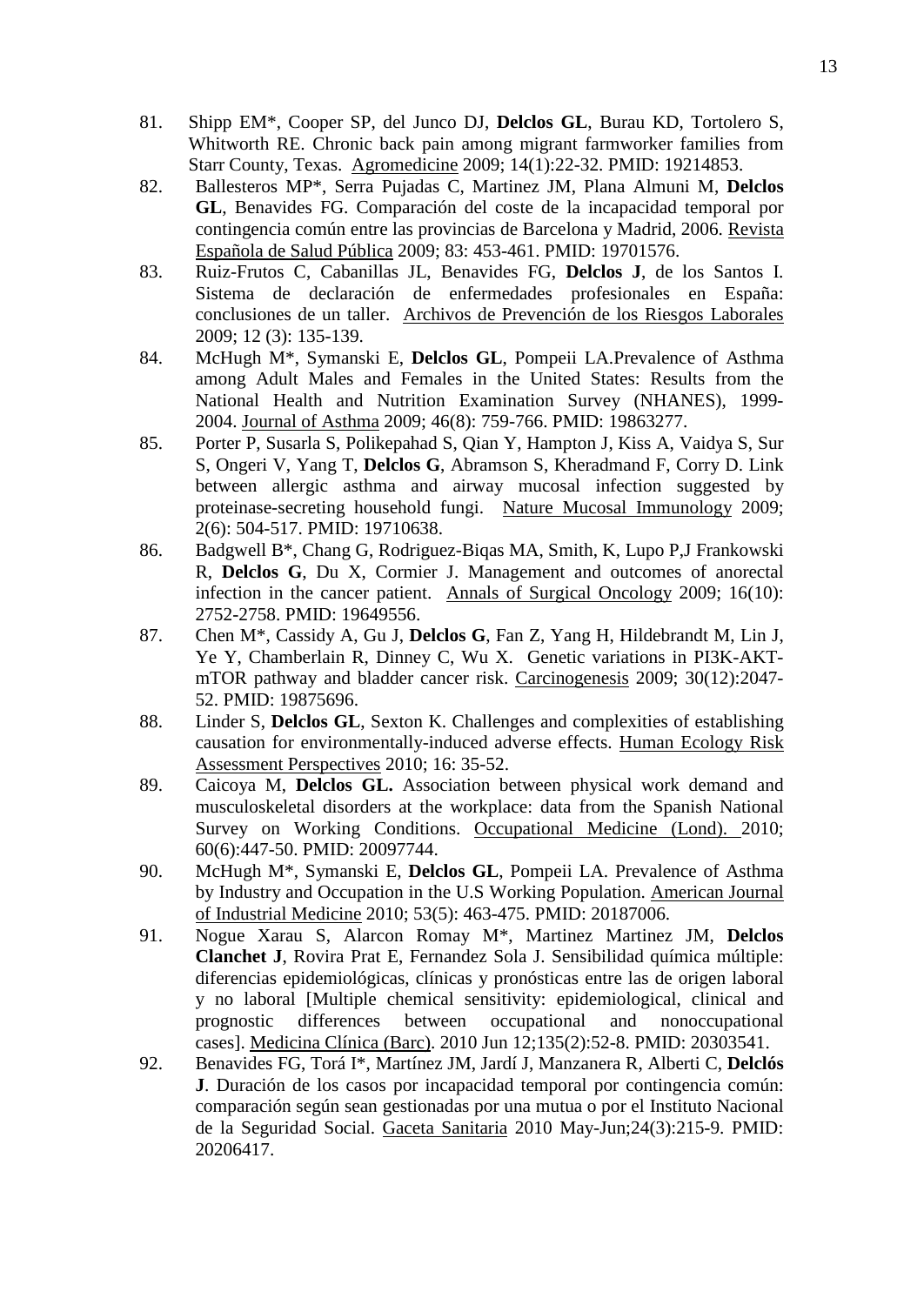81. Shipp EM*, Cooper SP, del Junco DJ, **Delclos GL**, Burau KD, Tortolero S, Whitworth RE. Chronic back pain among migrant farmworker families from Starr County, Texas. Agromedicine 2009; 14(1):22-32. PMID: 19214853.
82. Ballesteros MP*, Serra Pujadas C, Martinez JM, Plana Almuni M, **Delclos GL**, Benavides FG. Comparación del coste de la incapacidad temporal por contingencia común entre las provincias de Barcelona y Madrid, 2006. Revista Española de Salud Pública 2009; 83: 453-461. PMID: 19701576.
83. Ruiz-Frutos C, Cabanillas JL, Benavides FG, **Delclos J**, de los Santos I. Sistema de declaración de enfermedades profesionales en España: conclusiones de un taller. Archivos de Prevención de los Riesgos Laborales 2009; 12 (3): 135-139.
84. McHugh M*, Symanski E, **Delclos GL**, Pompeii LA.Prevalence of Asthma among Adult Males and Females in the United States: Results from the National Health and Nutrition Examination Survey (NHANES), 1999-2004. Journal of Asthma 2009; 46(8): 759-766. PMID: 19863277.
85. Porter P, Susarla S, Polikepahad S, Qian Y, Hampton J, Kiss A, Vaidya S, Sur S, Ongeri V, Yang T, **Delclos G**, Abramson S, Kheradmand F, Corry D. Link between allergic asthma and airway mucosal infection suggested by proteinase-secreting household fungi. Nature Mucosal Immunology 2009; 2(6): 504-517. PMID: 19710638.
86. Badgwell B*, Chang G, Rodriguez-Biqas MA, Smith, K, Lupo P,J Frankowski R, **Delclos G**, Du X, Cormier J. Management and outcomes of anorectal infection in the cancer patient. Annals of Surgical Oncology 2009; 16(10): 2752-2758. PMID: 19649556.
87. Chen M*, Cassidy A, Gu J, **Delclos G**, Fan Z, Yang H, Hildebrandt M, Lin J, Ye Y, Chamberlain R, Dinney C, Wu X. Genetic variations in PI3K-AKT-mTOR pathway and bladder cancer risk. Carcinogenesis 2009; 30(12):2047-52. PMID: 19875696.
88. Linder S, **Delclos GL**, Sexton K. Challenges and complexities of establishing causation for environmentally-induced adverse effects. Human Ecology Risk Assessment Perspectives 2010; 16: 35-52.
89. Caicoya M, **Delclos GL.** Association between physical work demand and musculoskeletal disorders at the workplace: data from the Spanish National Survey on Working Conditions. Occupational Medicine (Lond). 2010; 60(6):447-50. PMID: 20097744.
90. McHugh M*, Symanski E, **Delclos GL**, Pompeii LA. Prevalence of Asthma by Industry and Occupation in the U.S Working Population. American Journal of Industrial Medicine 2010; 53(5): 463-475. PMID: 20187006.
91. Nogue Xarau S, Alarcon Romay M*, Martinez Martinez JM, **Delclos Clanchet J**, Rovira Prat E, Fernandez Sola J. Sensibilidad química múltiple: diferencias epidemiológicas, clínicas y pronósticas entre las de origen laboral y no laboral [Multiple chemical sensitivity: epidemiological, clinical and prognostic differences between occupational and nonoccupational cases]. Medicina Clínica (Barc). 2010 Jun 12;135(2):52-8. PMID: 20303541.
92. Benavides FG, Torá I*, Martínez JM, Jardí J, Manzanera R, Alberti C, **Delclós J**. Duración de los casos por incapacidad temporal por contingencia común: comparación según sean gestionadas por una mutua o por el Instituto Nacional de la Seguridad Social. Gaceta Sanitaria 2010 May-Jun;24(3):215-9. PMID: 20206417.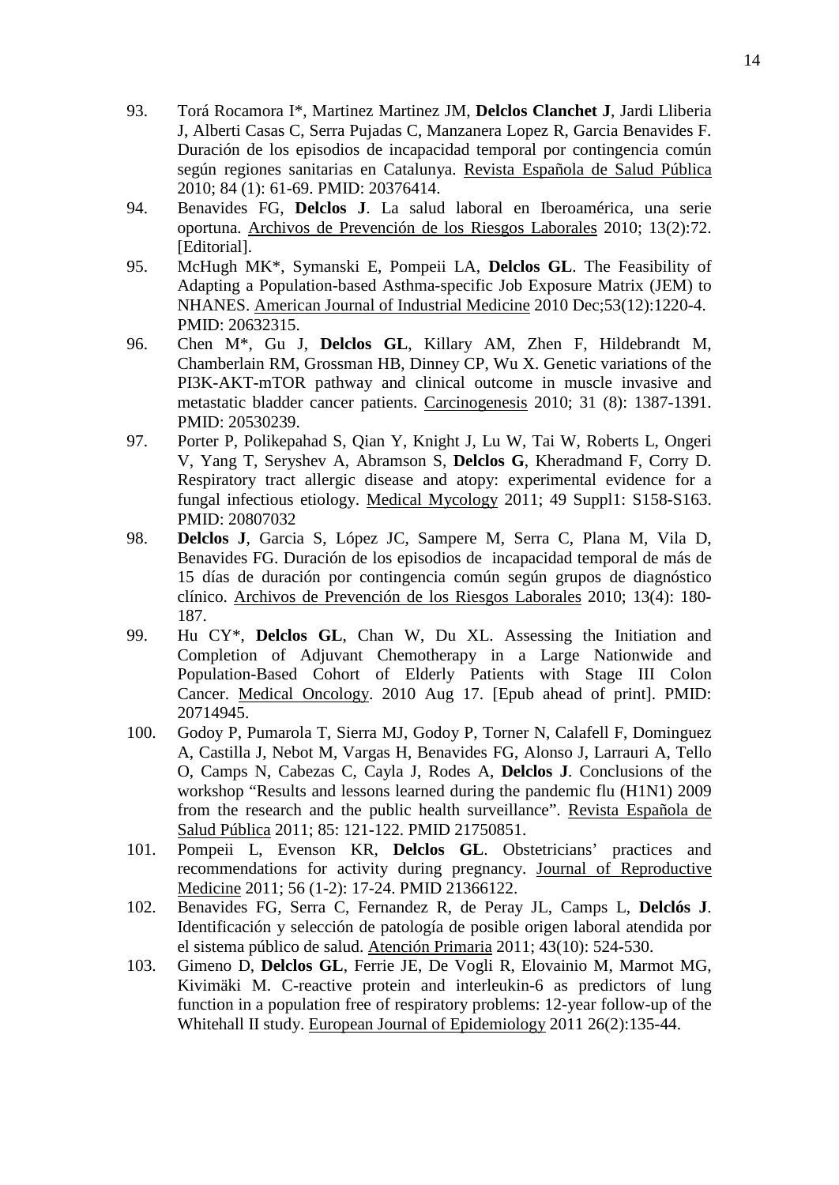93. Torá Rocamora I*, Martinez Martinez JM, **Delclos Clanchet J**, Jardi Lliberia J, Alberti Casas C, Serra Pujadas C, Manzanera Lopez R, Garcia Benavides F. Duración de los episodios de incapacidad temporal por contingencia común según regiones sanitarias en Catalunya. Revista Española de Salud Pública 2010; 84 (1): 61-69. PMID: 20376414.
94. Benavides FG, **Delclos J**. La salud laboral en Iberoamérica, una serie oportuna. Archivos de Prevención de los Riesgos Laborales 2010; 13(2):72. [Editorial].
95. McHugh MK*, Symanski E, Pompeii LA, **Delclos GL**. The Feasibility of Adapting a Population-based Asthma-specific Job Exposure Matrix (JEM) to NHANES. American Journal of Industrial Medicine 2010 Dec;53(12):1220-4. PMID: 20632315.
96. Chen M*, Gu J, **Delclos GL**, Killary AM, Zhen F, Hildebrandt M, Chamberlain RM, Grossman HB, Dinney CP, Wu X. Genetic variations of the PI3K-AKT-mTOR pathway and clinical outcome in muscle invasive and metastatic bladder cancer patients. Carcinogenesis 2010; 31 (8): 1387-1391. PMID: 20530239.
97. Porter P, Polikepahad S, Qian Y, Knight J, Lu W, Tai W, Roberts L, Ongeri V, Yang T, Seryshev A, Abramson S, **Delclos G**, Kheradmand F, Corry D. Respiratory tract allergic disease and atopy: experimental evidence for a fungal infectious etiology. Medical Mycology 2011; 49 Suppl1: S158-S163. PMID: 20807032
98. **Delclos J**, Garcia S, López JC, Sampere M, Serra C, Plana M, Vila D, Benavides FG. Duración de los episodios de incapacidad temporal de más de 15 días de duración por contingencia común según grupos de diagnóstico clínico. Archivos de Prevención de los Riesgos Laborales 2010; 13(4): 180-187.
99. Hu CY*, **Delclos GL**, Chan W, Du XL. Assessing the Initiation and Completion of Adjuvant Chemotherapy in a Large Nationwide and Population-Based Cohort of Elderly Patients with Stage III Colon Cancer. Medical Oncology. 2010 Aug 17. [Epub ahead of print]. PMID: 20714945.
100. Godoy P, Pumarola T, Sierra MJ, Godoy P, Torner N, Calafell F, Dominguez A, Castilla J, Nebot M, Vargas H, Benavides FG, Alonso J, Larrauri A, Tello O, Camps N, Cabezas C, Cayla J, Rodes A, **Delclos J**. Conclusions of the workshop "Results and lessons learned during the pandemic flu (H1N1) 2009 from the research and the public health surveillance". Revista Española de Salud Pública 2011; 85: 121-122. PMID 21750851.
101. Pompeii L, Evenson KR, **Delclos GL**. Obstetricians' practices and recommendations for activity during pregnancy. Journal of Reproductive Medicine 2011; 56 (1-2): 17-24. PMID 21366122.
102. Benavides FG, Serra C, Fernandez R, de Peray JL, Camps L, **Delclós J**. Identificación y selección de patología de posible origen laboral atendida por el sistema público de salud. Atención Primaria 2011; 43(10): 524-530.
103. Gimeno D, **Delclos GL**, Ferrie JE, De Vogli R, Elovainio M, Marmot MG, Kivimäki M. C-reactive protein and interleukin-6 as predictors of lung function in a population free of respiratory problems: 12-year follow-up of the Whitehall II study. European Journal of Epidemiology 2011 26(2):135-44.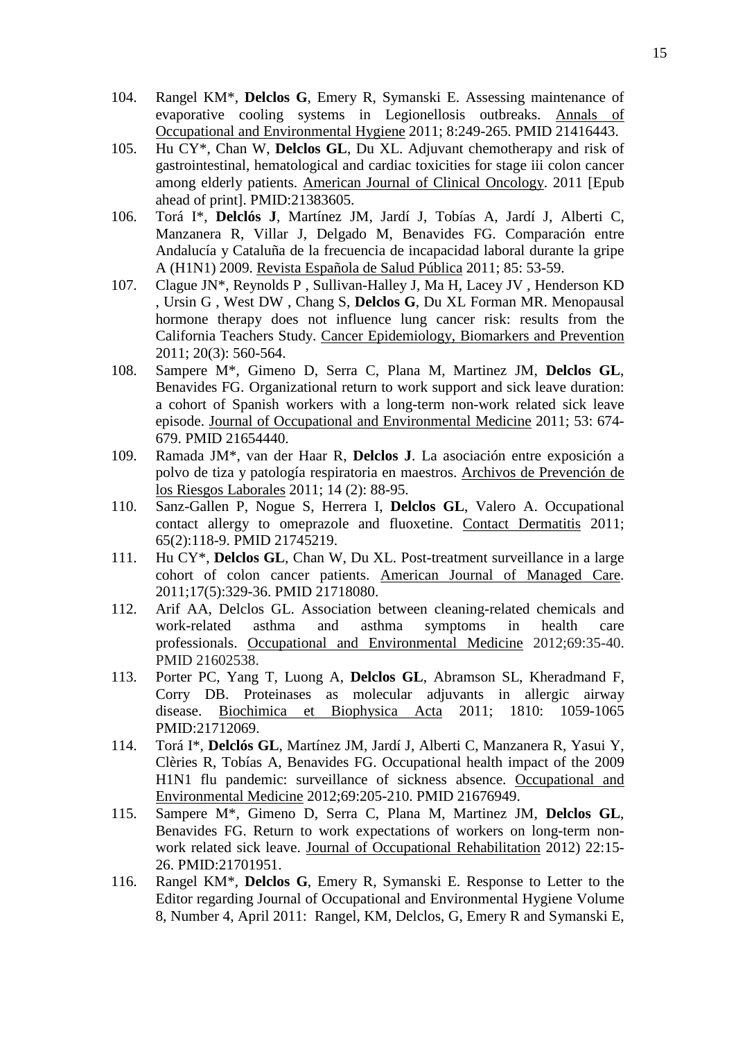104. Rangel KM*, **Delclos G**, Emery R, Symanski E. Assessing maintenance of evaporative cooling systems in Legionellosis outbreaks. Annals of Occupational and Environmental Hygiene 2011; 8:249-265. PMID 21416443.

105. Hu CY*, Chan W, **Delclos GL**, Du XL. Adjuvant chemotherapy and risk of gastrointestinal, hematological and cardiac toxicities for stage iii colon cancer among elderly patients. American Journal of Clinical Oncology. 2011 [Epub ahead of print]. PMID:21383605.

106. Torá I*, **Delclós J**, Martínez JM, Jardí J, Tobías A, Jardí J, Alberti C, Manzanera R, Villar J, Delgado M, Benavides FG. Comparación entre Andalucía y Cataluña de la frecuencia de incapacidad laboral durante la gripe A (H1N1) 2009. Revista Española de Salud Pública 2011; 85: 53-59.

107. Clague JN*, Reynolds P , Sullivan-Halley J, Ma H, Lacey JV , Henderson KD , Ursin G , West DW , Chang S, **Delclos G**, Du XL Forman MR. Menopausal hormone therapy does not influence lung cancer risk: results from the California Teachers Study. Cancer Epidemiology, Biomarkers and Prevention 2011; 20(3): 560-564.

108. Sampere M*, Gimeno D, Serra C, Plana M, Martinez JM, **Delclos GL**, Benavides FG. Organizational return to work support and sick leave duration: a cohort of Spanish workers with a long-term non-work related sick leave episode. Journal of Occupational and Environmental Medicine 2011; 53: 674-679. PMID 21654440.

109. Ramada JM*, van der Haar R, **Delclos J**. La asociación entre exposición a polvo de tiza y patología respiratoria en maestros. Archivos de Prevención de los Riesgos Laborales 2011; 14 (2): 88-95.

110. Sanz-Gallen P, Nogue S, Herrera I, **Delclos GL**, Valero A. Occupational contact allergy to omeprazole and fluoxetine. Contact Dermatitis 2011; 65(2):118-9. PMID 21745219.

111. Hu CY*, **Delclos GL**, Chan W, Du XL. Post-treatment surveillance in a large cohort of colon cancer patients. American Journal of Managed Care. 2011;17(5):329-36. PMID 21718080.

112. Arif AA, Delclos GL. Association between cleaning-related chemicals and work-related asthma and asthma symptoms in health care professionals. Occupational and Environmental Medicine 2012;69:35-40. PMID 21602538.

113. Porter PC, Yang T, Luong A, **Delclos GL**, Abramson SL, Kheradmand F, Corry DB. Proteinases as molecular adjuvants in allergic airway disease. Biochimica et Biophysica Acta 2011; 1810: 1059-1065 PMID:21712069.

114. Torá I*, **Delclós GL**, Martínez JM, Jardí J, Alberti C, Manzanera R, Yasui Y, Clèries R, Tobías A, Benavides FG. Occupational health impact of the 2009 H1N1 flu pandemic: surveillance of sickness absence. Occupational and Environmental Medicine 2012;69:205-210. PMID 21676949.

115. Sampere M*, Gimeno D, Serra C, Plana M, Martinez JM, **Delclos GL**, Benavides FG. Return to work expectations of workers on long-term non-work related sick leave. Journal of Occupational Rehabilitation 2012) 22:15-26. PMID:21701951.

116. Rangel KM*, **Delclos G**, Emery R, Symanski E. Response to Letter to the Editor regarding Journal of Occupational and Environmental Hygiene Volume 8, Number 4, April 2011: Rangel, KM, Delclos, G, Emery R and Symanski E,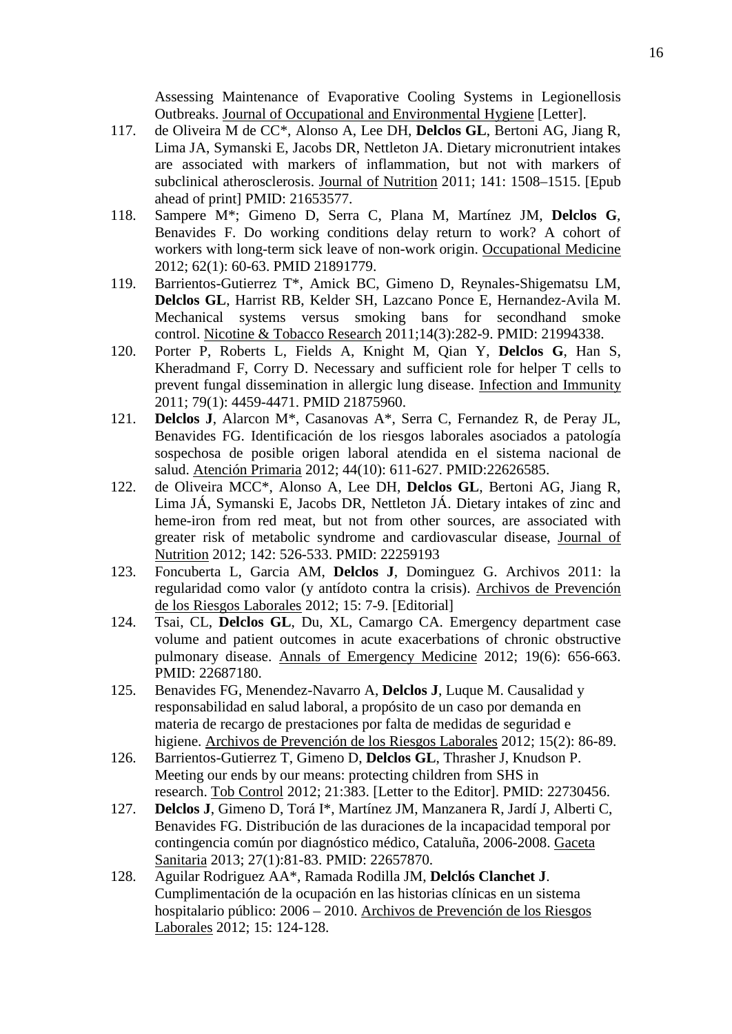Assessing Maintenance of Evaporative Cooling Systems in Legionellosis Outbreaks. Journal of Occupational and Environmental Hygiene [Letter].

117. de Oliveira M de CC*, Alonso A, Lee DH, **Delclos GL**, Bertoni AG, Jiang R, Lima JA, Symanski E, Jacobs DR, Nettleton JA. Dietary micronutrient intakes are associated with markers of inflammation, but not with markers of subclinical atherosclerosis. Journal of Nutrition 2011; 141: 1508–1515. [Epub ahead of print] PMID: 21653577.
118. Sampere M*; Gimeno D, Serra C, Plana M, Martínez JM, **Delclos G**, Benavides F. Do working conditions delay return to work? A cohort of workers with long-term sick leave of non-work origin. Occupational Medicine 2012; 62(1): 60-63. PMID 21891779.
119. Barrientos-Gutierrez T*, Amick BC, Gimeno D, Reynales-Shigematsu LM, **Delclos GL**, Harrist RB, Kelder SH, Lazcano Ponce E, Hernandez-Avila M. Mechanical systems versus smoking bans for secondhand smoke control. Nicotine & Tobacco Research 2011;14(3):282-9. PMID: 21994338.
120. Porter P, Roberts L, Fields A, Knight M, Qian Y, **Delclos G**, Han S, Kheradmand F, Corry D. Necessary and sufficient role for helper T cells to prevent fungal dissemination in allergic lung disease. Infection and Immunity 2011; 79(1): 4459-4471. PMID 21875960.
121. **Delclos J**, Alarcon M*, Casanovas A*, Serra C, Fernandez R, de Peray JL, Benavides FG. Identificación de los riesgos laborales asociados a patología sospechosa de posible origen laboral atendida en el sistema nacional de salud. Atención Primaria 2012; 44(10): 611-627. PMID:22626585.
122. de Oliveira MCC*, Alonso A, Lee DH, **Delclos GL**, Bertoni AG, Jiang R, Lima JÁ, Symanski E, Jacobs DR, Nettleton JÁ. Dietary intakes of zinc and heme-iron from red meat, but not from other sources, are associated with greater risk of metabolic syndrome and cardiovascular disease, Journal of Nutrition 2012; 142: 526-533. PMID: 22259193
123. Foncuberta L, Garcia AM, **Delclos J**, Dominguez G. Archivos 2011: la regularidad como valor (y antídoto contra la crisis). Archivos de Prevención de los Riesgos Laborales 2012; 15: 7-9. [Editorial]
124. Tsai, CL, **Delclos GL**, Du, XL, Camargo CA. Emergency department case volume and patient outcomes in acute exacerbations of chronic obstructive pulmonary disease. Annals of Emergency Medicine 2012; 19(6): 656-663. PMID: 22687180.
125. Benavides FG, Menendez-Navarro A, **Delclos J**, Luque M. Causalidad y responsabilidad en salud laboral, a propósito de un caso por demanda en materia de recargo de prestaciones por falta de medidas de seguridad e higiene. Archivos de Prevención de los Riesgos Laborales 2012; 15(2): 86-89.
126. Barrientos-Gutierrez T, Gimeno D, **Delclos GL**, Thrasher J, Knudson P. Meeting our ends by our means: protecting children from SHS in research. Tob Control 2012; 21:383. [Letter to the Editor]. PMID: 22730456.
127. **Delclos J**, Gimeno D, Torá I*, Martínez JM, Manzanera R, Jardí J, Alberti C, Benavides FG. Distribución de las duraciones de la incapacidad temporal por contingencia común por diagnóstico médico, Cataluña, 2006-2008. Gaceta Sanitaria 2013; 27(1):81-83. PMID: 22657870.
128. Aguilar Rodriguez AA*, Ramada Rodilla JM, **Delclós Clanchet J**. Cumplimentación de la ocupación en las historias clínicas en un sistema hospitalario público: 2006 – 2010. Archivos de Prevención de los Riesgos Laborales 2012; 15: 124-128.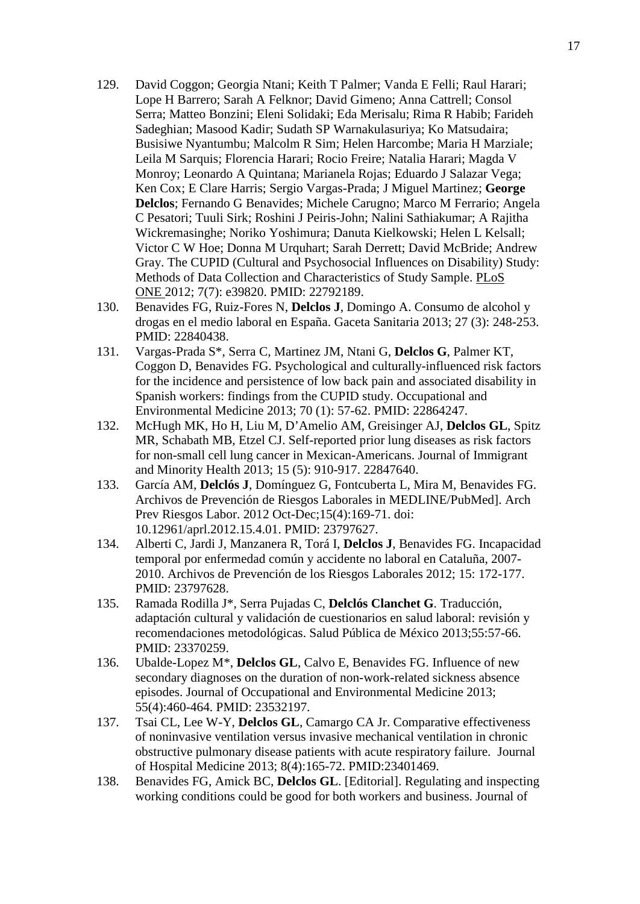129. David Coggon; Georgia Ntani; Keith T Palmer; Vanda E Felli; Raul Harari; Lope H Barrero; Sarah A Felknor; David Gimeno; Anna Cattrell; Consol Serra; Matteo Bonzini; Eleni Solidaki; Eda Merisalu; Rima R Habib; Farideh Sadeghian; Masood Kadir; Sudath SP Warnakulasuriya; Ko Matsudaira; Busisiwe Nyantumbu; Malcolm R Sim; Helen Harcombe; Maria H Marziale; Leila M Sarquis; Florencia Harari; Rocio Freire; Natalia Harari; Magda V Monroy; Leonardo A Quintana; Marianela Rojas; Eduardo J Salazar Vega; Ken Cox; E Clare Harris; Sergio Vargas-Prada; J Miguel Martinez; **George Delclos**; Fernando G Benavides; Michele Carugno; Marco M Ferrario; Angela C Pesatori; Tuuli Sirk; Roshini J Peiris-John; Nalini Sathiakumar; A Rajitha Wickremasinghe; Noriko Yoshimura; Danuta Kielkowski; Helen L Kelsall; Victor C W Hoe; Donna M Urquhart; Sarah Derrett; David McBride; Andrew Gray. The CUPID (Cultural and Psychosocial Influences on Disability) Study: Methods of Data Collection and Characteristics of Study Sample. PLoS ONE 2012; 7(7): e39820. PMID: 22792189.
130. Benavides FG, Ruiz-Fores N, **Delclos J**, Domingo A. Consumo de alcohol y drogas en el medio laboral en España. Gaceta Sanitaria 2013; 27 (3): 248-253. PMID: 22840438.
131. Vargas-Prada S*, Serra C, Martinez JM, Ntani G, **Delclos G**, Palmer KT, Coggon D, Benavides FG. Psychological and culturally-influenced risk factors for the incidence and persistence of low back pain and associated disability in Spanish workers: findings from the CUPID study. Occupational and Environmental Medicine 2013; 70 (1): 57-62. PMID: 22864247.
132. McHugh MK, Ho H, Liu M, D'Amelio AM, Greisinger AJ, **Delclos GL**, Spitz MR, Schabath MB, Etzel CJ. Self-reported prior lung diseases as risk factors for non-small cell lung cancer in Mexican-Americans. Journal of Immigrant and Minority Health 2013; 15 (5): 910-917. 22847640.
133. García AM, **Delclós J**, Domínguez G, Fontcuberta L, Mira M, Benavides FG. Archivos de Prevención de Riesgos Laborales in MEDLINE/PubMed]. Arch Prev Riesgos Labor. 2012 Oct-Dec;15(4):169-71. doi: 10.12961/aprl.2012.15.4.01. PMID: 23797627.
134. Alberti C, Jardi J, Manzanera R, Torá I, **Delclos J**, Benavides FG. Incapacidad temporal por enfermedad común y accidente no laboral en Cataluña, 2007-2010. Archivos de Prevención de los Riesgos Laborales 2012; 15: 172-177. PMID: 23797628.
135. Ramada Rodilla J*, Serra Pujadas C, **Delclós Clanchet G**. Traducción, adaptación cultural y validación de cuestionarios en salud laboral: revisión y recomendaciones metodológicas. Salud Pública de México 2013;55:57-66. PMID: 23370259.
136. Ubalde-Lopez M*, **Delclos GL**, Calvo E, Benavides FG. Influence of new secondary diagnoses on the duration of non-work-related sickness absence episodes. Journal of Occupational and Environmental Medicine 2013; 55(4):460-464. PMID: 23532197.
137. Tsai CL, Lee W-Y, **Delclos GL**, Camargo CA Jr. Comparative effectiveness of noninvasive ventilation versus invasive mechanical ventilation in chronic obstructive pulmonary disease patients with acute respiratory failure. Journal of Hospital Medicine 2013; 8(4):165-72. PMID:23401469.
138. Benavides FG, Amick BC, **Delclos GL**. [Editorial]. Regulating and inspecting working conditions could be good for both workers and business. Journal of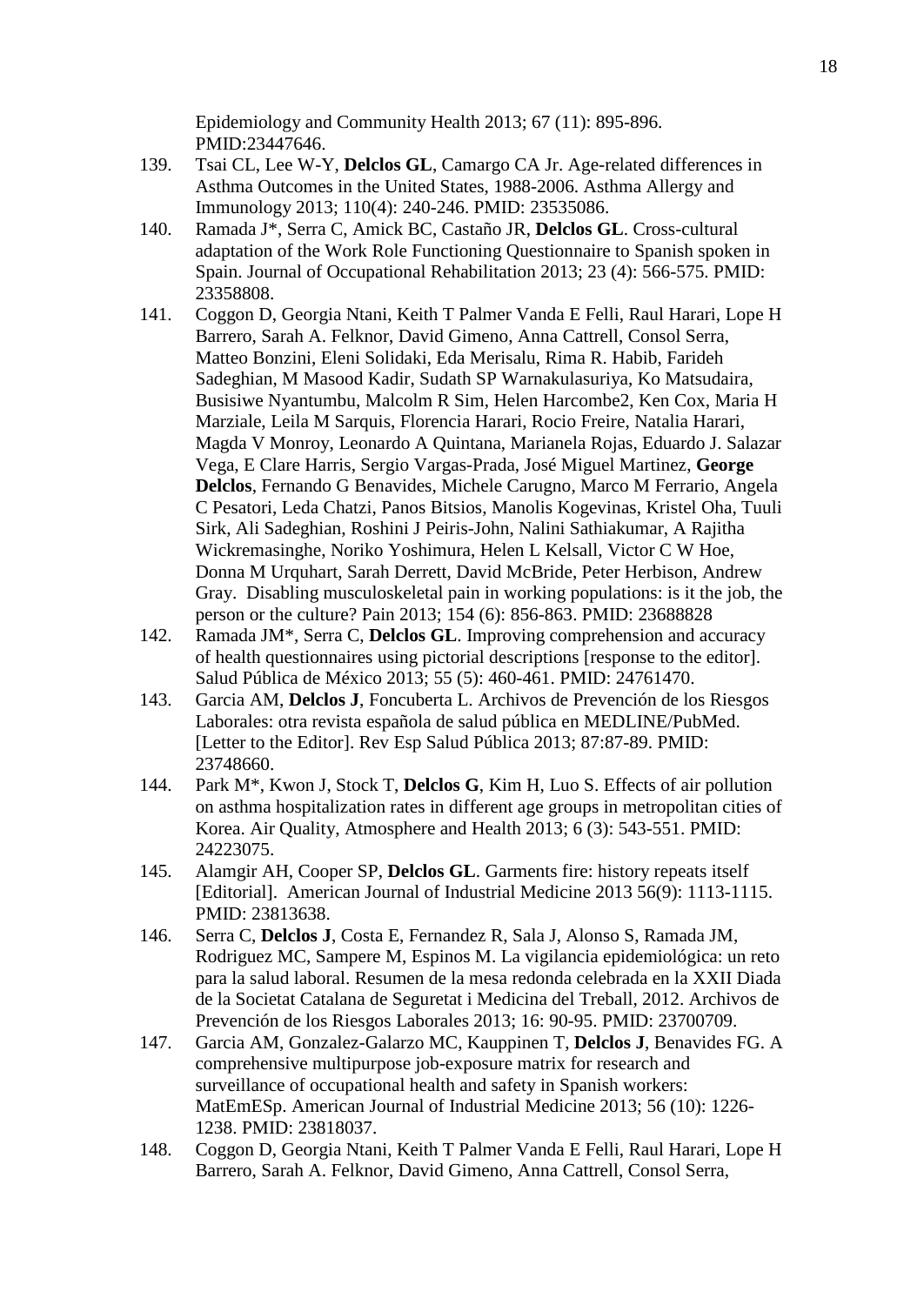Epidemiology and Community Health 2013; 67 (11): 895-896. PMID:23447646.

139. Tsai CL, Lee W-Y, **Delclos GL**, Camargo CA Jr. Age-related differences in Asthma Outcomes in the United States, 1988-2006. Asthma Allergy and Immunology 2013; 110(4): 240-246. PMID: 23535086.
140. Ramada J*, Serra C, Amick BC, Castaño JR, **Delclos GL**. Cross-cultural adaptation of the Work Role Functioning Questionnaire to Spanish spoken in Spain. Journal of Occupational Rehabilitation 2013; 23 (4): 566-575. PMID: 23358808.
141. Coggon D, Georgia Ntani, Keith T Palmer Vanda E Felli, Raul Harari, Lope H Barrero, Sarah A. Felknor, David Gimeno, Anna Cattrell, Consol Serra, Matteo Bonzini, Eleni Solidaki, Eda Merisalu, Rima R. Habib, Farideh Sadeghian, M Masood Kadir, Sudath SP Warnakulasuriya, Ko Matsudaira, Busisiwe Nyantumbu, Malcolm R Sim, Helen Harcombe2, Ken Cox, Maria H Marziale, Leila M Sarquis, Florencia Harari, Rocio Freire, Natalia Harari, Magda V Monroy, Leonardo A Quintana, Marianela Rojas, Eduardo J. Salazar Vega, E Clare Harris, Sergio Vargas-Prada, José Miguel Martinez, **George Delclos**, Fernando G Benavides, Michele Carugno, Marco M Ferrario, Angela C Pesatori, Leda Chatzi, Panos Bitsios, Manolis Kogevinas, Kristel Oha, Tuuli Sirk, Ali Sadeghian, Roshini J Peiris-John, Nalini Sathiakumar, A Rajitha Wickremasinghe, Noriko Yoshimura, Helen L Kelsall, Victor C W Hoe, Donna M Urquhart, Sarah Derrett, David McBride, Peter Herbison, Andrew Gray. Disabling musculoskeletal pain in working populations: is it the job, the person or the culture? Pain 2013; 154 (6): 856-863. PMID: 23688828
142. Ramada JM*, Serra C, **Delclos GL**. Improving comprehension and accuracy of health questionnaires using pictorial descriptions [response to the editor]. Salud Pública de México 2013; 55 (5): 460-461. PMID: 24761470.
143. Garcia AM, **Delclos J**, Foncuberta L. Archivos de Prevención de los Riesgos Laborales: otra revista española de salud pública en MEDLINE/PubMed. [Letter to the Editor]. Rev Esp Salud Pública 2013; 87:87-89. PMID: 23748660.
144. Park M*, Kwon J, Stock T, **Delclos G**, Kim H, Luo S. Effects of air pollution on asthma hospitalization rates in different age groups in metropolitan cities of Korea. Air Quality, Atmosphere and Health 2013; 6 (3): 543-551. PMID: 24223075.
145. Alamgir AH, Cooper SP, **Delclos GL**. Garments fire: history repeats itself [Editorial]. American Journal of Industrial Medicine 2013 56(9): 1113-1115. PMID: 23813638.
146. Serra C, **Delclos J**, Costa E, Fernandez R, Sala J, Alonso S, Ramada JM, Rodriguez MC, Sampere M, Espinos M. La vigilancia epidemiológica: un reto para la salud laboral. Resumen de la mesa redonda celebrada en la XXII Diada de la Societat Catalana de Seguretat i Medicina del Treball, 2012. Archivos de Prevención de los Riesgos Laborales 2013; 16: 90-95. PMID: 23700709.
147. Garcia AM, Gonzalez-Galarzo MC, Kauppinen T, **Delclos J**, Benavides FG. A comprehensive multipurpose job-exposure matrix for research and surveillance of occupational health and safety in Spanish workers: MatEmESp. American Journal of Industrial Medicine 2013; 56 (10): 1226-1238. PMID: 23818037.
148. Coggon D, Georgia Ntani, Keith T Palmer Vanda E Felli, Raul Harari, Lope H Barrero, Sarah A. Felknor, David Gimeno, Anna Cattrell, Consol Serra,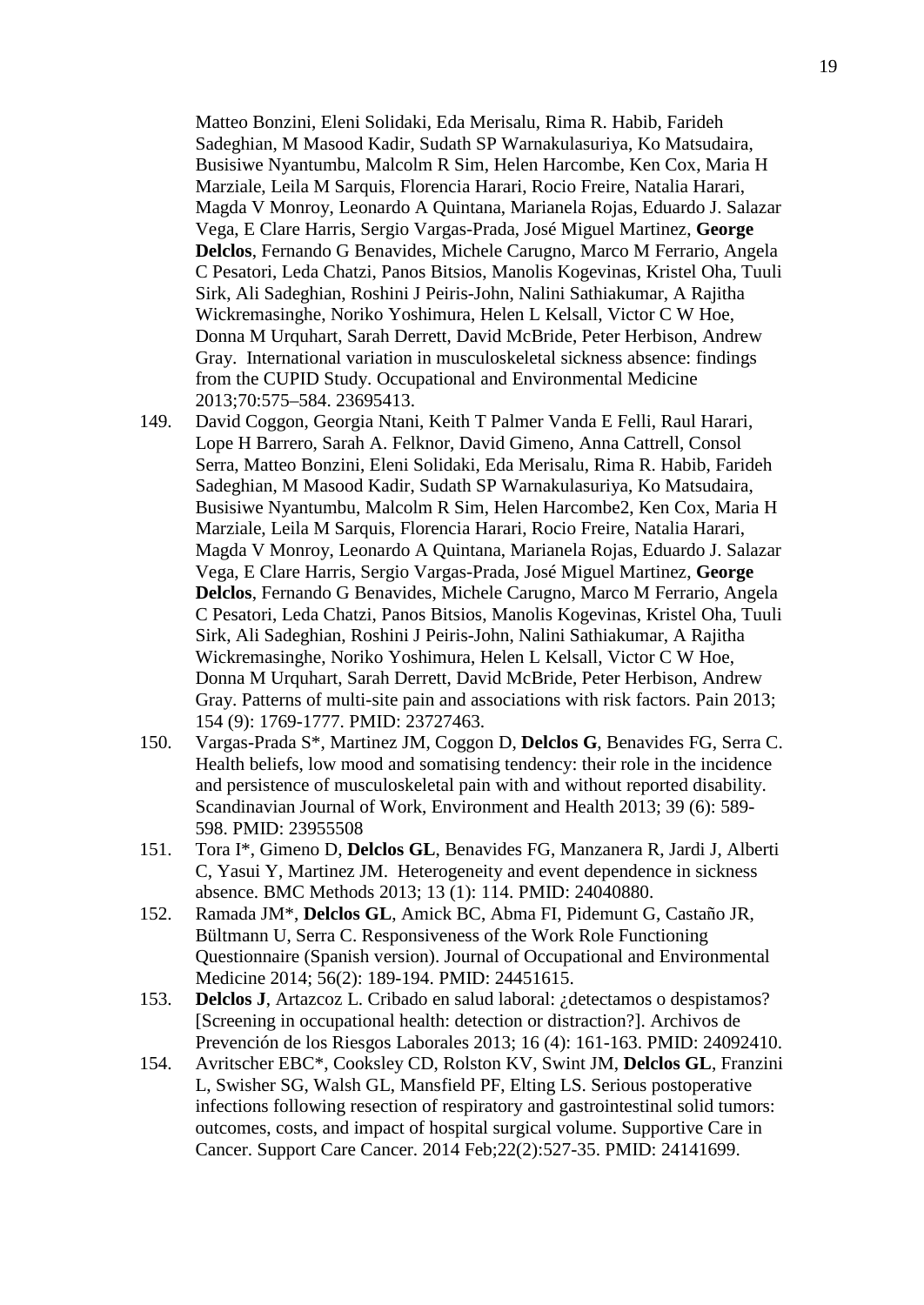Matteo Bonzini, Eleni Solidaki, Eda Merisalu, Rima R. Habib, Farideh Sadeghian, M Masood Kadir, Sudath SP Warnakulasuriya, Ko Matsudaira, Busisiwe Nyantumbu, Malcolm R Sim, Helen Harcombe, Ken Cox, Maria H Marziale, Leila M Sarquis, Florencia Harari, Rocio Freire, Natalia Harari, Magda V Monroy, Leonardo A Quintana, Marianela Rojas, Eduardo J. Salazar Vega, E Clare Harris, Sergio Vargas-Prada, José Miguel Martinez, **George Delclos**, Fernando G Benavides, Michele Carugno, Marco M Ferrario, Angela C Pesatori, Leda Chatzi, Panos Bitsios, Manolis Kogevinas, Kristel Oha, Tuuli Sirk, Ali Sadeghian, Roshini J Peiris-John, Nalini Sathiakumar, A Rajitha Wickremasinghe, Noriko Yoshimura, Helen L Kelsall, Victor C W Hoe, Donna M Urquhart, Sarah Derrett, David McBride, Peter Herbison, Andrew Gray. International variation in musculoskeletal sickness absence: findings from the CUPID Study. Occupational and Environmental Medicine 2013;70:575–584. 23695413.

149. David Coggon, Georgia Ntani, Keith T Palmer Vanda E Felli, Raul Harari, Lope H Barrero, Sarah A. Felknor, David Gimeno, Anna Cattrell, Consol Serra, Matteo Bonzini, Eleni Solidaki, Eda Merisalu, Rima R. Habib, Farideh Sadeghian, M Masood Kadir, Sudath SP Warnakulasuriya, Ko Matsudaira, Busisiwe Nyantumbu, Malcolm R Sim, Helen Harcombe2, Ken Cox, Maria H Marziale, Leila M Sarquis, Florencia Harari, Rocio Freire, Natalia Harari, Magda V Monroy, Leonardo A Quintana, Marianela Rojas, Eduardo J. Salazar Vega, E Clare Harris, Sergio Vargas-Prada, José Miguel Martinez, **George Delclos**, Fernando G Benavides, Michele Carugno, Marco M Ferrario, Angela C Pesatori, Leda Chatzi, Panos Bitsios, Manolis Kogevinas, Kristel Oha, Tuuli Sirk, Ali Sadeghian, Roshini J Peiris-John, Nalini Sathiakumar, A Rajitha Wickremasinghe, Noriko Yoshimura, Helen L Kelsall, Victor C W Hoe, Donna M Urquhart, Sarah Derrett, David McBride, Peter Herbison, Andrew Gray. Patterns of multi-site pain and associations with risk factors. Pain 2013; 154 (9): 1769-1777. PMID: 23727463.

150. Vargas-Prada S*, Martinez JM, Coggon D, **Delclos G**, Benavides FG, Serra C. Health beliefs, low mood and somatising tendency: their role in the incidence and persistence of musculoskeletal pain with and without reported disability. Scandinavian Journal of Work, Environment and Health 2013; 39 (6): 589-598. PMID: 23955508

151. Tora I*, Gimeno D, **Delclos GL**, Benavides FG, Manzanera R, Jardi J, Alberti C, Yasui Y, Martinez JM. Heterogeneity and event dependence in sickness absence. BMC Methods 2013; 13 (1): 114. PMID: 24040880.

152. Ramada JM*, **Delclos GL**, Amick BC, Abma FI, Pidemunt G, Castaño JR, Bültmann U, Serra C. Responsiveness of the Work Role Functioning Questionnaire (Spanish version). Journal of Occupational and Environmental Medicine 2014; 56(2): 189-194. PMID: 24451615.

153. **Delclos J**, Artazcoz L. Cribado en salud laboral: ¿detectamos o despistamos? [Screening in occupational health: detection or distraction?]. Archivos de Prevención de los Riesgos Laborales 2013; 16 (4): 161-163. PMID: 24092410.

154. Avritscher EBC*, Cooksley CD, Rolston KV, Swint JM, **Delclos GL**, Franzini L, Swisher SG, Walsh GL, Mansfield PF, Elting LS. Serious postoperative infections following resection of respiratory and gastrointestinal solid tumors: outcomes, costs, and impact of hospital surgical volume. Supportive Care in Cancer. Support Care Cancer. 2014 Feb;22(2):527-35. PMID: 24141699.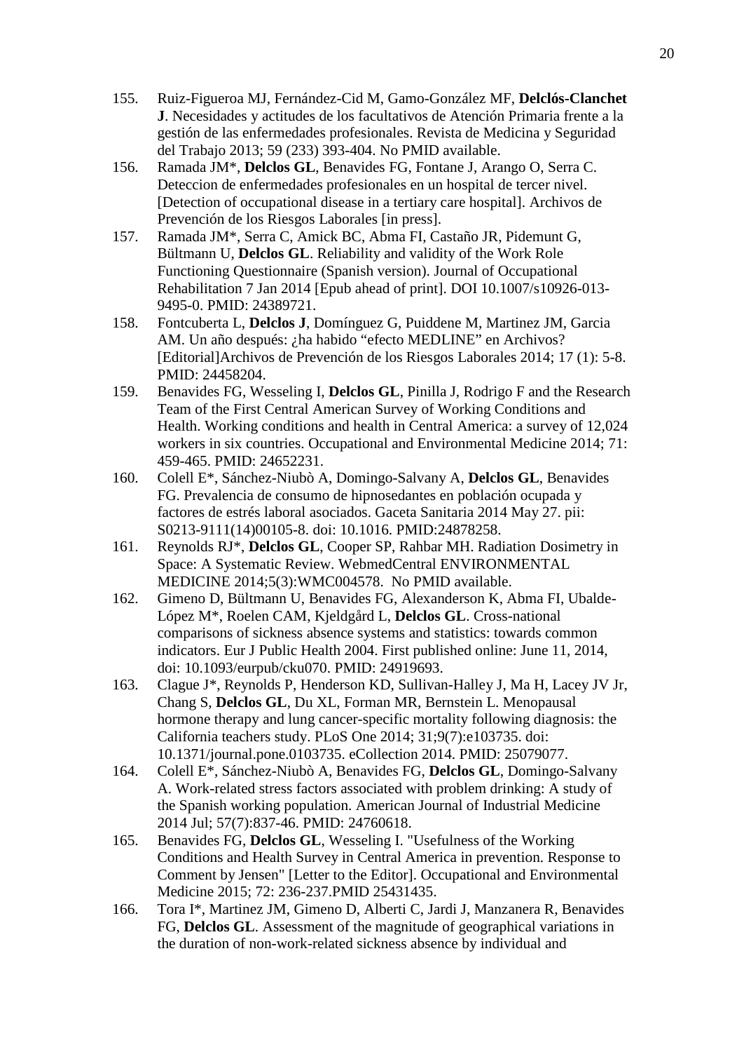155. Ruiz-Figueroa MJ, Fernández-Cid M, Gamo-González MF, **Delclós-Clanchet J**. Necesidades y actitudes de los facultativos de Atención Primaria frente a la gestión de las enfermedades profesionales. Revista de Medicina y Seguridad del Trabajo 2013; 59 (233) 393-404. No PMID available.
156. Ramada JM*, **Delclos GL**, Benavides FG, Fontane J, Arango O, Serra C. Deteccion de enfermedades profesionales en un hospital de tercer nivel. [Detection of occupational disease in a tertiary care hospital]. Archivos de Prevención de los Riesgos Laborales [in press].
157. Ramada JM*, Serra C, Amick BC, Abma FI, Castaño JR, Pidemunt G, Bültmann U, **Delclos GL**. Reliability and validity of the Work Role Functioning Questionnaire (Spanish version). Journal of Occupational Rehabilitation 7 Jan 2014 [Epub ahead of print]. DOI 10.1007/s10926-013-9495-0. PMID: 24389721.
158. Fontcuberta L, **Delclos J**, Domínguez G, Puiddene M, Martinez JM, Garcia AM. Un año después: ¿ha habido "efecto MEDLINE" en Archivos? [Editorial]Archivos de Prevención de los Riesgos Laborales 2014; 17 (1): 5-8. PMID: 24458204.
159. Benavides FG, Wesseling I, **Delclos GL**, Pinilla J, Rodrigo F and the Research Team of the First Central American Survey of Working Conditions and Health. Working conditions and health in Central America: a survey of 12,024 workers in six countries. Occupational and Environmental Medicine 2014; 71: 459-465. PMID: 24652231.
160. Colell E*, Sánchez-Niubò A, Domingo-Salvany A, **Delclos GL**, Benavides FG. Prevalencia de consumo de hipnosedantes en población ocupada y factores de estrés laboral asociados. Gaceta Sanitaria 2014 May 27. pii: S0213-9111(14)00105-8. doi: 10.1016. PMID:24878258.
161. Reynolds RJ*, **Delclos GL**, Cooper SP, Rahbar MH. Radiation Dosimetry in Space: A Systematic Review. WebmedCentral ENVIRONMENTAL MEDICINE 2014;5(3):WMC004578. No PMID available.
162. Gimeno D, Bültmann U, Benavides FG, Alexanderson K, Abma FI, Ubalde-López M*, Roelen CAM, Kjeldgård L, **Delclos GL**. Cross-national comparisons of sickness absence systems and statistics: towards common indicators. Eur J Public Health 2004. First published online: June 11, 2014, doi: 10.1093/eurpub/cku070. PMID: 24919693.
163. Clague J*, Reynolds P, Henderson KD, Sullivan-Halley J, Ma H, Lacey JV Jr, Chang S, **Delclos GL**, Du XL, Forman MR, Bernstein L. Menopausal hormone therapy and lung cancer-specific mortality following diagnosis: the California teachers study. PLoS One 2014; 31;9(7):e103735. doi: 10.1371/journal.pone.0103735. eCollection 2014. PMID: 25079077.
164. Colell E*, Sánchez-Niubò A, Benavides FG, **Delclos GL**, Domingo-Salvany A. Work-related stress factors associated with problem drinking: A study of the Spanish working population. American Journal of Industrial Medicine 2014 Jul; 57(7):837-46. PMID: 24760618.
165. Benavides FG, **Delclos GL**, Wesseling I. "Usefulness of the Working Conditions and Health Survey in Central America in prevention. Response to Comment by Jensen" [Letter to the Editor]. Occupational and Environmental Medicine 2015; 72: 236-237.PMID 25431435.
166. Tora I*, Martinez JM, Gimeno D, Alberti C, Jardi J, Manzanera R, Benavides FG, **Delclos GL**. Assessment of the magnitude of geographical variations in the duration of non-work-related sickness absence by individual and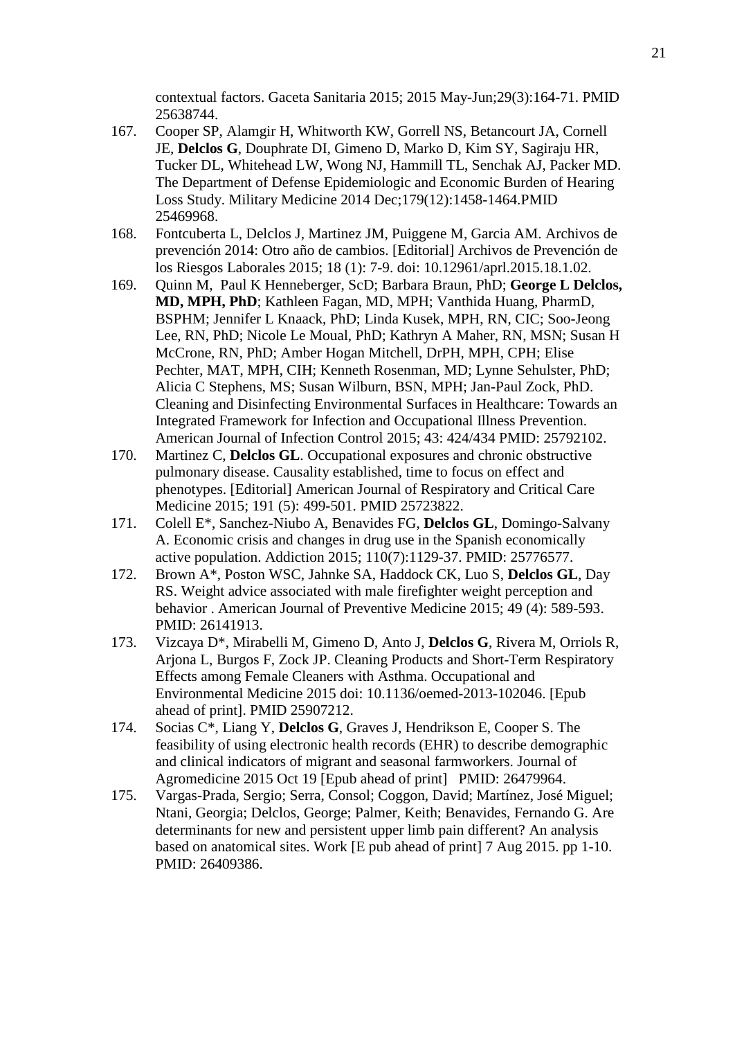contextual factors. Gaceta Sanitaria 2015; 2015 May-Jun;29(3):164-71. PMID 25638744.

167. Cooper SP, Alamgir H, Whitworth KW, Gorrell NS, Betancourt JA, Cornell JE, **Delclos G**, Douphrate DI, Gimeno D, Marko D, Kim SY, Sagiraju HR, Tucker DL, Whitehead LW, Wong NJ, Hammill TL, Senchak AJ, Packer MD. The Department of Defense Epidemiologic and Economic Burden of Hearing Loss Study. Military Medicine 2014 Dec;179(12):1458-1464.PMID 25469968.

168. Fontcuberta L, Delclos J, Martinez JM, Puiggene M, Garcia AM. Archivos de prevención 2014: Otro año de cambios. [Editorial] Archivos de Prevención de los Riesgos Laborales 2015; 18 (1): 7-9. doi: 10.12961/aprl.2015.18.1.02.

169. Quinn M, Paul K Henneberger, ScD; Barbara Braun, PhD; **George L Delclos, MD, MPH, PhD**; Kathleen Fagan, MD, MPH; Vanthida Huang, PharmD, BSPHM; Jennifer L Knaack, PhD; Linda Kusek, MPH, RN, CIC; Soo-Jeong Lee, RN, PhD; Nicole Le Moual, PhD; Kathryn A Maher, RN, MSN; Susan H McCrone, RN, PhD; Amber Hogan Mitchell, DrPH, MPH, CPH; Elise Pechter, MAT, MPH, CIH; Kenneth Rosenman, MD; Lynne Sehulster, PhD; Alicia C Stephens, MS; Susan Wilburn, BSN, MPH; Jan-Paul Zock, PhD. Cleaning and Disinfecting Environmental Surfaces in Healthcare: Towards an Integrated Framework for Infection and Occupational Illness Prevention. American Journal of Infection Control 2015; 43: 424/434 PMID: 25792102.

170. Martinez C, **Delclos GL**. Occupational exposures and chronic obstructive pulmonary disease. Causality established, time to focus on effect and phenotypes. [Editorial] American Journal of Respiratory and Critical Care Medicine 2015; 191 (5): 499-501. PMID 25723822.

171. Colell E*, Sanchez-Niubo A, Benavides FG, **Delclos GL**, Domingo-Salvany A. Economic crisis and changes in drug use in the Spanish economically active population. Addiction 2015; 110(7):1129-37. PMID: 25776577.

172. Brown A*, Poston WSC, Jahnke SA, Haddock CK, Luo S, **Delclos GL**, Day RS. Weight advice associated with male firefighter weight perception and behavior . American Journal of Preventive Medicine 2015; 49 (4): 589-593. PMID: 26141913.

173. Vizcaya D*, Mirabelli M, Gimeno D, Anto J, **Delclos G**, Rivera M, Orriols R, Arjona L, Burgos F, Zock JP. Cleaning Products and Short-Term Respiratory Effects among Female Cleaners with Asthma. Occupational and Environmental Medicine 2015 doi: 10.1136/oemed-2013-102046. [Epub ahead of print]. PMID 25907212.

174. Socias C*, Liang Y, **Delclos G**, Graves J, Hendrikson E, Cooper S. The feasibility of using electronic health records (EHR) to describe demographic and clinical indicators of migrant and seasonal farmworkers. Journal of Agromedicine 2015 Oct 19 [Epub ahead of print] PMID: 26479964.

175. Vargas-Prada, Sergio; Serra, Consol; Coggon, David; Martínez, José Miguel; Ntani, Georgia; Delclos, George; Palmer, Keith; Benavides, Fernando G. Are determinants for new and persistent upper limb pain different? An analysis based on anatomical sites. Work [E pub ahead of print] 7 Aug 2015. pp 1-10. PMID: 26409386.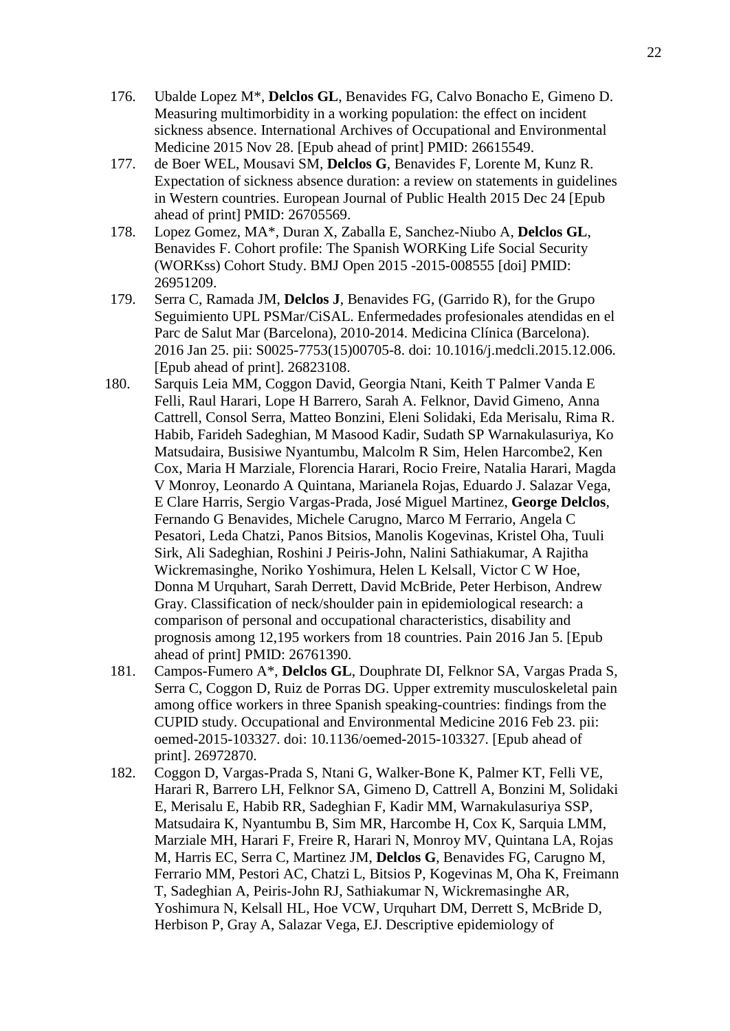176. Ubalde Lopez M*, **Delclos GL**, Benavides FG, Calvo Bonacho E, Gimeno D. Measuring multimorbidity in a working population: the effect on incident sickness absence. International Archives of Occupational and Environmental Medicine 2015 Nov 28. [Epub ahead of print] PMID: 26615549.
177. de Boer WEL, Mousavi SM, **Delclos G**, Benavides F, Lorente M, Kunz R. Expectation of sickness absence duration: a review on statements in guidelines in Western countries. European Journal of Public Health 2015 Dec 24 [Epub ahead of print] PMID: 26705569.
178. Lopez Gomez, MA*, Duran X, Zaballa E, Sanchez-Niubo A, **Delclos GL**, Benavides F. Cohort profile: The Spanish WORKing Life Social Security (WORKss) Cohort Study. BMJ Open 2015 -2015-008555 [doi] PMID: 26951209.
179. Serra C, Ramada JM, **Delclos J**, Benavides FG, (Garrido R), for the Grupo Seguimiento UPL PSMar/CiSAL. Enfermedades profesionales atendidas en el Parc de Salut Mar (Barcelona), 2010-2014. Medicina Clínica (Barcelona). 2016 Jan 25. pii: S0025-7753(15)00705-8. doi: 10.1016/j.medcli.2015.12.006. [Epub ahead of print]. 26823108.
180. Sarquis Leia MM, Coggon David, Georgia Ntani, Keith T Palmer Vanda E Felli, Raul Harari, Lope H Barrero, Sarah A. Felknor, David Gimeno, Anna Cattrell, Consol Serra, Matteo Bonzini, Eleni Solidaki, Eda Merisalu, Rima R. Habib, Farideh Sadeghian, M Masood Kadir, Sudath SP Warnakulasuriya, Ko Matsudaira, Busisiwe Nyantumbu, Malcolm R Sim, Helen Harcombe2, Ken Cox, Maria H Marziale, Florencia Harari, Rocio Freire, Natalia Harari, Magda V Monroy, Leonardo A Quintana, Marianela Rojas, Eduardo J. Salazar Vega, E Clare Harris, Sergio Vargas-Prada, José Miguel Martinez, **George Delclos**, Fernando G Benavides, Michele Carugno, Marco M Ferrario, Angela C Pesatori, Leda Chatzi, Panos Bitsios, Manolis Kogevinas, Kristel Oha, Tuuli Sirk, Ali Sadeghian, Roshini J Peiris-John, Nalini Sathiakumar, A Rajitha Wickremasinghe, Noriko Yoshimura, Helen L Kelsall, Victor C W Hoe, Donna M Urquhart, Sarah Derrett, David McBride, Peter Herbison, Andrew Gray. Classification of neck/shoulder pain in epidemiological research: a comparison of personal and occupational characteristics, disability and prognosis among 12,195 workers from 18 countries. Pain 2016 Jan 5. [Epub ahead of print] PMID: 26761390.
181. Campos-Fumero A*, **Delclos GL**, Douphrate DI, Felknor SA, Vargas Prada S, Serra C, Coggon D, Ruiz de Porras DG. Upper extremity musculoskeletal pain among office workers in three Spanish speaking-countries: findings from the CUPID study. Occupational and Environmental Medicine 2016 Feb 23. pii: oemed-2015-103327. doi: 10.1136/oemed-2015-103327. [Epub ahead of print]. 26972870.
182. Coggon D, Vargas-Prada S, Ntani G, Walker-Bone K, Palmer KT, Felli VE, Harari R, Barrero LH, Felknor SA, Gimeno D, Cattrell A, Bonzini M, Solidaki E, Merisalu E, Habib RR, Sadeghian F, Kadir MM, Warnakulasuriya SSP, Matsudaira K, Nyantumbu B, Sim MR, Harcombe H, Cox K, Sarquia LMM, Marziale MH, Harari F, Freire R, Harari N, Monroy MV, Quintana LA, Rojas M, Harris EC, Serra C, Martinez JM, **Delclos G**, Benavides FG, Carugno M, Ferrario MM, Pestori AC, Chatzi L, Bitsios P, Kogevinas M, Oha K, Freimann T, Sadeghian A, Peiris-John RJ, Sathiakumar N, Wickremasinghe AR, Yoshimura N, Kelsall HL, Hoe VCW, Urquhart DM, Derrett S, McBride D, Herbison P, Gray A, Salazar Vega, EJ. Descriptive epidemiology of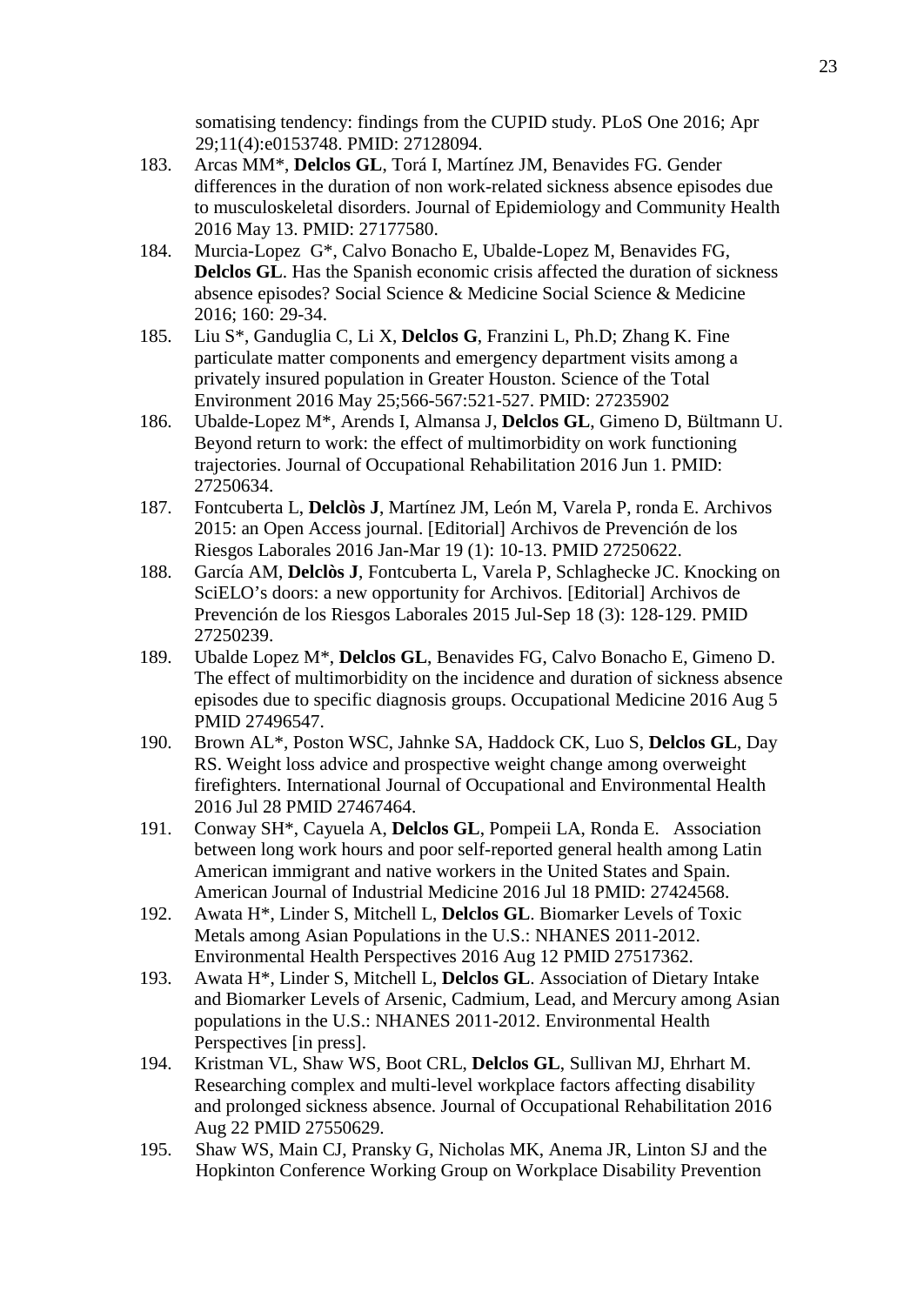somatising tendency: findings from the CUPID study. PLoS One 2016; Apr 29;11(4):e0153748. PMID: 27128094.

183. Arcas MM*, **Delclos GL**, Torá I, Martínez JM, Benavides FG. Gender differences in the duration of non work-related sickness absence episodes due to musculoskeletal disorders. Journal of Epidemiology and Community Health 2016 May 13. PMID: 27177580.
184. Murcia-Lopez G*, Calvo Bonacho E, Ubalde-Lopez M, Benavides FG, **Delclos GL**. Has the Spanish economic crisis affected the duration of sickness absence episodes? Social Science & Medicine Social Science & Medicine 2016; 160: 29-34.
185. Liu S*, Ganduglia C, Li X, **Delclos G**, Franzini L, Ph.D; Zhang K. Fine particulate matter components and emergency department visits among a privately insured population in Greater Houston. Science of the Total Environment 2016 May 25;566-567:521-527. PMID: 27235902
186. Ubalde-Lopez M*, Arends I, Almansa J, **Delclos GL**, Gimeno D, Bültmann U. Beyond return to work: the effect of multimorbidity on work functioning trajectories. Journal of Occupational Rehabilitation 2016 Jun 1. PMID: 27250634.
187. Fontcuberta L, **Delclòs J**, Martínez JM, León M, Varela P, ronda E. Archivos 2015: an Open Access journal. [Editorial] Archivos de Prevención de los Riesgos Laborales 2016 Jan-Mar 19 (1): 10-13. PMID 27250622.
188. García AM, **Delclòs J**, Fontcuberta L, Varela P, Schlaghecke JC. Knocking on SciELO's doors: a new opportunity for Archivos. [Editorial] Archivos de Prevención de los Riesgos Laborales 2015 Jul-Sep 18 (3): 128-129. PMID 27250239.
189. Ubalde Lopez M*, **Delclos GL**, Benavides FG, Calvo Bonacho E, Gimeno D. The effect of multimorbidity on the incidence and duration of sickness absence episodes due to specific diagnosis groups. Occupational Medicine 2016 Aug 5 PMID 27496547.
190. Brown AL*, Poston WSC, Jahnke SA, Haddock CK, Luo S, **Delclos GL**, Day RS. Weight loss advice and prospective weight change among overweight firefighters. International Journal of Occupational and Environmental Health 2016 Jul 28 PMID 27467464.
191. Conway SH*, Cayuela A, **Delclos GL**, Pompeii LA, Ronda E. Association between long work hours and poor self-reported general health among Latin American immigrant and native workers in the United States and Spain. American Journal of Industrial Medicine 2016 Jul 18 PMID: 27424568.
192. Awata H*, Linder S, Mitchell L, **Delclos GL**. Biomarker Levels of Toxic Metals among Asian Populations in the U.S.: NHANES 2011-2012. Environmental Health Perspectives 2016 Aug 12 PMID 27517362.
193. Awata H*, Linder S, Mitchell L, **Delclos GL**. Association of Dietary Intake and Biomarker Levels of Arsenic, Cadmium, Lead, and Mercury among Asian populations in the U.S.: NHANES 2011-2012. Environmental Health Perspectives [in press].
194. Kristman VL, Shaw WS, Boot CRL, **Delclos GL**, Sullivan MJ, Ehrhart M. Researching complex and multi-level workplace factors affecting disability and prolonged sickness absence. Journal of Occupational Rehabilitation 2016 Aug 22 PMID 27550629.
195. Shaw WS, Main CJ, Pransky G, Nicholas MK, Anema JR, Linton SJ and the Hopkinton Conference Working Group on Workplace Disability Prevention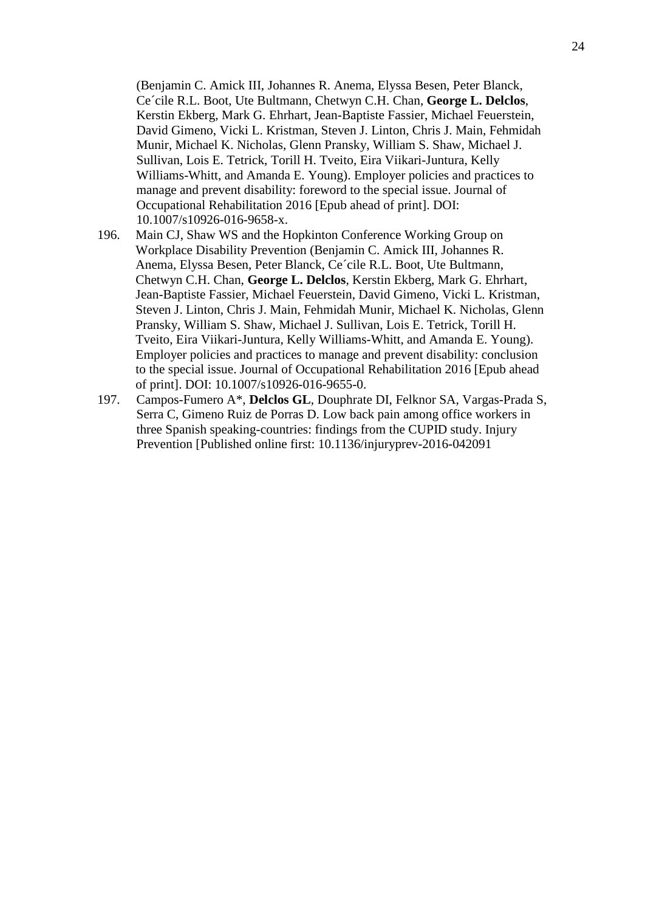(Benjamin C. Amick III, Johannes R. Anema, Elyssa Besen, Peter Blanck, Ce´cile R.L. Boot, Ute Bultmann, Chetwyn C.H. Chan, **George L. Delclos**, Kerstin Ekberg, Mark G. Ehrhart, Jean-Baptiste Fassier, Michael Feuerstein, David Gimeno, Vicki L. Kristman, Steven J. Linton, Chris J. Main, Fehmidah Munir, Michael K. Nicholas, Glenn Pransky, William S. Shaw, Michael J. Sullivan, Lois E. Tetrick, Torill H. Tveito, Eira Viikari-Juntura, Kelly Williams-Whitt, and Amanda E. Young). Employer policies and practices to manage and prevent disability: foreword to the special issue. Journal of Occupational Rehabilitation 2016 [Epub ahead of print]. DOI: 10.1007/s10926-016-9658-x.

196. Main CJ, Shaw WS and the Hopkinton Conference Working Group on Workplace Disability Prevention (Benjamin C. Amick III, Johannes R. Anema, Elyssa Besen, Peter Blanck, Ce´cile R.L. Boot, Ute Bultmann, Chetwyn C.H. Chan, **George L. Delclos**, Kerstin Ekberg, Mark G. Ehrhart, Jean-Baptiste Fassier, Michael Feuerstein, David Gimeno, Vicki L. Kristman, Steven J. Linton, Chris J. Main, Fehmidah Munir, Michael K. Nicholas, Glenn Pransky, William S. Shaw, Michael J. Sullivan, Lois E. Tetrick, Torill H. Tveito, Eira Viikari-Juntura, Kelly Williams-Whitt, and Amanda E. Young). Employer policies and practices to manage and prevent disability: conclusion to the special issue. Journal of Occupational Rehabilitation 2016 [Epub ahead of print]. DOI: 10.1007/s10926-016-9655-0.

197. Campos-Fumero A*, **Delclos GL**, Douphrate DI, Felknor SA, Vargas-Prada S, Serra C, Gimeno Ruiz de Porras D. Low back pain among office workers in three Spanish speaking-countries: findings from the CUPID study. Injury Prevention [Published online first: 10.1136/injuryprev-2016-042091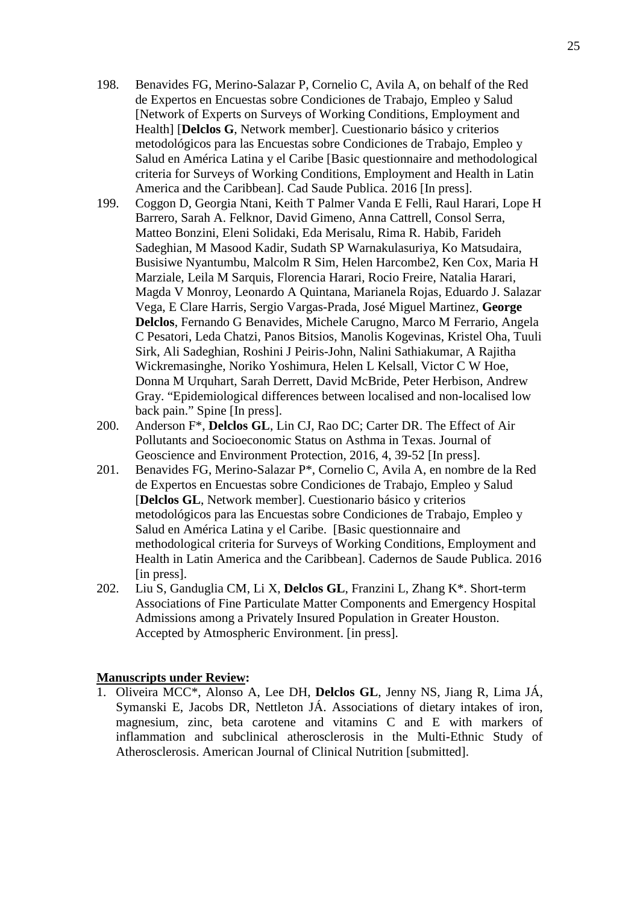198. Benavides FG, Merino-Salazar P, Cornelio C, Avila A, on behalf of the Red de Expertos en Encuestas sobre Condiciones de Trabajo, Empleo y Salud [Network of Experts on Surveys of Working Conditions, Employment and Health] [**Delclos G**, Network member]. Cuestionario básico y criterios metodológicos para las Encuestas sobre Condiciones de Trabajo, Empleo y Salud en América Latina y el Caribe [Basic questionnaire and methodological criteria for Surveys of Working Conditions, Employment and Health in Latin America and the Caribbean]. Cad Saude Publica. 2016 [In press].
199. Coggon D, Georgia Ntani, Keith T Palmer Vanda E Felli, Raul Harari, Lope H Barrero, Sarah A. Felknor, David Gimeno, Anna Cattrell, Consol Serra, Matteo Bonzini, Eleni Solidaki, Eda Merisalu, Rima R. Habib, Farideh Sadeghian, M Masood Kadir, Sudath SP Warnakulasuriya, Ko Matsudaira, Busisiwe Nyantumbu, Malcolm R Sim, Helen Harcombe2, Ken Cox, Maria H Marziale, Leila M Sarquis, Florencia Harari, Rocio Freire, Natalia Harari, Magda V Monroy, Leonardo A Quintana, Marianela Rojas, Eduardo J. Salazar Vega, E Clare Harris, Sergio Vargas-Prada, José Miguel Martinez, **George Delclos**, Fernando G Benavides, Michele Carugno, Marco M Ferrario, Angela C Pesatori, Leda Chatzi, Panos Bitsios, Manolis Kogevinas, Kristel Oha, Tuuli Sirk, Ali Sadeghian, Roshini J Peiris-John, Nalini Sathiakumar, A Rajitha Wickremasinghe, Noriko Yoshimura, Helen L Kelsall, Victor C W Hoe, Donna M Urquhart, Sarah Derrett, David McBride, Peter Herbison, Andrew Gray. "Epidemiological differences between localised and non-localised low back pain." Spine [In press].
200. Anderson F*, **Delclos GL**, Lin CJ, Rao DC; Carter DR. The Effect of Air Pollutants and Socioeconomic Status on Asthma in Texas. Journal of Geoscience and Environment Protection, 2016, 4, 39-52 [In press].
201. Benavides FG, Merino-Salazar P*, Cornelio C, Avila A, en nombre de la Red de Expertos en Encuestas sobre Condiciones de Trabajo, Empleo y Salud [**Delclos GL**, Network member]. Cuestionario básico y criterios metodológicos para las Encuestas sobre Condiciones de Trabajo, Empleo y Salud en América Latina y el Caribe. [Basic questionnaire and methodological criteria for Surveys of Working Conditions, Employment and Health in Latin America and the Caribbean]. Cadernos de Saude Publica. 2016 [in press].
202. Liu S, Ganduglia CM, Li X, **Delclos GL**, Franzini L, Zhang K*. Short-term Associations of Fine Particulate Matter Components and Emergency Hospital Admissions among a Privately Insured Population in Greater Houston. Accepted by Atmospheric Environment. [in press].

**<u>Manuscripts under Review</u>:**

1. Oliveira MCC*, Alonso A, Lee DH, **Delclos GL**, Jenny NS, Jiang R, Lima JÁ, Symanski E, Jacobs DR, Nettleton JÁ. Associations of dietary intakes of iron, magnesium, zinc, beta carotene and vitamins C and E with markers of inflammation and subclinical atherosclerosis in the Multi-Ethnic Study of Atherosclerosis. American Journal of Clinical Nutrition [submitted].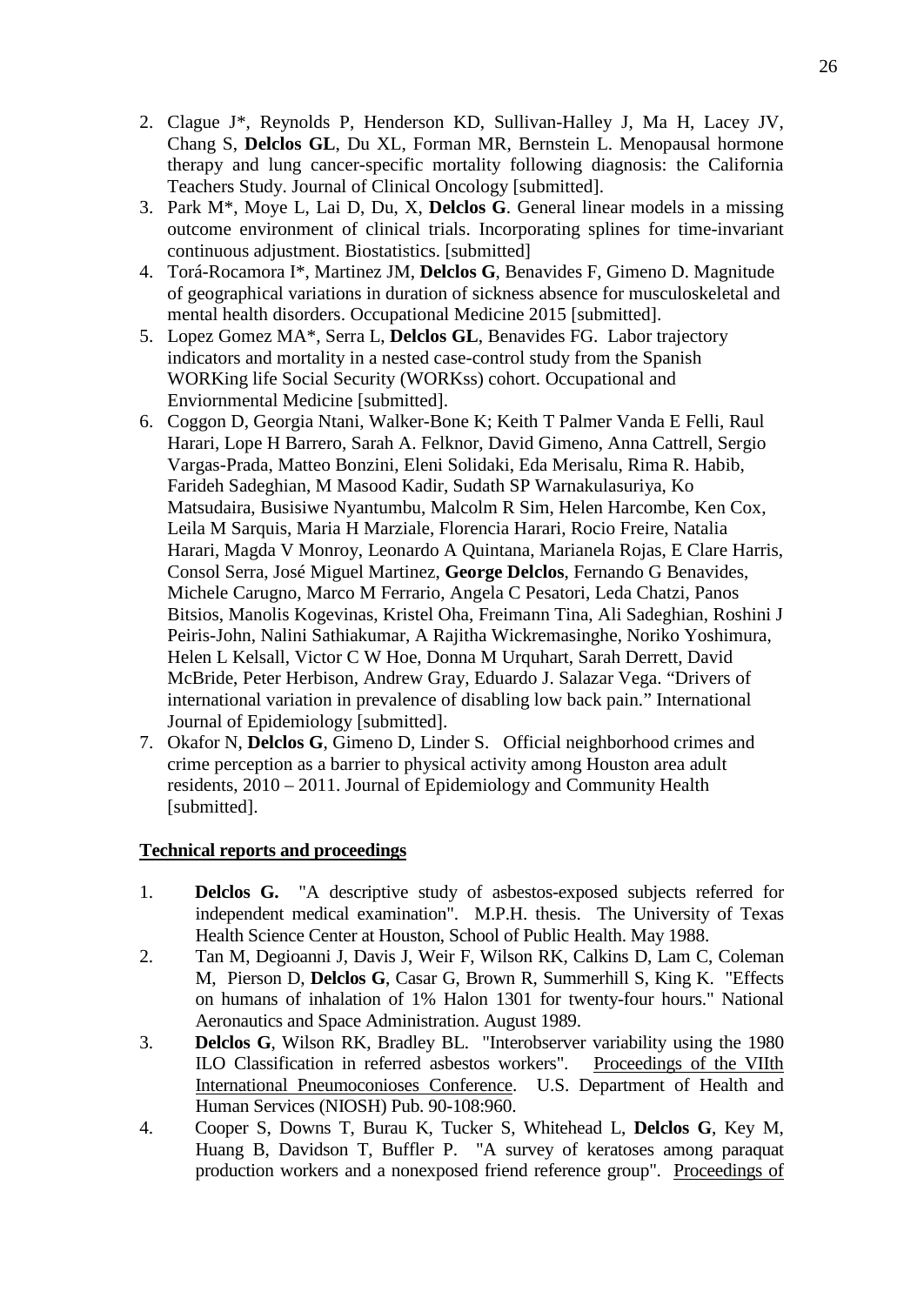2. Clague J*, Reynolds P, Henderson KD, Sullivan-Halley J, Ma H, Lacey JV, Chang S, **Delclos GL**, Du XL, Forman MR, Bernstein L. Menopausal hormone therapy and lung cancer-specific mortality following diagnosis: the California Teachers Study. Journal of Clinical Oncology [submitted].
3. Park M*, Moye L, Lai D, Du, X, **Delclos G**. General linear models in a missing outcome environment of clinical trials. Incorporating splines for time-invariant continuous adjustment. Biostatistics. [submitted]
4. Torá-Rocamora I*, Martinez JM, **Delclos G**, Benavides F, Gimeno D. Magnitude of geographical variations in duration of sickness absence for musculoskeletal and mental health disorders. Occupational Medicine 2015 [submitted].
5. Lopez Gomez MA*, Serra L, **Delclos GL**, Benavides FG. Labor trajectory indicators and mortality in a nested case-control study from the Spanish WORKing life Social Security (WORKss) cohort. Occupational and Enviornmental Medicine [submitted].
6. Coggon D, Georgia Ntani, Walker-Bone K; Keith T Palmer Vanda E Felli, Raul Harari, Lope H Barrero, Sarah A. Felknor, David Gimeno, Anna Cattrell, Sergio Vargas-Prada, Matteo Bonzini, Eleni Solidaki, Eda Merisalu, Rima R. Habib, Farideh Sadeghian, M Masood Kadir, Sudath SP Warnakulasuriya, Ko Matsudaira, Busisiwe Nyantumbu, Malcolm R Sim, Helen Harcombe, Ken Cox, Leila M Sarquis, Maria H Marziale, Florencia Harari, Rocio Freire, Natalia Harari, Magda V Monroy, Leonardo A Quintana, Marianela Rojas, E Clare Harris, Consol Serra, José Miguel Martinez, **George Delclos**, Fernando G Benavides, Michele Carugno, Marco M Ferrario, Angela C Pesatori, Leda Chatzi, Panos Bitsios, Manolis Kogevinas, Kristel Oha, Freimann Tina, Ali Sadeghian, Roshini J Peiris-John, Nalini Sathiakumar, A Rajitha Wickremasinghe, Noriko Yoshimura, Helen L Kelsall, Victor C W Hoe, Donna M Urquhart, Sarah Derrett, David McBride, Peter Herbison, Andrew Gray, Eduardo J. Salazar Vega. "Drivers of international variation in prevalence of disabling low back pain." International Journal of Epidemiology [submitted].
7. Okafor N, **Delclos G**, Gimeno D, Linder S. Official neighborhood crimes and crime perception as a barrier to physical activity among Houston area adult residents, 2010 – 2011. Journal of Epidemiology and Community Health [submitted].

**Technical reports and proceedings**

1. **Delclos G.** "A descriptive study of asbestos-exposed subjects referred for independent medical examination". M.P.H. thesis. The University of Texas Health Science Center at Houston, School of Public Health. May 1988.
2. Tan M, Degioanni J, Davis J, Weir F, Wilson RK, Calkins D, Lam C, Coleman M, Pierson D, **Delclos G**, Casar G, Brown R, Summerhill S, King K. "Effects on humans of inhalation of 1% Halon 1301 for twenty-four hours." National Aeronautics and Space Administration. August 1989.
3. **Delclos G**, Wilson RK, Bradley BL. "Interobserver variability using the 1980 ILO Classification in referred asbestos workers". Proceedings of the VIIth International Pneumoconioses Conference. U.S. Department of Health and Human Services (NIOSH) Pub. 90-108:960.
4. Cooper S, Downs T, Burau K, Tucker S, Whitehead L, **Delclos G**, Key M, Huang B, Davidson T, Buffler P. "A survey of keratoses among paraquat production workers and a nonexposed friend reference group". Proceedings of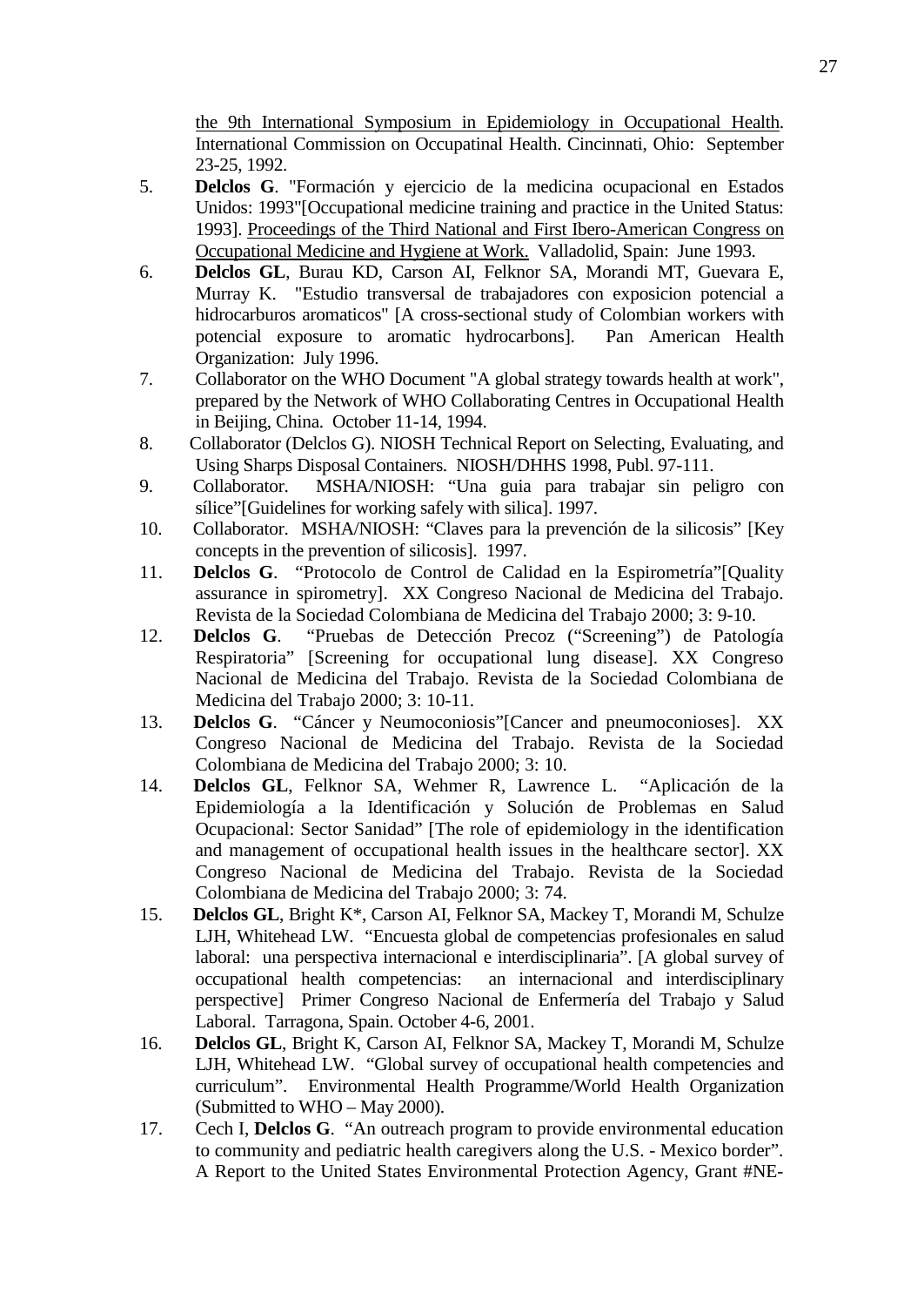the 9th International Symposium in Epidemiology in Occupational Health. International Commission on Occupatinal Health. Cincinnati, Ohio: September 23-25, 1992.

5. **Delclos G**. "Formación y ejercicio de la medicina ocupacional en Estados Unidos: 1993"[Occupational medicine training and practice in the United Status: 1993]. Proceedings of the Third National and First Ibero-American Congress on Occupational Medicine and Hygiene at Work. Valladolid, Spain: June 1993.
6. **Delclos GL**, Burau KD, Carson AI, Felknor SA, Morandi MT, Guevara E, Murray K. "Estudio transversal de trabajadores con exposicion potencial a hidrocarburos aromaticos" [A cross-sectional study of Colombian workers with potencial exposure to aromatic hydrocarbons]. Pan American Health Organization: July 1996.
7. Collaborator on the WHO Document "A global strategy towards health at work", prepared by the Network of WHO Collaborating Centres in Occupational Health in Beijing, China. October 11-14, 1994.
8. Collaborator (Delclos G). NIOSH Technical Report on Selecting, Evaluating, and Using Sharps Disposal Containers. NIOSH/DHHS 1998, Publ. 97-111.
9. Collaborator. MSHA/NIOSH: "Una guia para trabajar sin peligro con sílice"[Guidelines for working safely with silica]. 1997.
10. Collaborator. MSHA/NIOSH: "Claves para la prevención de la silicosis" [Key concepts in the prevention of silicosis]. 1997.
11. **Delclos G**. "Protocolo de Control de Calidad en la Espirometría"[Quality assurance in spirometry]. XX Congreso Nacional de Medicina del Trabajo. Revista de la Sociedad Colombiana de Medicina del Trabajo 2000; 3: 9-10.
12. **Delclos G**. "Pruebas de Detección Precoz ("Screening") de Patología Respiratoria" [Screening for occupational lung disease]. XX Congreso Nacional de Medicina del Trabajo. Revista de la Sociedad Colombiana de Medicina del Trabajo 2000; 3: 10-11.
13. **Delclos G**. "Cáncer y Neumoconiosis"[Cancer and pneumoconioses]. XX Congreso Nacional de Medicina del Trabajo. Revista de la Sociedad Colombiana de Medicina del Trabajo 2000; 3: 10.
14. **Delclos GL**, Felknor SA, Wehmer R, Lawrence L. "Aplicación de la Epidemiología a la Identificación y Solución de Problemas en Salud Ocupacional: Sector Sanidad" [The role of epidemiology in the identification and management of occupational health issues in the healthcare sector]. XX Congreso Nacional de Medicina del Trabajo. Revista de la Sociedad Colombiana de Medicina del Trabajo 2000; 3: 74.
15. **Delclos GL**, Bright K*, Carson AI, Felknor SA, Mackey T, Morandi M, Schulze LJH, Whitehead LW. "Encuesta global de competencias profesionales en salud laboral: una perspectiva internacional e interdisciplinaria". [A global survey of occupational health competencias: an internacional and interdisciplinary perspective] Primer Congreso Nacional de Enfermería del Trabajo y Salud Laboral. Tarragona, Spain. October 4-6, 2001.
16. **Delclos GL**, Bright K, Carson AI, Felknor SA, Mackey T, Morandi M, Schulze LJH, Whitehead LW. "Global survey of occupational health competencies and curriculum". Environmental Health Programme/World Health Organization (Submitted to WHO – May 2000).
17. Cech I, **Delclos G**. "An outreach program to provide environmental education to community and pediatric health caregivers along the U.S. - Mexico border". A Report to the United States Environmental Protection Agency, Grant #NE-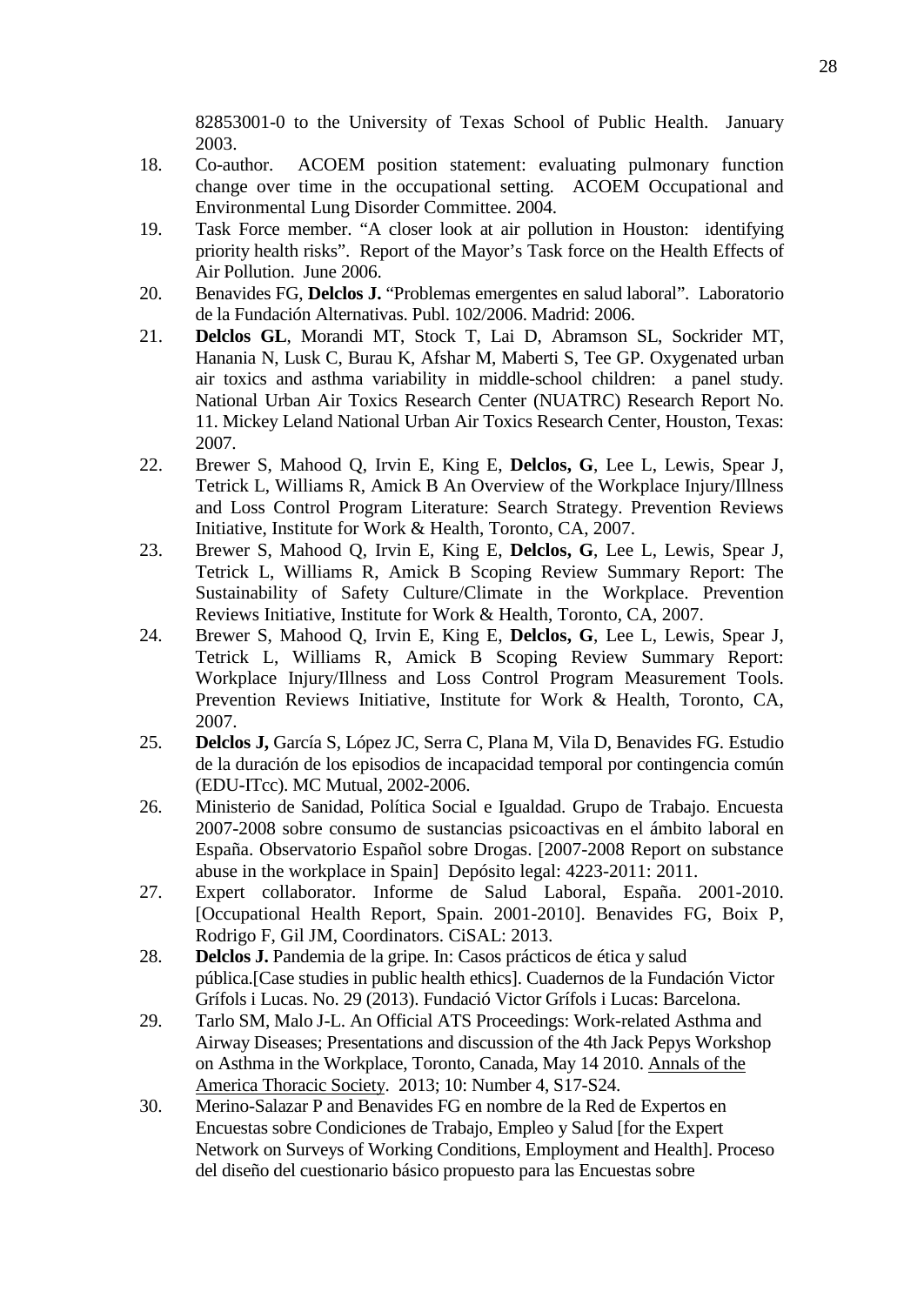82853001-0 to the University of Texas School of Public Health. January 2003.

18. Co-author. ACOEM position statement: evaluating pulmonary function change over time in the occupational setting. ACOEM Occupational and Environmental Lung Disorder Committee. 2004.
19. Task Force member. "A closer look at air pollution in Houston: identifying priority health risks". Report of the Mayor's Task force on the Health Effects of Air Pollution. June 2006.
20. Benavides FG, **Delclos J.** "Problemas emergentes en salud laboral". Laboratorio de la Fundación Alternativas. Publ. 102/2006. Madrid: 2006.
21. **Delclos GL**, Morandi MT, Stock T, Lai D, Abramson SL, Sockrider MT, Hanania N, Lusk C, Burau K, Afshar M, Maberti S, Tee GP. Oxygenated urban air toxics and asthma variability in middle-school children: a panel study. National Urban Air Toxics Research Center (NUATRC) Research Report No. 11. Mickey Leland National Urban Air Toxics Research Center, Houston, Texas: 2007.
22. Brewer S, Mahood Q, Irvin E, King E, **Delclos, G**, Lee L, Lewis, Spear J, Tetrick L, Williams R, Amick B An Overview of the Workplace Injury/Illness and Loss Control Program Literature: Search Strategy. Prevention Reviews Initiative, Institute for Work & Health, Toronto, CA, 2007.
23. Brewer S, Mahood Q, Irvin E, King E, **Delclos, G**, Lee L, Lewis, Spear J, Tetrick L, Williams R, Amick B Scoping Review Summary Report: The Sustainability of Safety Culture/Climate in the Workplace. Prevention Reviews Initiative, Institute for Work & Health, Toronto, CA, 2007.
24. Brewer S, Mahood Q, Irvin E, King E, **Delclos, G**, Lee L, Lewis, Spear J, Tetrick L, Williams R, Amick B Scoping Review Summary Report: Workplace Injury/Illness and Loss Control Program Measurement Tools. Prevention Reviews Initiative, Institute for Work & Health, Toronto, CA, 2007.
25. **Delclos J,** García S, López JC, Serra C, Plana M, Vila D, Benavides FG. Estudio de la duración de los episodios de incapacidad temporal por contingencia común (EDU-ITcc). MC Mutual, 2002-2006.
26. Ministerio de Sanidad, Política Social e Igualdad. Grupo de Trabajo. Encuesta 2007-2008 sobre consumo de sustancias psicoactivas en el ámbito laboral en España. Observatorio Español sobre Drogas. [2007-2008 Report on substance abuse in the workplace in Spain] Depósito legal: 4223-2011: 2011.
27. Expert collaborator. Informe de Salud Laboral, España. 2001-2010. [Occupational Health Report, Spain. 2001-2010]. Benavides FG, Boix P, Rodrigo F, Gil JM, Coordinators. CiSAL: 2013.
28. **Delclos J.** Pandemia de la gripe. In: Casos prácticos de ética y salud pública.[Case studies in public health ethics]. Cuadernos de la Fundación Victor Grífols i Lucas. No. 29 (2013). Fundació Victor Grífols i Lucas: Barcelona.
29. Tarlo SM, Malo J-L. An Official ATS Proceedings: Work-related Asthma and Airway Diseases; Presentations and discussion of the 4th Jack Pepys Workshop on Asthma in the Workplace, Toronto, Canada, May 14 2010. Annals of the America Thoracic Society. 2013; 10: Number 4, S17-S24.
30. Merino-Salazar P and Benavides FG en nombre de la Red de Expertos en Encuestas sobre Condiciones de Trabajo, Empleo y Salud [for the Expert Network on Surveys of Working Conditions, Employment and Health]. Proceso del diseño del cuestionario básico propuesto para las Encuestas sobre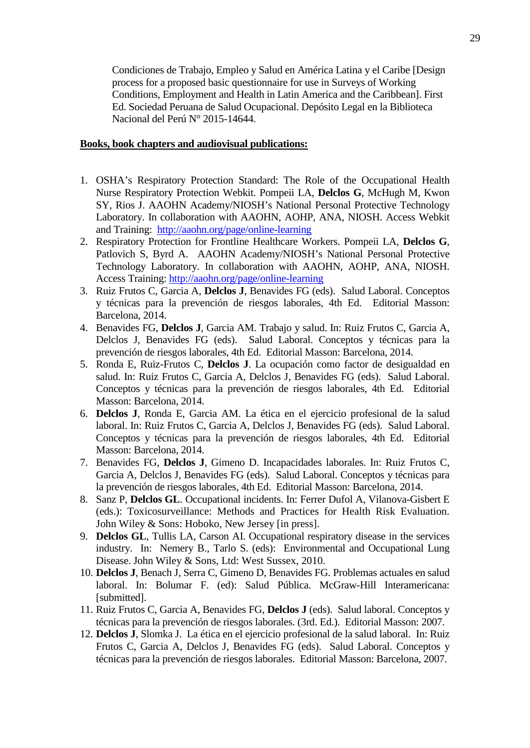Condiciones de Trabajo, Empleo y Salud en América Latina y el Caribe [Design process for a proposed basic questionnaire for use in Surveys of Working Conditions, Employment and Health in Latin America and the Caribbean]. First Ed. Sociedad Peruana de Salud Ocupacional. Depósito Legal en la Biblioteca Nacional del Perú N° 2015-14644.

**Books, book chapters and audiovisual publications:**

1. OSHA's Respiratory Protection Standard: The Role of the Occupational Health Nurse Respiratory Protection Webkit. Pompeii LA, **Delclos G**, McHugh M, Kwon SY, Rios J. AAOHN Academy/NIOSH's National Personal Protective Technology Laboratory. In collaboration with AAOHN, AOHP, ANA, NIOSH. Access Webkit and Training: http://aaohn.org/page/online-learning
2. Respiratory Protection for Frontline Healthcare Workers. Pompeii LA, **Delclos G**, Patlovich S, Byrd A. AAOHN Academy/NIOSH's National Personal Protective Technology Laboratory. In collaboration with AAOHN, AOHP, ANA, NIOSH. Access Training: http://aaohn.org/page/online-learning
3. Ruiz Frutos C, Garcia A, **Delclos J**, Benavides FG (eds). Salud Laboral. Conceptos y técnicas para la prevención de riesgos laborales, 4th Ed. Editorial Masson: Barcelona, 2014.
4. Benavides FG, **Delclos J**, Garcia AM. Trabajo y salud. In: Ruiz Frutos C, Garcia A, Delclos J, Benavides FG (eds). Salud Laboral. Conceptos y técnicas para la prevención de riesgos laborales, 4th Ed. Editorial Masson: Barcelona, 2014.
5. Ronda E, Ruiz-Frutos C, **Delclos J**. La ocupación como factor de desigualdad en salud. In: Ruiz Frutos C, Garcia A, Delclos J, Benavides FG (eds). Salud Laboral. Conceptos y técnicas para la prevención de riesgos laborales, 4th Ed. Editorial Masson: Barcelona, 2014.
6. **Delclos J**, Ronda E, Garcia AM. La ética en el ejercicio profesional de la salud laboral. In: Ruiz Frutos C, Garcia A, Delclos J, Benavides FG (eds). Salud Laboral. Conceptos y técnicas para la prevención de riesgos laborales, 4th Ed. Editorial Masson: Barcelona, 2014.
7. Benavides FG, **Delclos J**, Gimeno D. Incapacidades laborales. In: Ruiz Frutos C, Garcia A, Delclos J, Benavides FG (eds). Salud Laboral. Conceptos y técnicas para la prevención de riesgos laborales, 4th Ed. Editorial Masson: Barcelona, 2014.
8. Sanz P, **Delclos GL**. Occupational incidents. In: Ferrer Dufol A, Vilanova-Gisbert E (eds.): Toxicosurveillance: Methods and Practices for Health Risk Evaluation. John Wiley & Sons: Hoboken, New Jersey [in press].
9. **Delclos GL**, Tullis LA, Carson AI. Occupational respiratory disease in the services industry. In: Nemery B., Tarlo S. (eds): Environmental and Occupational Lung Disease. John Wiley & Sons, Ltd: West Sussex, 2010.
10. **Delclos J**, Benach J, Serra C, Gimeno D, Benavides FG. Problemas actuales en salud laboral. In: Bolumar F. (ed): Salud Pública. McGraw-Hill Interamericana: [submitted].
11. Ruiz Frutos C, Garcia A, Benavides FG, **Delclos J** (eds). Salud laboral. Conceptos y técnicas para la prevención de riesgos laborales. (3rd. Ed.). Editorial Masson: 2007.
12. **Delclos J**, Slomka J. La ética en el ejercicio profesional de la salud laboral. In: Ruiz Frutos C, Garcia A, Delclos J, Benavides FG (eds). Salud Laboral. Conceptos y técnicas para la prevención de riesgos laborales. Editorial Masson: Barcelona, 2007.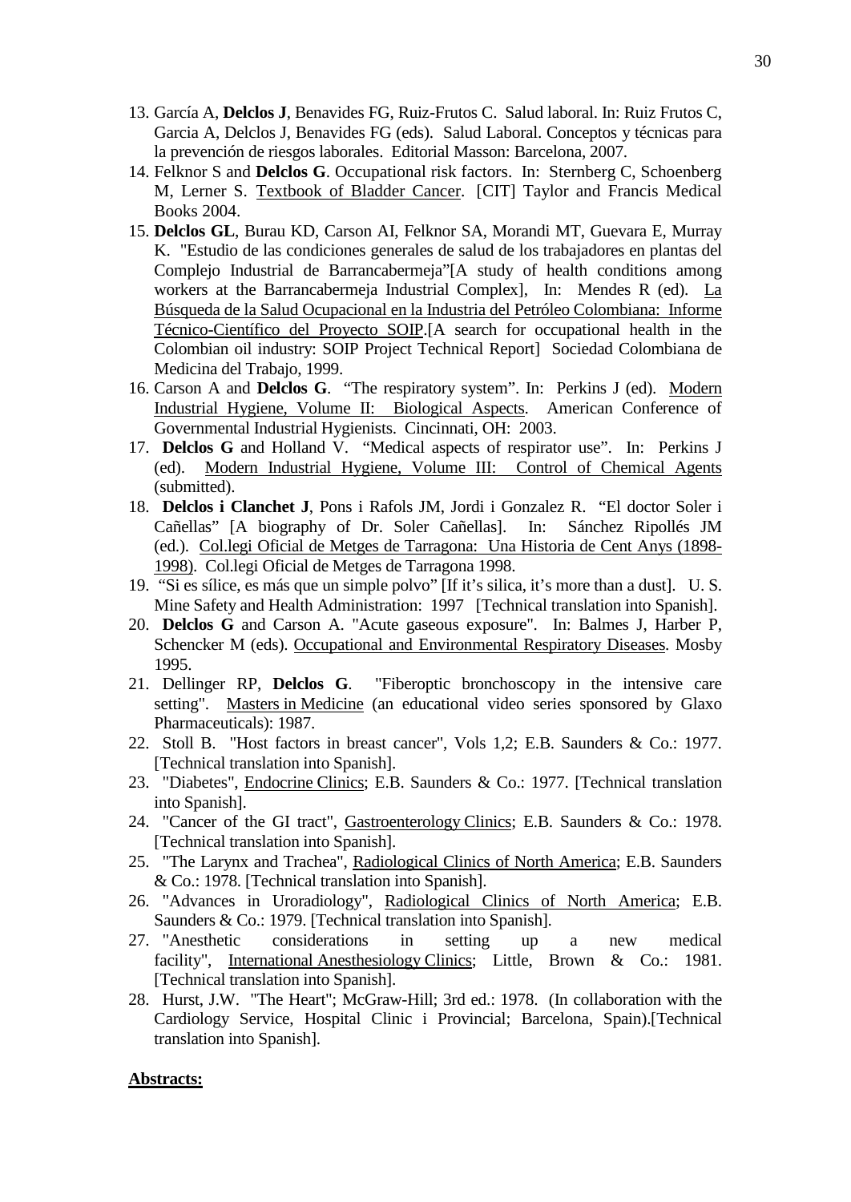13. García A, **Delclos J**, Benavides FG, Ruiz-Frutos C. Salud laboral. In: Ruiz Frutos C, Garcia A, Delclos J, Benavides FG (eds). Salud Laboral. Conceptos y técnicas para la prevención de riesgos laborales. Editorial Masson: Barcelona, 2007.
14. Felknor S and **Delclos G**. Occupational risk factors. In: Sternberg C, Schoenberg M, Lerner S. <u>Textbook of Bladder Cancer</u>. [CIT] Taylor and Francis Medical Books 2004.
15. **Delclos GL**, Burau KD, Carson AI, Felknor SA, Morandi MT, Guevara E, Murray K. "Estudio de las condiciones generales de salud de los trabajadores en plantas del Complejo Industrial de Barrancabermeja"[A study of health conditions among workers at the Barrancabermeja Industrial Complex], In: Mendes R (ed). <u>La Búsqueda de la Salud Ocupacional en la Industria del Petróleo Colombiana: Informe Técnico-Científico del Proyecto SOIP</u>.[A search for occupational health in the Colombian oil industry: SOIP Project Technical Report] Sociedad Colombiana de Medicina del Trabajo, 1999.
16. Carson A and **Delclos G**. "The respiratory system". In: Perkins J (ed). <u>Modern Industrial Hygiene, Volume II: Biological Aspects</u>. American Conference of Governmental Industrial Hygienists. Cincinnati, OH: 2003.
17. **Delclos G** and Holland V. "Medical aspects of respirator use". In: Perkins J (ed). <u>Modern Industrial Hygiene, Volume III: Control of Chemical Agents</u> (submitted).
18. **Delclos i Clanchet J**, Pons i Rafols JM, Jordi i Gonzalez R. "El doctor Soler i Cañellas" [A biography of Dr. Soler Cañellas]. In: Sánchez Ripollés JM (ed.). <u>Col.legi Oficial de Metges de Tarragona: Una Historia de Cent Anys (1898-1998)</u>. Col.legi Oficial de Metges de Tarragona 1998.
19. "Si es sílice, es más que un simple polvo" [If it's silica, it's more than a dust]. U. S. Mine Safety and Health Administration: 1997 [Technical translation into Spanish].
20. **Delclos G** and Carson A. "Acute gaseous exposure". In: Balmes J, Harber P, Schencker M (eds). <u>Occupational and Environmental Respiratory Diseases</u>. Mosby 1995.
21. Dellinger RP, **Delclos G**. "Fiberoptic bronchoscopy in the intensive care setting". <u>Masters in Medicine</u> (an educational video series sponsored by Glaxo Pharmaceuticals): 1987.
22. Stoll B. "Host factors in breast cancer", Vols 1,2; E.B. Saunders & Co.: 1977. [Technical translation into Spanish].
23. "Diabetes", <u>Endocrine Clinics</u>; E.B. Saunders & Co.: 1977. [Technical translation into Spanish].
24. "Cancer of the GI tract", <u>Gastroenterology Clinics</u>; E.B. Saunders & Co.: 1978. [Technical translation into Spanish].
25. "The Larynx and Trachea", <u>Radiological Clinics of North America</u>; E.B. Saunders & Co.: 1978. [Technical translation into Spanish].
26. "Advances in Uroradiology", <u>Radiological Clinics of North America</u>; E.B. Saunders & Co.: 1979. [Technical translation into Spanish].
27. "Anesthetic considerations in setting up a new medical facility", <u>International Anesthesiology Clinics</u>; Little, Brown & Co.: 1981. [Technical translation into Spanish].
28. Hurst, J.W. "The Heart"; McGraw-Hill; 3rd ed.: 1978. (In collaboration with the Cardiology Service, Hospital Clinic i Provincial; Barcelona, Spain).[Technical translation into Spanish].

<u>**Abstracts:**</u>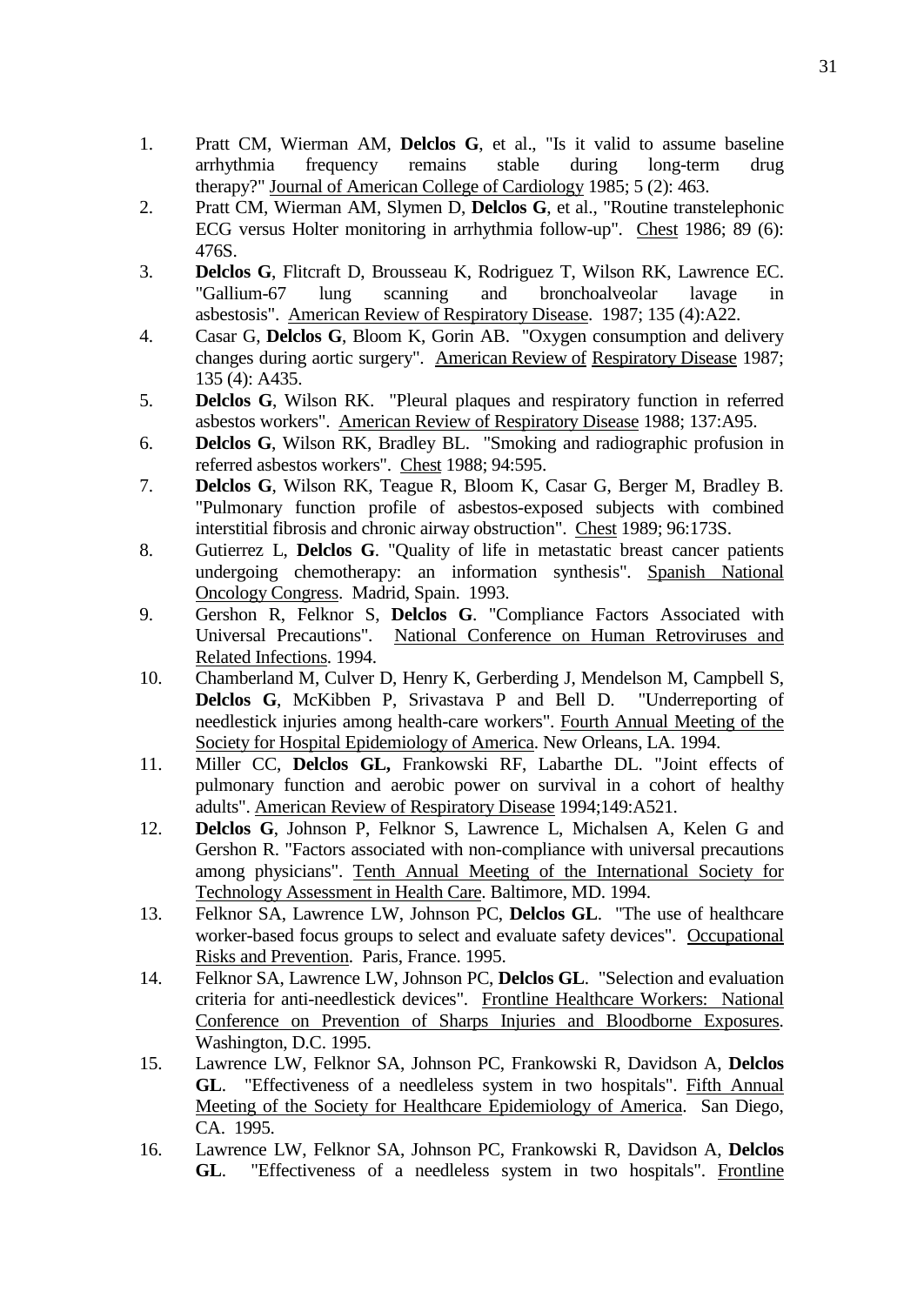1. Pratt CM, Wierman AM, **Delclos G**, et al., "Is it valid to assume baseline arrhythmia frequency remains stable during long-term drug therapy?" Journal of American College of Cardiology 1985; 5 (2): 463.
2. Pratt CM, Wierman AM, Slymen D, **Delclos G**, et al., "Routine transtelephonic ECG versus Holter monitoring in arrhythmia follow-up". Chest 1986; 89 (6): 476S.
3. **Delclos G**, Flitcraft D, Brousseau K, Rodriguez T, Wilson RK, Lawrence EC. "Gallium-67 lung scanning and bronchoalveolar lavage in asbestosis". American Review of Respiratory Disease. 1987; 135 (4):A22.
4. Casar G, **Delclos G**, Bloom K, Gorin AB. "Oxygen consumption and delivery changes during aortic surgery". American Review of Respiratory Disease 1987; 135 (4): A435.
5. **Delclos G**, Wilson RK. "Pleural plaques and respiratory function in referred asbestos workers". American Review of Respiratory Disease 1988; 137:A95.
6. **Delclos G**, Wilson RK, Bradley BL. "Smoking and radiographic profusion in referred asbestos workers". Chest 1988; 94:595.
7. **Delclos G**, Wilson RK, Teague R, Bloom K, Casar G, Berger M, Bradley B. "Pulmonary function profile of asbestos-exposed subjects with combined interstitial fibrosis and chronic airway obstruction". Chest 1989; 96:173S.
8. Gutierrez L, **Delclos G**. "Quality of life in metastatic breast cancer patients undergoing chemotherapy: an information synthesis". Spanish National Oncology Congress. Madrid, Spain. 1993.
9. Gershon R, Felknor S, **Delclos G**. "Compliance Factors Associated with Universal Precautions". National Conference on Human Retroviruses and Related Infections. 1994.
10. Chamberland M, Culver D, Henry K, Gerberding J, Mendelson M, Campbell S, **Delclos G**, McKibben P, Srivastava P and Bell D. "Underreporting of needlestick injuries among health-care workers". Fourth Annual Meeting of the Society for Hospital Epidemiology of America. New Orleans, LA. 1994.
11. Miller CC, **Delclos GL,** Frankowski RF, Labarthe DL. "Joint effects of pulmonary function and aerobic power on survival in a cohort of healthy adults". American Review of Respiratory Disease 1994;149:A521.
12. **Delclos G**, Johnson P, Felknor S, Lawrence L, Michalsen A, Kelen G and Gershon R. "Factors associated with non-compliance with universal precautions among physicians". Tenth Annual Meeting of the International Society for Technology Assessment in Health Care. Baltimore, MD. 1994.
13. Felknor SA, Lawrence LW, Johnson PC, **Delclos GL**. "The use of healthcare worker-based focus groups to select and evaluate safety devices". Occupational Risks and Prevention. Paris, France. 1995.
14. Felknor SA, Lawrence LW, Johnson PC, **Delclos GL**. "Selection and evaluation criteria for anti-needlestick devices". Frontline Healthcare Workers: National Conference on Prevention of Sharps Injuries and Bloodborne Exposures. Washington, D.C. 1995.
15. Lawrence LW, Felknor SA, Johnson PC, Frankowski R, Davidson A, **Delclos GL**. "Effectiveness of a needleless system in two hospitals". Fifth Annual Meeting of the Society for Healthcare Epidemiology of America. San Diego, CA. 1995.
16. Lawrence LW, Felknor SA, Johnson PC, Frankowski R, Davidson A, **Delclos GL**. "Effectiveness of a needleless system in two hospitals". Frontline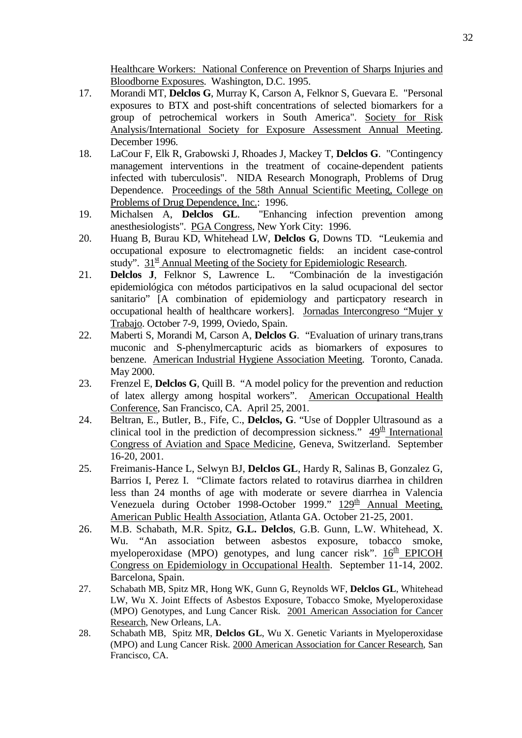Healthcare Workers: National Conference on Prevention of Sharps Injuries and Bloodborne Exposures. Washington, D.C. 1995.

17. Morandi MT, **Delclos G**, Murray K, Carson A, Felknor S, Guevara E. "Personal exposures to BTX and post-shift concentrations of selected biomarkers for a group of petrochemical workers in South America". Society for Risk Analysis/International Society for Exposure Assessment Annual Meeting. December 1996.
18. LaCour F, Elk R, Grabowski J, Rhoades J, Mackey T, **Delclos G**. "Contingency management interventions in the treatment of cocaine-dependent patients infected with tuberculosis". NIDA Research Monograph, Problems of Drug Dependence. Proceedings of the 58th Annual Scientific Meeting, College on Problems of Drug Dependence, Inc.: 1996.
19. Michalsen A, **Delclos GL**. "Enhancing infection prevention among anesthesiologists". PGA Congress, New York City: 1996.
20. Huang B, Burau KD, Whitehead LW, **Delclos G**, Downs TD. "Leukemia and occupational exposure to electromagnetic fields: an incident case-control study". 31st Annual Meeting of the Society for Epidemiologic Research.
21. **Delclos J**, Felknor S, Lawrence L. "Combinación de la investigación epidemiológica con métodos participativos en la salud ocupacional del sector sanitario" [A combination of epidemiology and particpatory research in occupational health of healthcare workers]. Jornadas Intercongreso "Mujer y Trabajo. October 7-9, 1999, Oviedo, Spain.
22. Maberti S, Morandi M, Carson A, **Delclos G**. "Evaluation of urinary trans,trans muconic and S-phenylmercapturic acids as biomarkers of exposures to benzene. American Industrial Hygiene Association Meeting. Toronto, Canada. May 2000.
23. Frenzel E, **Delclos G**, Quill B. "A model policy for the prevention and reduction of latex allergy among hospital workers". American Occupational Health Conference, San Francisco, CA. April 25, 2001.
24. Beltran, E., Butler, B., Fife, C., **Delclos, G**. "Use of Doppler Ultrasound as a clinical tool in the prediction of decompression sickness." 49th International Congress of Aviation and Space Medicine, Geneva, Switzerland. September 16-20, 2001.
25. Freimanis-Hance L, Selwyn BJ, **Delclos GL**, Hardy R, Salinas B, Gonzalez G, Barrios I, Perez I. "Climate factors related to rotavirus diarrhea in children less than 24 months of age with moderate or severe diarrhea in Valencia Venezuela during October 1998-October 1999." 129th Annual Meeting, American Public Health Association, Atlanta GA. October 21-25, 2001.
26. M.B. Schabath, M.R. Spitz, **G.L. Delclos**, G.B. Gunn, L.W. Whitehead, X. Wu. "An association between asbestos exposure, tobacco smoke, myeloperoxidase (MPO) genotypes, and lung cancer risk". 16th EPICOH Congress on Epidemiology in Occupational Health. September 11-14, 2002. Barcelona, Spain.
27. Schabath MB, Spitz MR, Hong WK, Gunn G, Reynolds WF, **Delclos GL**, Whitehead LW, Wu X. Joint Effects of Asbestos Exposure, Tobacco Smoke, Myeloperoxidase (MPO) Genotypes, and Lung Cancer Risk. 2001 American Association for Cancer Research, New Orleans, LA.
28. Schabath MB, Spitz MR, **Delclos GL**, Wu X. Genetic Variants in Myeloperoxidase (MPO) and Lung Cancer Risk. 2000 American Association for Cancer Research, San Francisco, CA.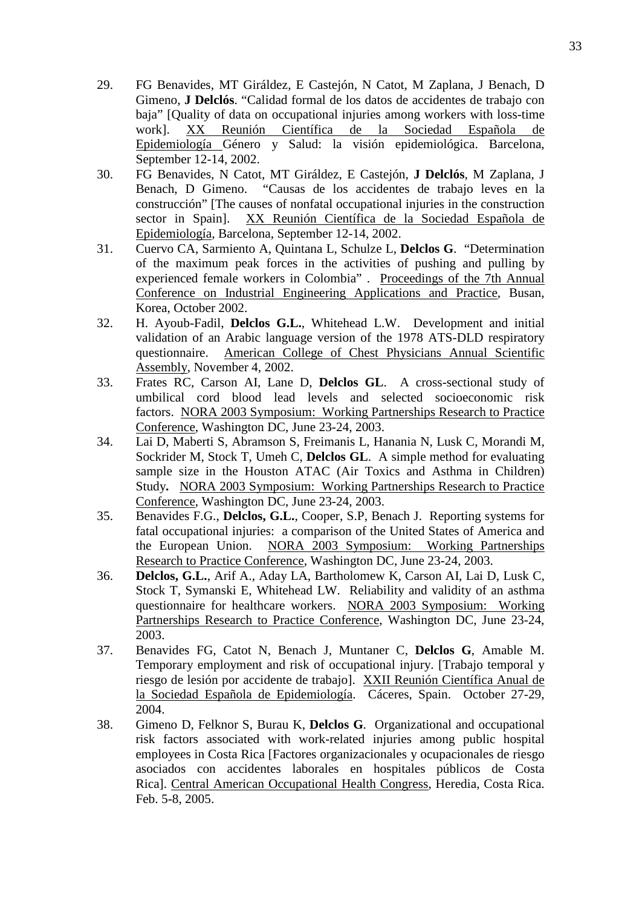29. FG Benavides, MT Giráldez, E Castejón, N Catot, M Zaplana, J Benach, D Gimeno, **J Delclós**. "Calidad formal de los datos de accidentes de trabajo con baja" [Quality of data on occupational injuries among workers with loss-time work]. <u>XX Reunión Científica de la Sociedad Española de Epidemiología</u> Género y Salud: la visión epidemiológica. Barcelona, September 12-14, 2002.
30. FG Benavides, N Catot, MT Giráldez, E Castejón, **J Delclós**, M Zaplana, J Benach, D Gimeno. "Causas de los accidentes de trabajo leves en la construcción" [The causes of nonfatal occupational injuries in the construction sector in Spain]. <u>XX Reunión Científica de la Sociedad Española de Epidemiología</u>, Barcelona, September 12-14, 2002.
31. Cuervo CA, Sarmiento A, Quintana L, Schulze L, **Delclos G**. "Determination of the maximum peak forces in the activities of pushing and pulling by experienced female workers in Colombia" . <u>Proceedings of the 7th Annual Conference on Industrial Engineering Applications and Practice</u>, Busan, Korea, October 2002.
32. H. Ayoub-Fadil, **Delclos G.L.**, Whitehead L.W. Development and initial validation of an Arabic language version of the 1978 ATS-DLD respiratory questionnaire. <u>American College of Chest Physicians Annual Scientific Assembly</u>, November 4, 2002.
33. Frates RC, Carson AI, Lane D, **Delclos GL**. A cross-sectional study of umbilical cord blood lead levels and selected socioeconomic risk factors. <u>NORA 2003 Symposium: Working Partnerships Research to Practice Conference</u>, Washington DC, June 23-24, 2003.
34. Lai D, Maberti S, Abramson S, Freimanis L, Hanania N, Lusk C, Morandi M, Sockrider M, Stock T, Umeh C, **Delclos GL**. A simple method for evaluating sample size in the Houston ATAC (Air Toxics and Asthma in Children) Study**.** <u>NORA 2003 Symposium: Working Partnerships Research to Practice Conference</u>, Washington DC, June 23-24, 2003.
35. Benavides F.G., **Delclos, G.L.**, Cooper, S.P, Benach J. Reporting systems for fatal occupational injuries: a comparison of the United States of America and the European Union. <u>NORA 2003 Symposium: Working Partnerships Research to Practice Conference</u>, Washington DC, June 23-24, 2003.
36. **Delclos, G.L.**, Arif A., Aday LA, Bartholomew K, Carson AI, Lai D, Lusk C, Stock T, Symanski E, Whitehead LW. Reliability and validity of an asthma questionnaire for healthcare workers. <u>NORA 2003 Symposium: Working Partnerships Research to Practice Conference</u>, Washington DC, June 23-24, 2003.
37. Benavides FG, Catot N, Benach J, Muntaner C, **Delclos G**, Amable M. Temporary employment and risk of occupational injury. [Trabajo temporal y riesgo de lesión por accidente de trabajo]. <u>XXII Reunión Científica Anual de la Sociedad Española de Epidemiología</u>. Cáceres, Spain. October 27-29, 2004.
38. Gimeno D, Felknor S, Burau K, **Delclos G**. Organizational and occupational risk factors associated with work-related injuries among public hospital employees in Costa Rica [Factores organizacionales y ocupacionales de riesgo asociados con accidentes laborales en hospitales públicos de Costa Rica]. <u>Central American Occupational Health Congress</u>, Heredia, Costa Rica. Feb. 5-8, 2005.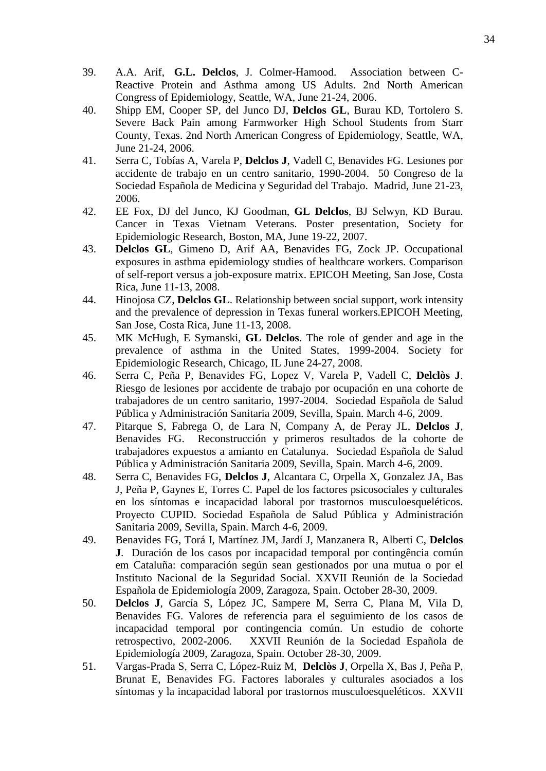39. A.A. Arif, **G.L. Delclos**, J. Colmer-Hamood. Association between C-Reactive Protein and Asthma among US Adults. 2nd North American Congress of Epidemiology, Seattle, WA, June 21-24, 2006.
40. Shipp EM, Cooper SP, del Junco DJ, **Delclos GL**, Burau KD, Tortolero S. Severe Back Pain among Farmworker High School Students from Starr County, Texas. 2nd North American Congress of Epidemiology, Seattle, WA, June 21-24, 2006.
41. Serra C, Tobías A, Varela P, **Delclos J**, Vadell C, Benavides FG. Lesiones por accidente de trabajo en un centro sanitario, 1990-2004. 50 Congreso de la Sociedad Española de Medicina y Seguridad del Trabajo. Madrid, June 21-23, 2006.
42. EE Fox, DJ del Junco, KJ Goodman, **GL Delclos**, BJ Selwyn, KD Burau. Cancer in Texas Vietnam Veterans. Poster presentation, Society for Epidemiologic Research, Boston, MA, June 19-22, 2007.
43. **Delclos GL**, Gimeno D, Arif AA, Benavides FG, Zock JP. Occupational exposures in asthma epidemiology studies of healthcare workers. Comparison of self-report versus a job-exposure matrix. EPICOH Meeting, San Jose, Costa Rica, June 11-13, 2008.
44. Hinojosa CZ, **Delclos GL**. Relationship between social support, work intensity and the prevalence of depression in Texas funeral workers.EPICOH Meeting, San Jose, Costa Rica, June 11-13, 2008.
45. MK McHugh, E Symanski, **GL Delclos**. The role of gender and age in the prevalence of asthma in the United States, 1999-2004. Society for Epidemiologic Research, Chicago, IL June 24-27, 2008.
46. Serra C, Peña P, Benavides FG, Lopez V, Varela P, Vadell C, **Delclòs J**. Riesgo de lesiones por accidente de trabajo por ocupación en una cohorte de trabajadores de un centro sanitario, 1997-2004. Sociedad Española de Salud Pública y Administración Sanitaria 2009, Sevilla, Spain. March 4-6, 2009.
47. Pitarque S, Fabrega O, de Lara N, Company A, de Peray JL, **Delclos J**, Benavides FG. Reconstrucción y primeros resultados de la cohorte de trabajadores expuestos a amianto en Catalunya. Sociedad Española de Salud Pública y Administración Sanitaria 2009, Sevilla, Spain. March 4-6, 2009.
48. Serra C, Benavides FG, **Delclos J**, Alcantara C, Orpella X, Gonzalez JA, Bas J, Peña P, Gaynes E, Torres C. Papel de los factores psicosociales y culturales en los síntomas e incapacidad laboral por trastornos musculoesqueléticos. Proyecto CUPID. Sociedad Española de Salud Pública y Administración Sanitaria 2009, Sevilla, Spain. March 4-6, 2009.
49. Benavides FG, Torá I, Martínez JM, Jardí J, Manzanera R, Alberti C, **Delclos J**. Duración de los casos por incapacidad temporal por contingência común em Cataluña: comparación según sean gestionados por una mutua o por el Instituto Nacional de la Seguridad Social. XXVII Reunión de la Sociedad Española de Epidemiología 2009, Zaragoza, Spain. October 28-30, 2009.
50. **Delclos J**, García S, López JC, Sampere M, Serra C, Plana M, Vila D, Benavides FG. Valores de referencia para el seguimiento de los casos de incapacidad temporal por contingencia común. Un estudio de cohorte retrospectivo, 2002-2006. XXVII Reunión de la Sociedad Española de Epidemiología 2009, Zaragoza, Spain. October 28-30, 2009.
51. Vargas-Prada S, Serra C, López-Ruiz M, **Delclòs J**, Orpella X, Bas J, Peña P, Brunat E, Benavides FG. Factores laborales y culturales asociados a los síntomas y la incapacidad laboral por trastornos musculoesqueléticos. XXVII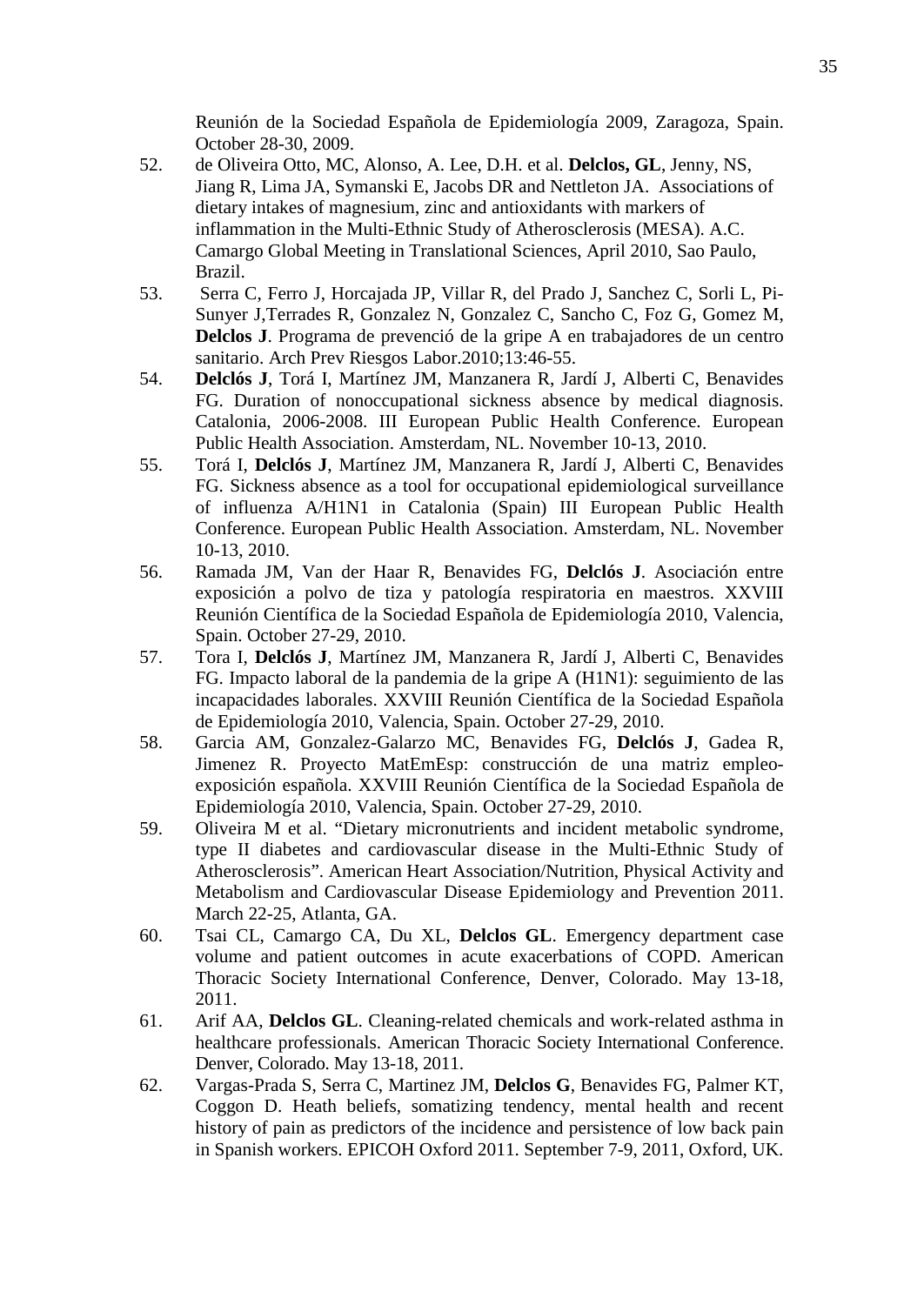Reunión de la Sociedad Española de Epidemiología 2009, Zaragoza, Spain. October 28-30, 2009.

52. de Oliveira Otto, MC, Alonso, A. Lee, D.H. et al. **Delclos, GL**, Jenny, NS, Jiang R, Lima JA, Symanski E, Jacobs DR and Nettleton JA. Associations of dietary intakes of magnesium, zinc and antioxidants with markers of inflammation in the Multi-Ethnic Study of Atherosclerosis (MESA). A.C. Camargo Global Meeting in Translational Sciences, April 2010, Sao Paulo, Brazil.
53. Serra C, Ferro J, Horcajada JP, Villar R, del Prado J, Sanchez C, Sorli L, Pi-Sunyer J,Terrades R, Gonzalez N, Gonzalez C, Sancho C, Foz G, Gomez M, **Delclos J**. Programa de prevenció de la gripe A en trabajadores de un centro sanitario. Arch Prev Riesgos Labor.2010;13:46-55.
54. **Delclós J**, Torá I, Martínez JM, Manzanera R, Jardí J, Alberti C, Benavides FG. Duration of nonoccupational sickness absence by medical diagnosis. Catalonia, 2006-2008. III European Public Health Conference. European Public Health Association. Amsterdam, NL. November 10-13, 2010.
55. Torá I, **Delclós J**, Martínez JM, Manzanera R, Jardí J, Alberti C, Benavides FG. Sickness absence as a tool for occupational epidemiological surveillance of influenza A/H1N1 in Catalonia (Spain) III European Public Health Conference. European Public Health Association. Amsterdam, NL. November 10-13, 2010.
56. Ramada JM, Van der Haar R, Benavides FG, **Delclós J**. Asociación entre exposición a polvo de tiza y patología respiratoria en maestros. XXVIII Reunión Científica de la Sociedad Española de Epidemiología 2010, Valencia, Spain. October 27-29, 2010.
57. Tora I, **Delclós J**, Martínez JM, Manzanera R, Jardí J, Alberti C, Benavides FG. Impacto laboral de la pandemia de la gripe A (H1N1): seguimiento de las incapacidades laborales. XXVIII Reunión Científica de la Sociedad Española de Epidemiología 2010, Valencia, Spain. October 27-29, 2010.
58. Garcia AM, Gonzalez-Galarzo MC, Benavides FG, **Delclós J**, Gadea R, Jimenez R. Proyecto MatEmEsp: construcción de una matriz empleo-exposición española. XXVIII Reunión Científica de la Sociedad Española de Epidemiología 2010, Valencia, Spain. October 27-29, 2010.
59. Oliveira M et al. "Dietary micronutrients and incident metabolic syndrome, type II diabetes and cardiovascular disease in the Multi-Ethnic Study of Atherosclerosis". American Heart Association/Nutrition, Physical Activity and Metabolism and Cardiovascular Disease Epidemiology and Prevention 2011. March 22-25, Atlanta, GA.
60. Tsai CL, Camargo CA, Du XL, **Delclos GL**. Emergency department case volume and patient outcomes in acute exacerbations of COPD. American Thoracic Society International Conference, Denver, Colorado. May 13-18, 2011.
61. Arif AA, **Delclos GL**. Cleaning-related chemicals and work-related asthma in healthcare professionals. American Thoracic Society International Conference. Denver, Colorado. May 13-18, 2011.
62. Vargas-Prada S, Serra C, Martinez JM, **Delclos G**, Benavides FG, Palmer KT, Coggon D. Heath beliefs, somatizing tendency, mental health and recent history of pain as predictors of the incidence and persistence of low back pain in Spanish workers. EPICOH Oxford 2011. September 7-9, 2011, Oxford, UK.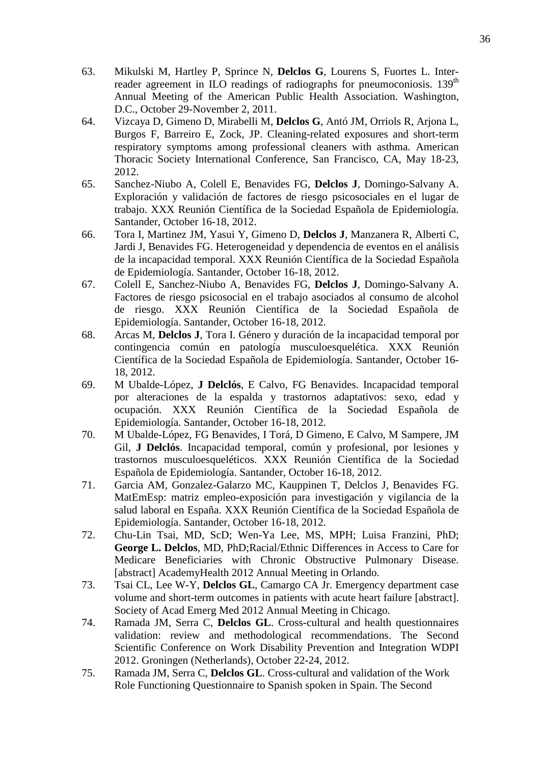63. Mikulski M, Hartley P, Sprince N, **Delclos G**, Lourens S, Fuortes L. Inter-reader agreement in ILO readings of radiographs for pneumoconiosis. 139th Annual Meeting of the American Public Health Association. Washington, D.C., October 29-November 2, 2011.
64. Vizcaya D, Gimeno D, Mirabelli M, **Delclos G**, Antó JM, Orriols R, Arjona L, Burgos F, Barreiro E, Zock, JP. Cleaning-related exposures and short-term respiratory symptoms among professional cleaners with asthma. American Thoracic Society International Conference, San Francisco, CA, May 18-23, 2012.
65. Sanchez-Niubo A, Colell E, Benavides FG, **Delclos J**, Domingo-Salvany A. Exploración y validación de factores de riesgo psicosociales en el lugar de trabajo. XXX Reunión Científica de la Sociedad Española de Epidemiología. Santander, October 16-18, 2012.
66. Tora I, Martinez JM, Yasui Y, Gimeno D, **Delclos J**, Manzanera R, Alberti C, Jardi J, Benavides FG. Heterogeneidad y dependencia de eventos en el análisis de la incapacidad temporal. XXX Reunión Científica de la Sociedad Española de Epidemiología. Santander, October 16-18, 2012.
67. Colell E, Sanchez-Niubo A, Benavides FG, **Delclos J**, Domingo-Salvany A. Factores de riesgo psicosocial en el trabajo asociados al consumo de alcohol de riesgo. XXX Reunión Científica de la Sociedad Española de Epidemiología. Santander, October 16-18, 2012.
68. Arcas M, **Delclos J**, Tora I. Género y duración de la incapacidad temporal por contingencia común en patología musculoesquelética. XXX Reunión Científica de la Sociedad Española de Epidemiología. Santander, October 16-18, 2012.
69. M Ubalde-López, **J Delclós**, E Calvo, FG Benavides. Incapacidad temporal por alteraciones de la espalda y trastornos adaptativos: sexo, edad y ocupación. XXX Reunión Científica de la Sociedad Española de Epidemiología. Santander, October 16-18, 2012.
70. M Ubalde-López, FG Benavides, I Torá, D Gimeno, E Calvo, M Sampere, JM Gil, **J Delclós**. Incapacidad temporal, común y profesional, por lesiones y trastornos musculoesqueléticos. XXX Reunión Científica de la Sociedad Española de Epidemiología. Santander, October 16-18, 2012.
71. Garcia AM, Gonzalez-Galarzo MC, Kauppinen T, Delclos J, Benavides FG. MatEmEsp: matriz empleo-exposición para investigación y vigilancia de la salud laboral en España. XXX Reunión Científica de la Sociedad Española de Epidemiología. Santander, October 16-18, 2012.
72. Chu-Lin Tsai, MD, ScD; Wen-Ya Lee, MS, MPH; Luisa Franzini, PhD; **George L. Delclos**, MD, PhD;Racial/Ethnic Differences in Access to Care for Medicare Beneficiaries with Chronic Obstructive Pulmonary Disease. [abstract] AcademyHealth 2012 Annual Meeting in Orlando.
73. Tsai CL, Lee W-Y, **Delclos GL**, Camargo CA Jr. Emergency department case volume and short-term outcomes in patients with acute heart failure [abstract]. Society of Acad Emerg Med 2012 Annual Meeting in Chicago.
74. Ramada JM, Serra C, **Delclos GL**. Cross-cultural and health questionnaires validation: review and methodological recommendations. The Second Scientific Conference on Work Disability Prevention and Integration WDPI 2012. Groningen (Netherlands), October 22-24, 2012.
75. Ramada JM, Serra C, **Delclos GL**. Cross-cultural and validation of the Work Role Functioning Questionnaire to Spanish spoken in Spain. The Second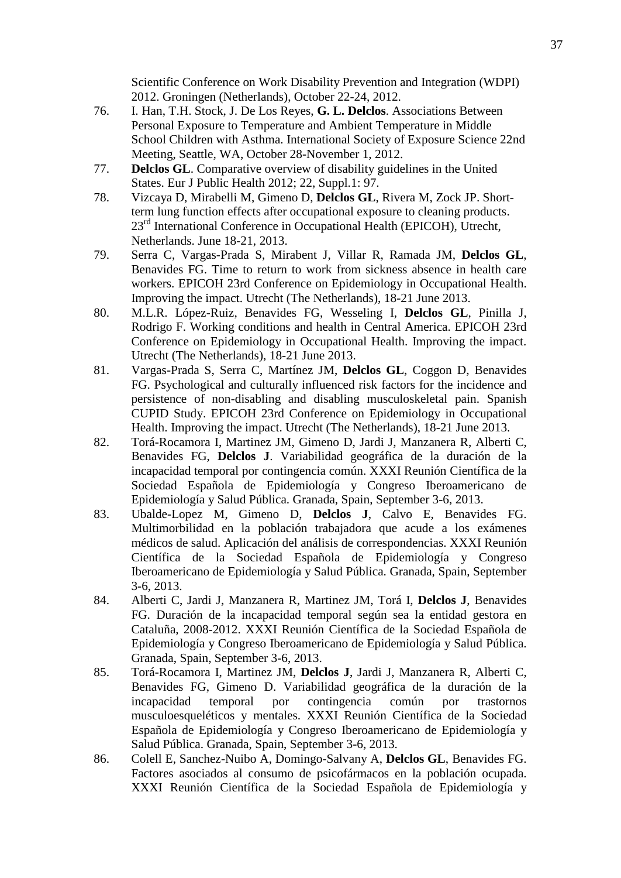Scientific Conference on Work Disability Prevention and Integration (WDPI) 2012. Groningen (Netherlands), October 22-24, 2012.

76. I. Han, T.H. Stock, J. De Los Reyes, **G. L. Delclos**. Associations Between Personal Exposure to Temperature and Ambient Temperature in Middle School Children with Asthma. International Society of Exposure Science 22nd Meeting, Seattle, WA, October 28-November 1, 2012.
77. **Delclos GL**. Comparative overview of disability guidelines in the United States. Eur J Public Health 2012; 22, Suppl.1: 97.
78. Vizcaya D, Mirabelli M, Gimeno D, **Delclos GL**, Rivera M, Zock JP. Short-term lung function effects after occupational exposure to cleaning products. 23rd International Conference in Occupational Health (EPICOH), Utrecht, Netherlands. June 18-21, 2013.
79. Serra C, Vargas-Prada S, Mirabent J, Villar R, Ramada JM, **Delclos GL**, Benavides FG. Time to return to work from sickness absence in health care workers. EPICOH 23rd Conference on Epidemiology in Occupational Health. Improving the impact. Utrecht (The Netherlands), 18-21 June 2013.
80. M.L.R. López-Ruiz, Benavides FG, Wesseling I, **Delclos GL**, Pinilla J, Rodrigo F. Working conditions and health in Central America. EPICOH 23rd Conference on Epidemiology in Occupational Health. Improving the impact. Utrecht (The Netherlands), 18-21 June 2013.
81. Vargas-Prada S, Serra C, Martínez JM, **Delclos GL**, Coggon D, Benavides FG. Psychological and culturally influenced risk factors for the incidence and persistence of non-disabling and disabling musculoskeletal pain. Spanish CUPID Study. EPICOH 23rd Conference on Epidemiology in Occupational Health. Improving the impact. Utrecht (The Netherlands), 18-21 June 2013.
82. Torá-Rocamora I, Martinez JM, Gimeno D, Jardi J, Manzanera R, Alberti C, Benavides FG, **Delclos J**. Variabilidad geográfica de la duración de la incapacidad temporal por contingencia común. XXXI Reunión Científica de la Sociedad Española de Epidemiología y Congreso Iberoamericano de Epidemiología y Salud Pública. Granada, Spain, September 3-6, 2013.
83. Ubalde-Lopez M, Gimeno D, **Delclos J**, Calvo E, Benavides FG. Multimorbilidad en la población trabajadora que acude a los exámenes médicos de salud. Aplicación del análisis de correspondencias. XXXI Reunión Científica de la Sociedad Española de Epidemiología y Congreso Iberoamericano de Epidemiología y Salud Pública. Granada, Spain, September 3-6, 2013.
84. Alberti C, Jardi J, Manzanera R, Martinez JM, Torá I, **Delclos J**, Benavides FG. Duración de la incapacidad temporal según sea la entidad gestora en Cataluña, 2008-2012. XXXI Reunión Científica de la Sociedad Española de Epidemiología y Congreso Iberoamericano de Epidemiología y Salud Pública. Granada, Spain, September 3-6, 2013.
85. Torá-Rocamora I, Martinez JM, **Delclos J**, Jardi J, Manzanera R, Alberti C, Benavides FG, Gimeno D. Variabilidad geográfica de la duración de la incapacidad temporal por contingencia común por trastornos musculoesqueléticos y mentales. XXXI Reunión Científica de la Sociedad Española de Epidemiología y Congreso Iberoamericano de Epidemiología y Salud Pública. Granada, Spain, September 3-6, 2013.
86. Colell E, Sanchez-Nuibo A, Domingo-Salvany A, **Delclos GL**, Benavides FG. Factores asociados al consumo de psicofármacos en la población ocupada. XXXI Reunión Científica de la Sociedad Española de Epidemiología y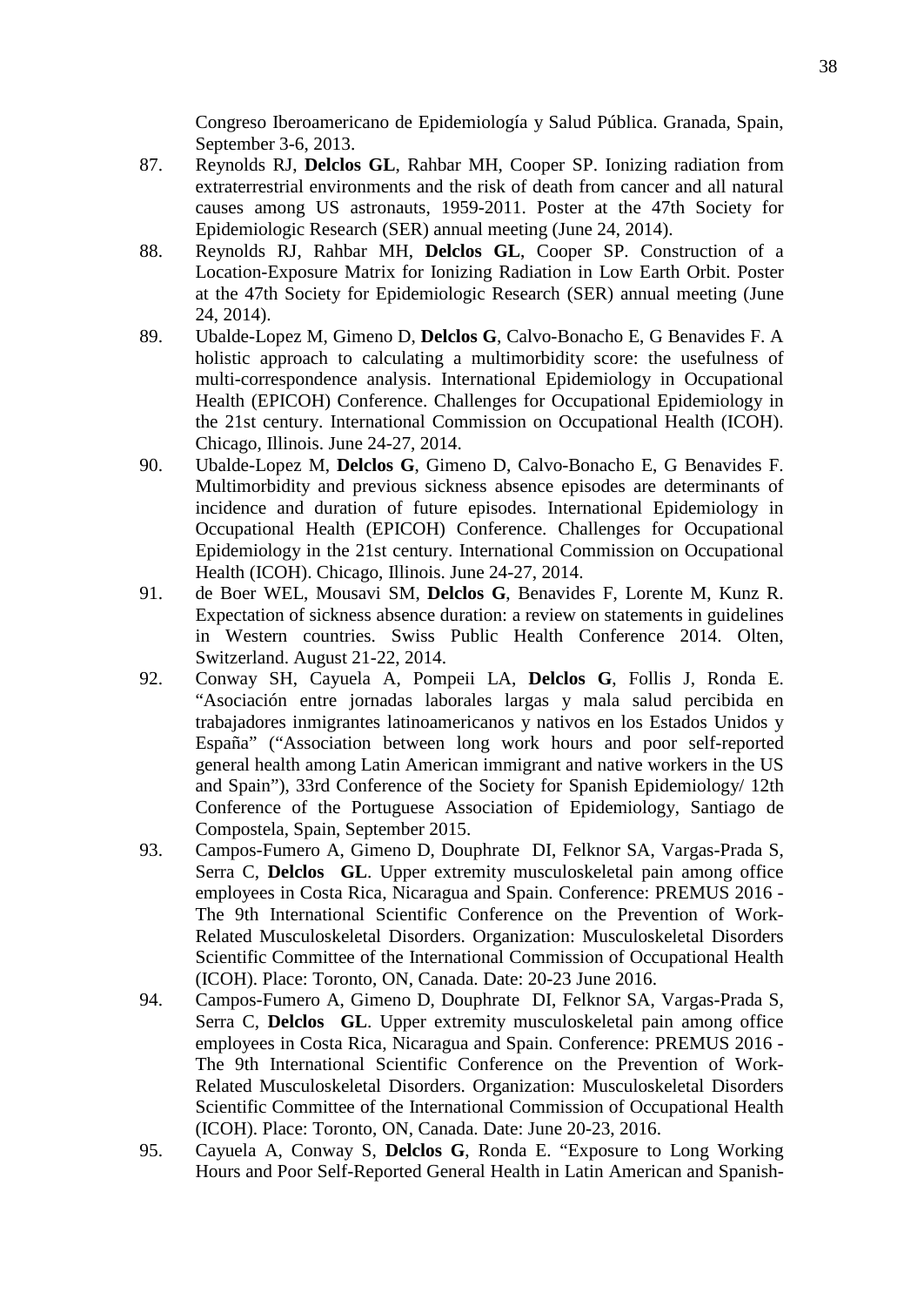Congreso Iberoamericano de Epidemiología y Salud Pública. Granada, Spain, September 3-6, 2013.

87. Reynolds RJ, **Delclos GL**, Rahbar MH, Cooper SP. Ionizing radiation from extraterrestrial environments and the risk of death from cancer and all natural causes among US astronauts, 1959-2011. Poster at the 47th Society for Epidemiologic Research (SER) annual meeting (June 24, 2014).
88. Reynolds RJ, Rahbar MH, **Delclos GL**, Cooper SP. Construction of a Location-Exposure Matrix for Ionizing Radiation in Low Earth Orbit. Poster at the 47th Society for Epidemiologic Research (SER) annual meeting (June 24, 2014).
89. Ubalde-Lopez M, Gimeno D, **Delclos G**, Calvo-Bonacho E, G Benavides F. A holistic approach to calculating a multimorbidity score: the usefulness of multi-correspondence analysis. International Epidemiology in Occupational Health (EPICOH) Conference. Challenges for Occupational Epidemiology in the 21st century. International Commission on Occupational Health (ICOH). Chicago, Illinois. June 24-27, 2014.
90. Ubalde-Lopez M, **Delclos G**, Gimeno D, Calvo-Bonacho E, G Benavides F. Multimorbidity and previous sickness absence episodes are determinants of incidence and duration of future episodes. International Epidemiology in Occupational Health (EPICOH) Conference. Challenges for Occupational Epidemiology in the 21st century. International Commission on Occupational Health (ICOH). Chicago, Illinois. June 24-27, 2014.
91. de Boer WEL, Mousavi SM, **Delclos G**, Benavides F, Lorente M, Kunz R. Expectation of sickness absence duration: a review on statements in guidelines in Western countries. Swiss Public Health Conference 2014. Olten, Switzerland. August 21-22, 2014.
92. Conway SH, Cayuela A, Pompeii LA, **Delclos G**, Follis J, Ronda E. "Asociación entre jornadas laborales largas y mala salud percibida en trabajadores inmigrantes latinoamericanos y nativos en los Estados Unidos y España" ("Association between long work hours and poor self-reported general health among Latin American immigrant and native workers in the US and Spain"), 33rd Conference of the Society for Spanish Epidemiology/ 12th Conference of the Portuguese Association of Epidemiology, Santiago de Compostela, Spain, September 2015.
93. Campos-Fumero A, Gimeno D, Douphrate DI, Felknor SA, Vargas-Prada S, Serra C, **Delclos GL**. Upper extremity musculoskeletal pain among office employees in Costa Rica, Nicaragua and Spain. Conference: PREMUS 2016 - The 9th International Scientific Conference on the Prevention of Work-Related Musculoskeletal Disorders. Organization: Musculoskeletal Disorders Scientific Committee of the International Commission of Occupational Health (ICOH). Place: Toronto, ON, Canada. Date: 20-23 June 2016.
94. Campos-Fumero A, Gimeno D, Douphrate DI, Felknor SA, Vargas-Prada S, Serra C, **Delclos GL**. Upper extremity musculoskeletal pain among office employees in Costa Rica, Nicaragua and Spain. Conference: PREMUS 2016 - The 9th International Scientific Conference on the Prevention of Work-Related Musculoskeletal Disorders. Organization: Musculoskeletal Disorders Scientific Committee of the International Commission of Occupational Health (ICOH). Place: Toronto, ON, Canada. Date: June 20-23, 2016.
95. Cayuela A, Conway S, **Delclos G**, Ronda E. "Exposure to Long Working Hours and Poor Self-Reported General Health in Latin American and Spanish-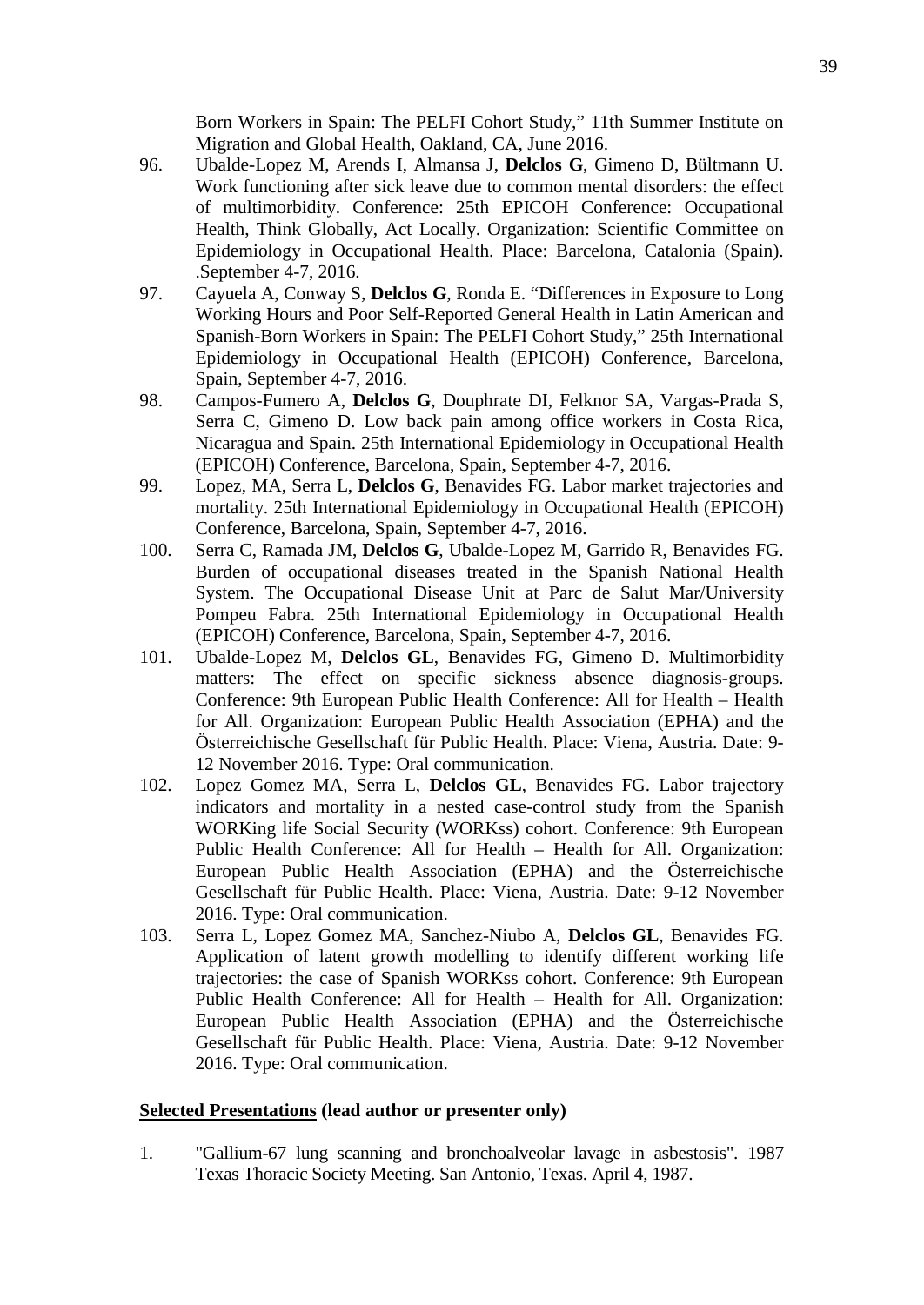Born Workers in Spain: The PELFI Cohort Study," 11th Summer Institute on Migration and Global Health, Oakland, CA, June 2016.

96. Ubalde-Lopez M, Arends I, Almansa J, **Delclos G**, Gimeno D, Bültmann U. Work functioning after sick leave due to common mental disorders: the effect of multimorbidity. Conference: 25th EPICOH Conference: Occupational Health, Think Globally, Act Locally. Organization: Scientific Committee on Epidemiology in Occupational Health. Place: Barcelona, Catalonia (Spain). .September 4-7, 2016.
97. Cayuela A, Conway S, **Delclos G**, Ronda E. "Differences in Exposure to Long Working Hours and Poor Self-Reported General Health in Latin American and Spanish-Born Workers in Spain: The PELFI Cohort Study," 25th International Epidemiology in Occupational Health (EPICOH) Conference, Barcelona, Spain, September 4-7, 2016.
98. Campos-Fumero A, **Delclos G**, Douphrate DI, Felknor SA, Vargas-Prada S, Serra C, Gimeno D. Low back pain among office workers in Costa Rica, Nicaragua and Spain. 25th International Epidemiology in Occupational Health (EPICOH) Conference, Barcelona, Spain, September 4-7, 2016.
99. Lopez, MA, Serra L, **Delclos G**, Benavides FG. Labor market trajectories and mortality. 25th International Epidemiology in Occupational Health (EPICOH) Conference, Barcelona, Spain, September 4-7, 2016.
100. Serra C, Ramada JM, **Delclos G**, Ubalde-Lopez M, Garrido R, Benavides FG. Burden of occupational diseases treated in the Spanish National Health System. The Occupational Disease Unit at Parc de Salut Mar/University Pompeu Fabra. 25th International Epidemiology in Occupational Health (EPICOH) Conference, Barcelona, Spain, September 4-7, 2016.
101. Ubalde-Lopez M, **Delclos GL**, Benavides FG, Gimeno D. Multimorbidity matters: The effect on specific sickness absence diagnosis-groups. Conference: 9th European Public Health Conference: All for Health – Health for All. Organization: European Public Health Association (EPHA) and the Österreichische Gesellschaft für Public Health. Place: Viena, Austria. Date: 9-12 November 2016. Type: Oral communication.
102. Lopez Gomez MA, Serra L, **Delclos GL**, Benavides FG. Labor trajectory indicators and mortality in a nested case-control study from the Spanish WORKing life Social Security (WORKss) cohort. Conference: 9th European Public Health Conference: All for Health – Health for All. Organization: European Public Health Association (EPHA) and the Österreichische Gesellschaft für Public Health. Place: Viena, Austria. Date: 9-12 November 2016. Type: Oral communication.
103. Serra L, Lopez Gomez MA, Sanchez-Niubo A, **Delclos GL**, Benavides FG. Application of latent growth modelling to identify different working life trajectories: the case of Spanish WORKss cohort. Conference: 9th European Public Health Conference: All for Health – Health for All. Organization: European Public Health Association (EPHA) and the Österreichische Gesellschaft für Public Health. Place: Viena, Austria. Date: 9-12 November 2016. Type: Oral communication.

**<u>Selected Presentations</u> (lead author or presenter only)**

1. "Gallium-67 lung scanning and bronchoalveolar lavage in asbestosis". 1987 Texas Thoracic Society Meeting. San Antonio, Texas. April 4, 1987.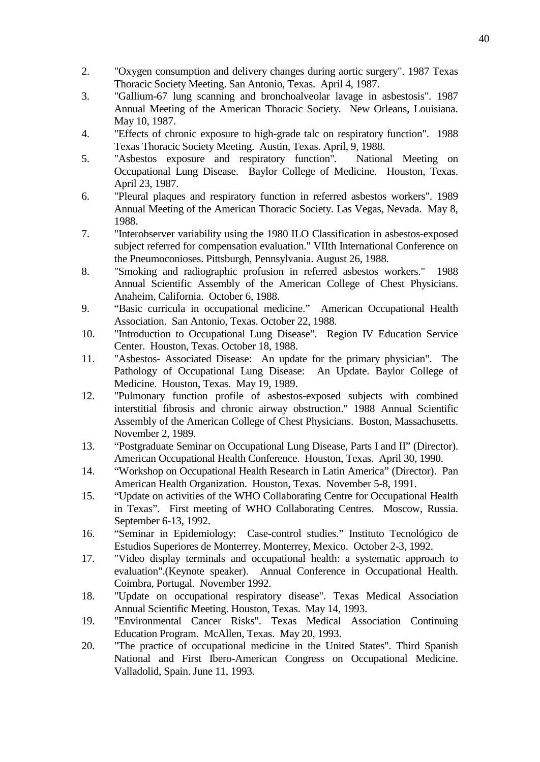2. "Oxygen consumption and delivery changes during aortic surgery". 1987 Texas Thoracic Society Meeting. San Antonio, Texas. April 4, 1987.
3. "Gallium-67 lung scanning and bronchoalveolar lavage in asbestosis". 1987 Annual Meeting of the American Thoracic Society. New Orleans, Louisiana. May 10, 1987.
4. "Effects of chronic exposure to high-grade talc on respiratory function". 1988 Texas Thoracic Society Meeting. Austin, Texas. April, 9, 1988.
5. "Asbestos exposure and respiratory function". National Meeting on Occupational Lung Disease. Baylor College of Medicine. Houston, Texas. April 23, 1987.
6. "Pleural plaques and respiratory function in referred asbestos workers". 1989 Annual Meeting of the American Thoracic Society. Las Vegas, Nevada. May 8, 1988.
7. "Interobserver variability using the 1980 ILO Classification in asbestos-exposed subject referred for compensation evaluation." VIIth International Conference on the Pneumoconioses. Pittsburgh, Pennsylvania. August 26, 1988.
8. "Smoking and radiographic profusion in referred asbestos workers." 1988 Annual Scientific Assembly of the American College of Chest Physicians. Anaheim, California. October 6, 1988.
9. "Basic curricula in occupational medicine." American Occupational Health Association. San Antonio, Texas. October 22, 1988.
10. "Introduction to Occupational Lung Disease". Region IV Education Service Center. Houston, Texas. October 18, 1988.
11. "Asbestos- Associated Disease: An update for the primary physician". The Pathology of Occupational Lung Disease: An Update. Baylor College of Medicine. Houston, Texas. May 19, 1989.
12. "Pulmonary function profile of asbestos-exposed subjects with combined interstitial fibrosis and chronic airway obstruction." 1988 Annual Scientific Assembly of the American College of Chest Physicians. Boston, Massachusetts. November 2, 1989.
13. "Postgraduate Seminar on Occupational Lung Disease, Parts I and II" (Director). American Occupational Health Conference. Houston, Texas. April 30, 1990.
14. "Workshop on Occupational Health Research in Latin America" (Director). Pan American Health Organization. Houston, Texas. November 5-8, 1991.
15. "Update on activities of the WHO Collaborating Centre for Occupational Health in Texas". First meeting of WHO Collaborating Centres. Moscow, Russia. September 6-13, 1992.
16. "Seminar in Epidemiology: Case-control studies." Instituto Tecnológico de Estudios Superiores de Monterrey. Monterrey, Mexico. October 2-3, 1992.
17. "Video display terminals and occupational health: a systematic approach to evaluation".(Keynote speaker). Annual Conference in Occupational Health. Coimbra, Portugal. November 1992.
18. "Update on occupational respiratory disease". Texas Medical Association Annual Scientific Meeting. Houston, Texas. May 14, 1993.
19. "Environmental Cancer Risks". Texas Medical Association Continuing Education Program. McAllen, Texas. May 20, 1993.
20. "The practice of occupational medicine in the United States". Third Spanish National and First Ibero-American Congress on Occupational Medicine. Valladolid, Spain. June 11, 1993.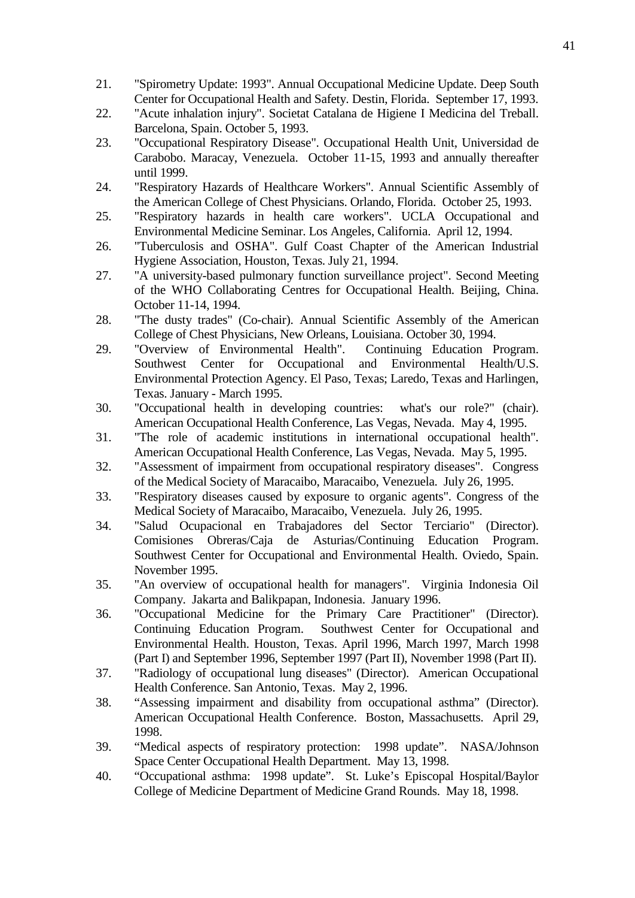21. "Spirometry Update: 1993". Annual Occupational Medicine Update. Deep South Center for Occupational Health and Safety. Destin, Florida. September 17, 1993.
22. "Acute inhalation injury". Societat Catalana de Higiene I Medicina del Treball. Barcelona, Spain. October 5, 1993.
23. "Occupational Respiratory Disease". Occupational Health Unit, Universidad de Carabobo. Maracay, Venezuela. October 11-15, 1993 and annually thereafter until 1999.
24. "Respiratory Hazards of Healthcare Workers". Annual Scientific Assembly of the American College of Chest Physicians. Orlando, Florida. October 25, 1993.
25. "Respiratory hazards in health care workers". UCLA Occupational and Environmental Medicine Seminar. Los Angeles, California. April 12, 1994.
26. "Tuberculosis and OSHA". Gulf Coast Chapter of the American Industrial Hygiene Association, Houston, Texas. July 21, 1994.
27. "A university-based pulmonary function surveillance project". Second Meeting of the WHO Collaborating Centres for Occupational Health. Beijing, China. October 11-14, 1994.
28. "The dusty trades" (Co-chair). Annual Scientific Assembly of the American College of Chest Physicians, New Orleans, Louisiana. October 30, 1994.
29. "Overview of Environmental Health". Continuing Education Program. Southwest Center for Occupational and Environmental Health/U.S. Environmental Protection Agency. El Paso, Texas; Laredo, Texas and Harlingen, Texas. January - March 1995.
30. "Occupational health in developing countries: what's our role?" (chair). American Occupational Health Conference, Las Vegas, Nevada. May 4, 1995.
31. "The role of academic institutions in international occupational health". American Occupational Health Conference, Las Vegas, Nevada. May 5, 1995.
32. "Assessment of impairment from occupational respiratory diseases". Congress of the Medical Society of Maracaibo, Maracaibo, Venezuela. July 26, 1995.
33. "Respiratory diseases caused by exposure to organic agents". Congress of the Medical Society of Maracaibo, Maracaibo, Venezuela. July 26, 1995.
34. "Salud Ocupacional en Trabajadores del Sector Terciario" (Director). Comisiones Obreras/Caja de Asturias/Continuing Education Program. Southwest Center for Occupational and Environmental Health. Oviedo, Spain. November 1995.
35. "An overview of occupational health for managers". Virginia Indonesia Oil Company. Jakarta and Balikpapan, Indonesia. January 1996.
36. "Occupational Medicine for the Primary Care Practitioner" (Director). Continuing Education Program. Southwest Center for Occupational and Environmental Health. Houston, Texas. April 1996, March 1997, March 1998 (Part I) and September 1996, September 1997 (Part II), November 1998 (Part II).
37. "Radiology of occupational lung diseases" (Director). American Occupational Health Conference. San Antonio, Texas. May 2, 1996.
38. "Assessing impairment and disability from occupational asthma" (Director). American Occupational Health Conference. Boston, Massachusetts. April 29, 1998.
39. "Medical aspects of respiratory protection: 1998 update". NASA/Johnson Space Center Occupational Health Department. May 13, 1998.
40. "Occupational asthma: 1998 update". St. Luke's Episcopal Hospital/Baylor College of Medicine Department of Medicine Grand Rounds. May 18, 1998.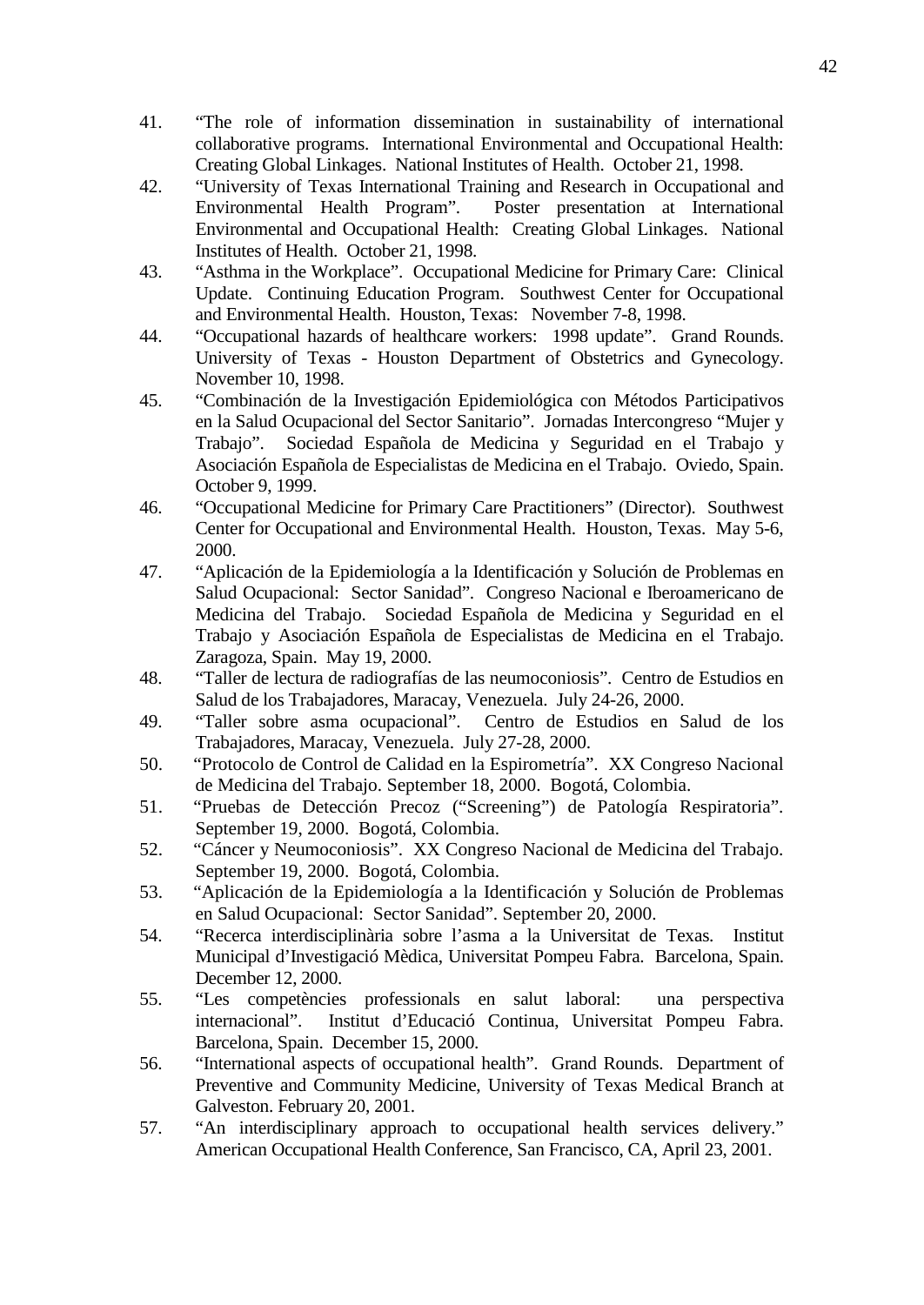41. "The role of information dissemination in sustainability of international collaborative programs. International Environmental and Occupational Health: Creating Global Linkages. National Institutes of Health. October 21, 1998.
42. "University of Texas International Training and Research in Occupational and Environmental Health Program". Poster presentation at International Environmental and Occupational Health: Creating Global Linkages. National Institutes of Health. October 21, 1998.
43. "Asthma in the Workplace". Occupational Medicine for Primary Care: Clinical Update. Continuing Education Program. Southwest Center for Occupational and Environmental Health. Houston, Texas: November 7-8, 1998.
44. "Occupational hazards of healthcare workers: 1998 update". Grand Rounds. University of Texas - Houston Department of Obstetrics and Gynecology. November 10, 1998.
45. "Combinación de la Investigación Epidemiológica con Métodos Participativos en la Salud Ocupacional del Sector Sanitario". Jornadas Intercongreso "Mujer y Trabajo". Sociedad Española de Medicina y Seguridad en el Trabajo y Asociación Española de Especialistas de Medicina en el Trabajo. Oviedo, Spain. October 9, 1999.
46. "Occupational Medicine for Primary Care Practitioners" (Director). Southwest Center for Occupational and Environmental Health. Houston, Texas. May 5-6, 2000.
47. "Aplicación de la Epidemiología a la Identificación y Solución de Problemas en Salud Ocupacional: Sector Sanidad". Congreso Nacional e Iberoamericano de Medicina del Trabajo. Sociedad Española de Medicina y Seguridad en el Trabajo y Asociación Española de Especialistas de Medicina en el Trabajo. Zaragoza, Spain. May 19, 2000.
48. "Taller de lectura de radiografías de las neumoconiosis". Centro de Estudios en Salud de los Trabajadores, Maracay, Venezuela. July 24-26, 2000.
49. "Taller sobre asma ocupacional". Centro de Estudios en Salud de los Trabajadores, Maracay, Venezuela. July 27-28, 2000.
50. "Protocolo de Control de Calidad en la Espirometría". XX Congreso Nacional de Medicina del Trabajo. September 18, 2000. Bogotá, Colombia.
51. "Pruebas de Detección Precoz ("Screening") de Patología Respiratoria". September 19, 2000. Bogotá, Colombia.
52. "Cáncer y Neumoconiosis". XX Congreso Nacional de Medicina del Trabajo. September 19, 2000. Bogotá, Colombia.
53. "Aplicación de la Epidemiología a la Identificación y Solución de Problemas en Salud Ocupacional: Sector Sanidad". September 20, 2000.
54. "Recerca interdisciplinària sobre l'asma a la Universitat de Texas. Institut Municipal d'Investigació Mèdica, Universitat Pompeu Fabra. Barcelona, Spain. December 12, 2000.
55. "Les competències professionals en salut laboral: una perspectiva internacional". Institut d'Educació Continua, Universitat Pompeu Fabra. Barcelona, Spain. December 15, 2000.
56. "International aspects of occupational health". Grand Rounds. Department of Preventive and Community Medicine, University of Texas Medical Branch at Galveston. February 20, 2001.
57. "An interdisciplinary approach to occupational health services delivery." American Occupational Health Conference, San Francisco, CA, April 23, 2001.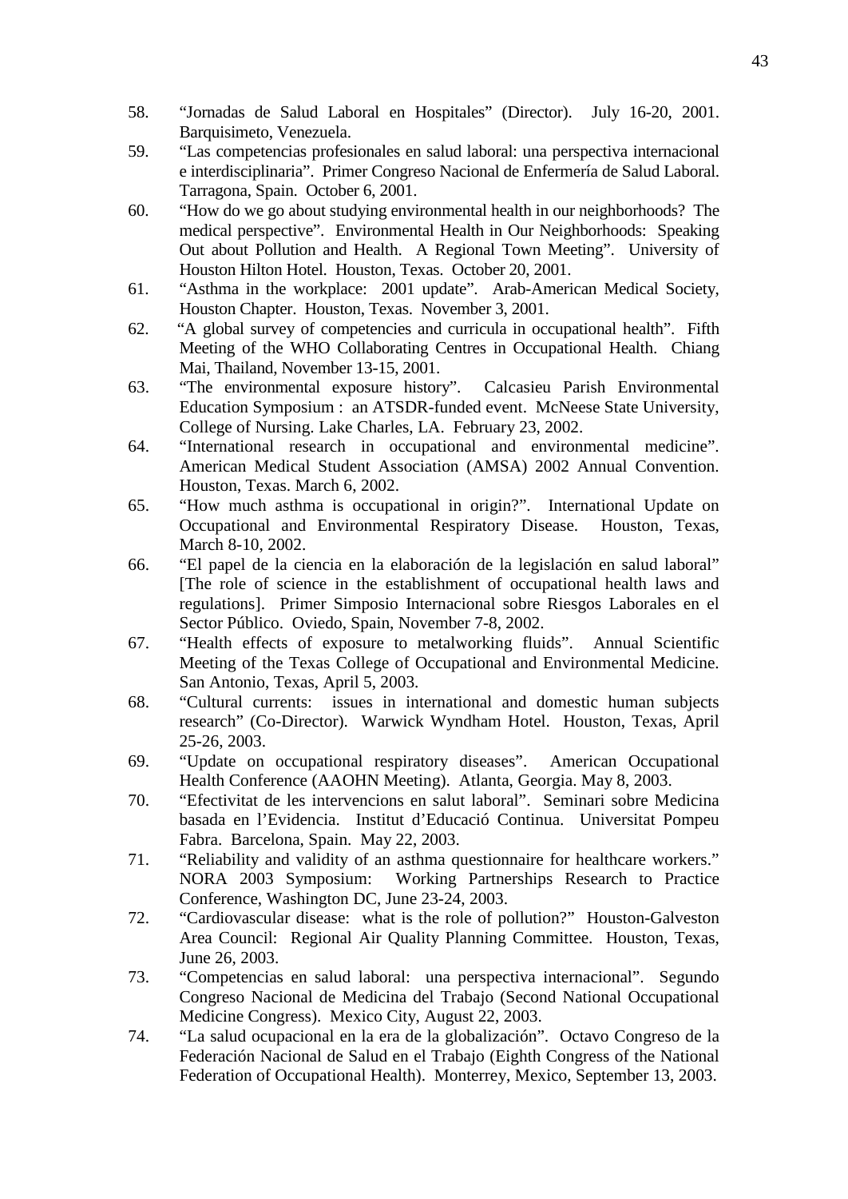58. "Jornadas de Salud Laboral en Hospitales" (Director). July 16-20, 2001. Barquisimeto, Venezuela.
59. "Las competencias profesionales en salud laboral: una perspectiva internacional e interdisciplinaria". Primer Congreso Nacional de Enfermería de Salud Laboral. Tarragona, Spain. October 6, 2001.
60. "How do we go about studying environmental health in our neighborhoods? The medical perspective". Environmental Health in Our Neighborhoods: Speaking Out about Pollution and Health. A Regional Town Meeting". University of Houston Hilton Hotel. Houston, Texas. October 20, 2001.
61. "Asthma in the workplace: 2001 update". Arab-American Medical Society, Houston Chapter. Houston, Texas. November 3, 2001.
62. "A global survey of competencies and curricula in occupational health". Fifth Meeting of the WHO Collaborating Centres in Occupational Health. Chiang Mai, Thailand, November 13-15, 2001.
63. "The environmental exposure history". Calcasieu Parish Environmental Education Symposium : an ATSDR-funded event. McNeese State University, College of Nursing. Lake Charles, LA. February 23, 2002.
64. "International research in occupational and environmental medicine". American Medical Student Association (AMSA) 2002 Annual Convention. Houston, Texas. March 6, 2002.
65. "How much asthma is occupational in origin?". International Update on Occupational and Environmental Respiratory Disease. Houston, Texas, March 8-10, 2002.
66. "El papel de la ciencia en la elaboración de la legislación en salud laboral" [The role of science in the establishment of occupational health laws and regulations]. Primer Simposio Internacional sobre Riesgos Laborales en el Sector Público. Oviedo, Spain, November 7-8, 2002.
67. "Health effects of exposure to metalworking fluids". Annual Scientific Meeting of the Texas College of Occupational and Environmental Medicine. San Antonio, Texas, April 5, 2003.
68. "Cultural currents: issues in international and domestic human subjects research" (Co-Director). Warwick Wyndham Hotel. Houston, Texas, April 25-26, 2003.
69. "Update on occupational respiratory diseases". American Occupational Health Conference (AAOHN Meeting). Atlanta, Georgia. May 8, 2003.
70. "Efectivitat de les intervencions en salut laboral". Seminari sobre Medicina basada en l'Evidencia. Institut d'Educació Continua. Universitat Pompeu Fabra. Barcelona, Spain. May 22, 2003.
71. "Reliability and validity of an asthma questionnaire for healthcare workers." NORA 2003 Symposium: Working Partnerships Research to Practice Conference, Washington DC, June 23-24, 2003.
72. "Cardiovascular disease: what is the role of pollution?" Houston-Galveston Area Council: Regional Air Quality Planning Committee. Houston, Texas, June 26, 2003.
73. "Competencias en salud laboral: una perspectiva internacional". Segundo Congreso Nacional de Medicina del Trabajo (Second National Occupational Medicine Congress). Mexico City, August 22, 2003.
74. "La salud ocupacional en la era de la globalización". Octavo Congreso de la Federación Nacional de Salud en el Trabajo (Eighth Congress of the National Federation of Occupational Health). Monterrey, Mexico, September 13, 2003.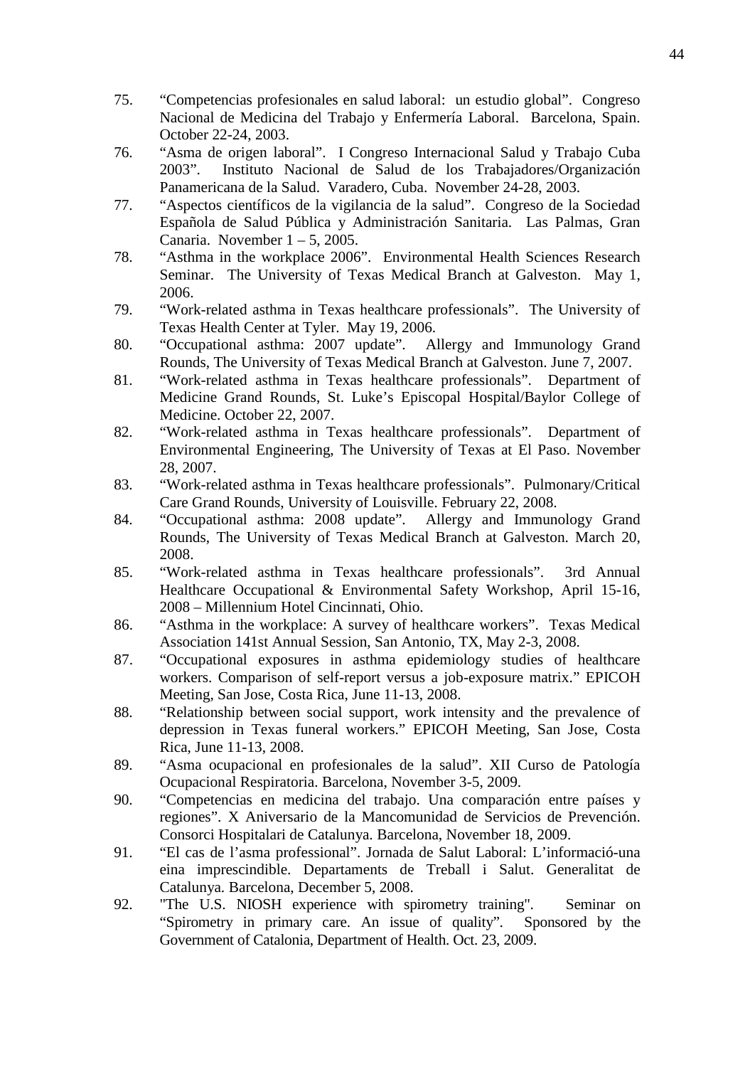75. "Competencias profesionales en salud laboral: un estudio global". Congreso Nacional de Medicina del Trabajo y Enfermería Laboral. Barcelona, Spain. October 22-24, 2003.
76. "Asma de origen laboral". I Congreso Internacional Salud y Trabajo Cuba 2003". Instituto Nacional de Salud de los Trabajadores/Organización Panamericana de la Salud. Varadero, Cuba. November 24-28, 2003.
77. "Aspectos científicos de la vigilancia de la salud". Congreso de la Sociedad Española de Salud Pública y Administración Sanitaria. Las Palmas, Gran Canaria. November 1 – 5, 2005.
78. "Asthma in the workplace 2006". Environmental Health Sciences Research Seminar. The University of Texas Medical Branch at Galveston. May 1, 2006.
79. "Work-related asthma in Texas healthcare professionals". The University of Texas Health Center at Tyler. May 19, 2006.
80. "Occupational asthma: 2007 update". Allergy and Immunology Grand Rounds, The University of Texas Medical Branch at Galveston. June 7, 2007.
81. "Work-related asthma in Texas healthcare professionals". Department of Medicine Grand Rounds, St. Luke's Episcopal Hospital/Baylor College of Medicine. October 22, 2007.
82. "Work-related asthma in Texas healthcare professionals". Department of Environmental Engineering, The University of Texas at El Paso. November 28, 2007.
83. "Work-related asthma in Texas healthcare professionals". Pulmonary/Critical Care Grand Rounds, University of Louisville. February 22, 2008.
84. "Occupational asthma: 2008 update". Allergy and Immunology Grand Rounds, The University of Texas Medical Branch at Galveston. March 20, 2008.
85. "Work-related asthma in Texas healthcare professionals". 3rd Annual Healthcare Occupational & Environmental Safety Workshop, April 15-16, 2008 – Millennium Hotel Cincinnati, Ohio.
86. "Asthma in the workplace: A survey of healthcare workers". Texas Medical Association 141st Annual Session, San Antonio, TX, May 2-3, 2008.
87. "Occupational exposures in asthma epidemiology studies of healthcare workers. Comparison of self-report versus a job-exposure matrix." EPICOH Meeting, San Jose, Costa Rica, June 11-13, 2008.
88. "Relationship between social support, work intensity and the prevalence of depression in Texas funeral workers." EPICOH Meeting, San Jose, Costa Rica, June 11-13, 2008.
89. "Asma ocupacional en profesionales de la salud". XII Curso de Patología Ocupacional Respiratoria. Barcelona, November 3-5, 2009.
90. "Competencias en medicina del trabajo. Una comparación entre países y regiones". X Aniversario de la Mancomunidad de Servicios de Prevención. Consorci Hospitalari de Catalunya. Barcelona, November 18, 2009.
91. "El cas de l'asma professional". Jornada de Salut Laboral: L'informació-una eina imprescindible. Departaments de Treball i Salut. Generalitat de Catalunya. Barcelona, December 5, 2008.
92. "The U.S. NIOSH experience with spirometry training". Seminar on "Spirometry in primary care. An issue of quality". Sponsored by the Government of Catalonia, Department of Health. Oct. 23, 2009.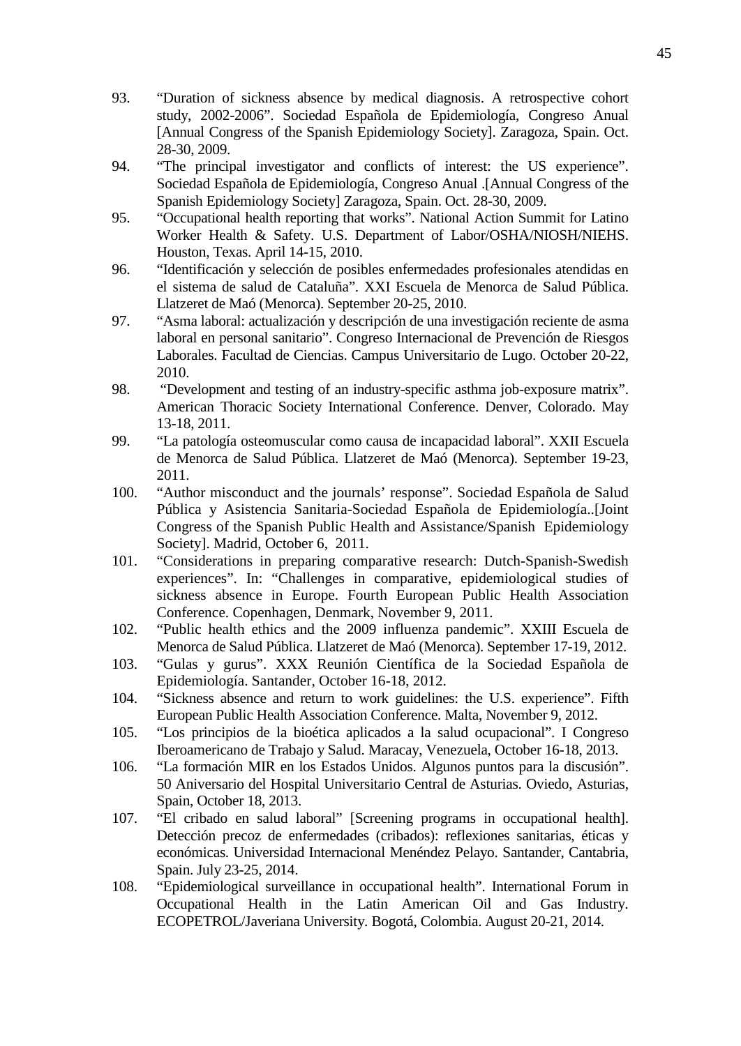93. "Duration of sickness absence by medical diagnosis. A retrospective cohort study, 2002-2006". Sociedad Española de Epidemiología, Congreso Anual [Annual Congress of the Spanish Epidemiology Society]. Zaragoza, Spain. Oct. 28-30, 2009.
94. "The principal investigator and conflicts of interest: the US experience". Sociedad Española de Epidemiología, Congreso Anual .[Annual Congress of the Spanish Epidemiology Society] Zaragoza, Spain. Oct. 28-30, 2009.
95. "Occupational health reporting that works". National Action Summit for Latino Worker Health & Safety. U.S. Department of Labor/OSHA/NIOSH/NIEHS. Houston, Texas. April 14-15, 2010.
96. "Identificación y selección de posibles enfermedades profesionales atendidas en el sistema de salud de Cataluña". XXI Escuela de Menorca de Salud Pública. Llatzeret de Maó (Menorca). September 20-25, 2010.
97. "Asma laboral: actualización y descripción de una investigación reciente de asma laboral en personal sanitario". Congreso Internacional de Prevención de Riesgos Laborales. Facultad de Ciencias. Campus Universitario de Lugo. October 20-22, 2010.
98. "Development and testing of an industry-specific asthma job-exposure matrix". American Thoracic Society International Conference. Denver, Colorado. May 13-18, 2011.
99. "La patología osteomuscular como causa de incapacidad laboral". XXII Escuela de Menorca de Salud Pública. Llatzeret de Maó (Menorca). September 19-23, 2011.
100. "Author misconduct and the journals' response". Sociedad Española de Salud Pública y Asistencia Sanitaria-Sociedad Española de Epidemiología..[Joint Congress of the Spanish Public Health and Assistance/Spanish Epidemiology Society]. Madrid, October 6, 2011.
101. "Considerations in preparing comparative research: Dutch-Spanish-Swedish experiences". In: "Challenges in comparative, epidemiological studies of sickness absence in Europe. Fourth European Public Health Association Conference. Copenhagen, Denmark, November 9, 2011.
102. "Public health ethics and the 2009 influenza pandemic". XXIII Escuela de Menorca de Salud Pública. Llatzeret de Maó (Menorca). September 17-19, 2012.
103. "Gulas y gurus". XXX Reunión Científica de la Sociedad Española de Epidemiología. Santander, October 16-18, 2012.
104. "Sickness absence and return to work guidelines: the U.S. experience". Fifth European Public Health Association Conference. Malta, November 9, 2012.
105. "Los principios de la bioética aplicados a la salud ocupacional". I Congreso Iberoamericano de Trabajo y Salud. Maracay, Venezuela, October 16-18, 2013.
106. "La formación MIR en los Estados Unidos. Algunos puntos para la discusión". 50 Aniversario del Hospital Universitario Central de Asturias. Oviedo, Asturias, Spain, October 18, 2013.
107. "El cribado en salud laboral" [Screening programs in occupational health]. Detección precoz de enfermedades (cribados): reflexiones sanitarias, éticas y económicas. Universidad Internacional Menéndez Pelayo. Santander, Cantabria, Spain. July 23-25, 2014.
108. "Epidemiological surveillance in occupational health". International Forum in Occupational Health in the Latin American Oil and Gas Industry. ECOPETROL/Javeriana University. Bogotá, Colombia. August 20-21, 2014.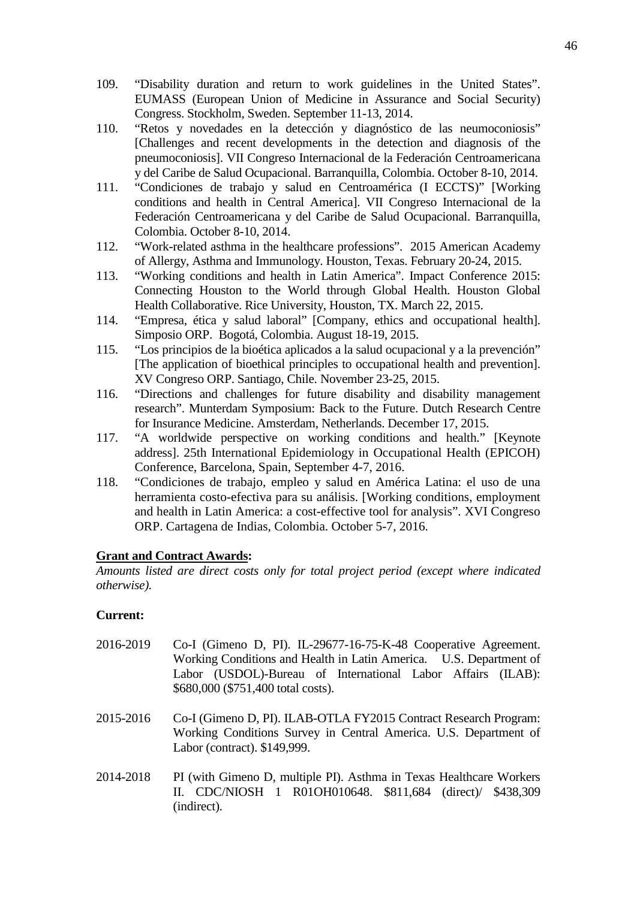109. "Disability duration and return to work guidelines in the United States". EUMASS (European Union of Medicine in Assurance and Social Security) Congress. Stockholm, Sweden. September 11-13, 2014.
110. "Retos y novedades en la detección y diagnóstico de las neumoconiosis" [Challenges and recent developments in the detection and diagnosis of the pneumoconiosis]. VII Congreso Internacional de la Federación Centroamericana y del Caribe de Salud Ocupacional. Barranquilla, Colombia. October 8-10, 2014.
111. "Condiciones de trabajo y salud en Centroamérica (I ECCTS)" [Working conditions and health in Central America]. VII Congreso Internacional de la Federación Centroamericana y del Caribe de Salud Ocupacional. Barranquilla, Colombia. October 8-10, 2014.
112. "Work-related asthma in the healthcare professions". 2015 American Academy of Allergy, Asthma and Immunology. Houston, Texas. February 20-24, 2015.
113. "Working conditions and health in Latin America". Impact Conference 2015: Connecting Houston to the World through Global Health. Houston Global Health Collaborative. Rice University, Houston, TX. March 22, 2015.
114. "Empresa, ética y salud laboral" [Company, ethics and occupational health]. Simposio ORP. Bogotá, Colombia. August 18-19, 2015.
115. "Los principios de la bioética aplicados a la salud ocupacional y a la prevención" [The application of bioethical principles to occupational health and prevention]. XV Congreso ORP. Santiago, Chile. November 23-25, 2015.
116. "Directions and challenges for future disability and disability management research". Munterdam Symposium: Back to the Future. Dutch Research Centre for Insurance Medicine. Amsterdam, Netherlands. December 17, 2015.
117. "A worldwide perspective on working conditions and health." [Keynote address]. 25th International Epidemiology in Occupational Health (EPICOH) Conference, Barcelona, Spain, September 4-7, 2016.
118. "Condiciones de trabajo, empleo y salud en América Latina: el uso de una herramienta costo-efectiva para su análisis. [Working conditions, employment and health in Latin America: a cost-effective tool for analysis". XVI Congreso ORP. Cartagena de Indias, Colombia. October 5-7, 2016.

**Grant and Contract Awards:**

*Amounts listed are direct costs only for total project period (except where indicated otherwise).*

**Current:**

2016-2019 Co-I (Gimeno D, PI). IL-29677-16-75-K-48 Cooperative Agreement. Working Conditions and Health in Latin America. U.S. Department of Labor (USDOL)-Bureau of International Labor Affairs (ILAB): $680,000 ($751,400 total costs).

2015-2016 Co-I (Gimeno D, PI). ILAB-OTLA FY2015 Contract Research Program: Working Conditions Survey in Central America. U.S. Department of Labor (contract). $149,999.

2014-2018 PI (with Gimeno D, multiple PI). Asthma in Texas Healthcare Workers II. CDC/NIOSH 1 R01OH010648. $811,684 (direct)/ $438,309 (indirect).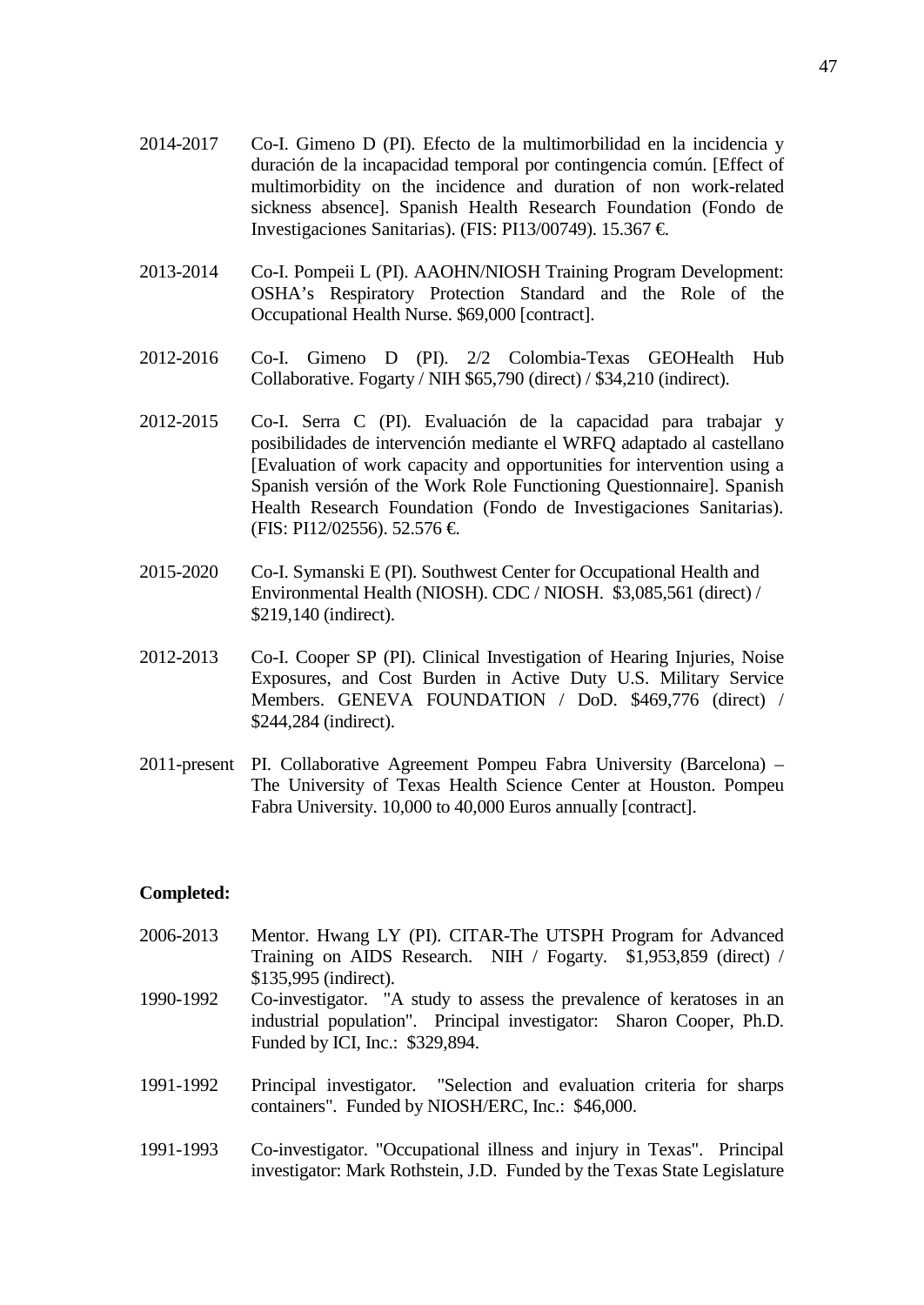2014-2017 Co-I. Gimeno D (PI). Efecto de la multimorbilidad en la incidencia y duración de la incapacidad temporal por contingencia común. [Effect of multimorbidity on the incidence and duration of non work-related sickness absence]. Spanish Health Research Foundation (Fondo de Investigaciones Sanitarias). (FIS: PI13/00749). 15.367 €.

2013-2014 Co-I. Pompeii L (PI). AAOHN/NIOSH Training Program Development: OSHA's Respiratory Protection Standard and the Role of the Occupational Health Nurse. $69,000 [contract].

2012-2016 Co-I. Gimeno D (PI). 2/2 Colombia-Texas GEOHealth Hub Collaborative. Fogarty / NIH $65,790 (direct) / $34,210 (indirect).

2012-2015 Co-I. Serra C (PI). Evaluación de la capacidad para trabajar y posibilidades de intervención mediante el WRFQ adaptado al castellano [Evaluation of work capacity and opportunities for intervention using a Spanish versión of the Work Role Functioning Questionnaire]. Spanish Health Research Foundation (Fondo de Investigaciones Sanitarias). (FIS: PI12/02556). 52.576 €.

2015-2020 Co-I. Symanski E (PI). Southwest Center for Occupational Health and Environmental Health (NIOSH). CDC / NIOSH. $3,085,561 (direct) / $219,140 (indirect).

2012-2013 Co-I. Cooper SP (PI). Clinical Investigation of Hearing Injuries, Noise Exposures, and Cost Burden in Active Duty U.S. Military Service Members. GENEVA FOUNDATION / DoD. $469,776 (direct) / $244,284 (indirect).

2011-present PI. Collaborative Agreement Pompeu Fabra University (Barcelona) – The University of Texas Health Science Center at Houston. Pompeu Fabra University. 10,000 to 40,000 Euros annually [contract].

**Completed:**

2006-2013 Mentor. Hwang LY (PI). CITAR-The UTSPH Program for Advanced Training on AIDS Research. NIH / Fogarty. $1,953,859 (direct) / $135,995 (indirect).

1990-1992 Co-investigator. "A study to assess the prevalence of keratoses in an industrial population". Principal investigator: Sharon Cooper, Ph.D. Funded by ICI, Inc.: $329,894.

1991-1992 Principal investigator. "Selection and evaluation criteria for sharps containers". Funded by NIOSH/ERC, Inc.: $46,000.

1991-1993 Co-investigator. "Occupational illness and injury in Texas". Principal investigator: Mark Rothstein, J.D. Funded by the Texas State Legislature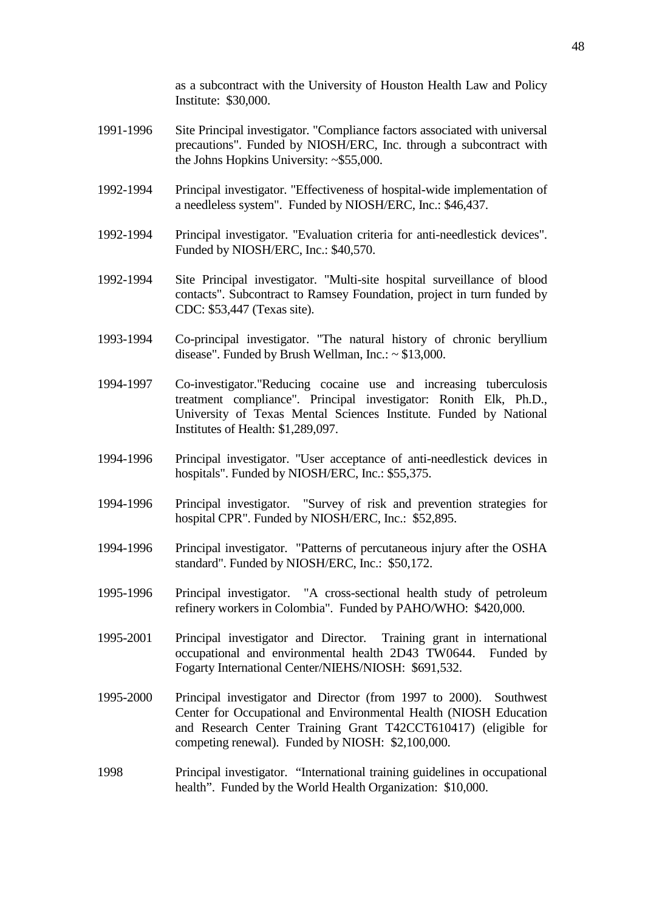as a subcontract with the University of Houston Health Law and Policy Institute: $30,000.

1991-1996 Site Principal investigator. "Compliance factors associated with universal precautions". Funded by NIOSH/ERC, Inc. through a subcontract with the Johns Hopkins University: ~$55,000.

1992-1994 Principal investigator. "Effectiveness of hospital-wide implementation of a needleless system". Funded by NIOSH/ERC, Inc.: $46,437.

1992-1994 Principal investigator. "Evaluation criteria for anti-needlestick devices". Funded by NIOSH/ERC, Inc.: $40,570.

1992-1994 Site Principal investigator. "Multi-site hospital surveillance of blood contacts". Subcontract to Ramsey Foundation, project in turn funded by CDC: $53,447 (Texas site).

1993-1994 Co-principal investigator. "The natural history of chronic beryllium disease". Funded by Brush Wellman, Inc.: ~ $13,000.

1994-1997 Co-investigator."Reducing cocaine use and increasing tuberculosis treatment compliance". Principal investigator: Ronith Elk, Ph.D., University of Texas Mental Sciences Institute. Funded by National Institutes of Health: $1,289,097.

1994-1996 Principal investigator. "User acceptance of anti-needlestick devices in hospitals". Funded by NIOSH/ERC, Inc.: $55,375.

1994-1996 Principal investigator. "Survey of risk and prevention strategies for hospital CPR". Funded by NIOSH/ERC, Inc.: $52,895.

1994-1996 Principal investigator. "Patterns of percutaneous injury after the OSHA standard". Funded by NIOSH/ERC, Inc.: $50,172.

1995-1996 Principal investigator. "A cross-sectional health study of petroleum refinery workers in Colombia". Funded by PAHO/WHO: $420,000.

1995-2001 Principal investigator and Director. Training grant in international occupational and environmental health 2D43 TW0644. Funded by Fogarty International Center/NIEHS/NIOSH: $691,532.

1995-2000 Principal investigator and Director (from 1997 to 2000). Southwest Center for Occupational and Environmental Health (NIOSH Education and Research Center Training Grant T42CCT610417) (eligible for competing renewal). Funded by NIOSH: $2,100,000.

1998 Principal investigator. "International training guidelines in occupational health". Funded by the World Health Organization: $10,000.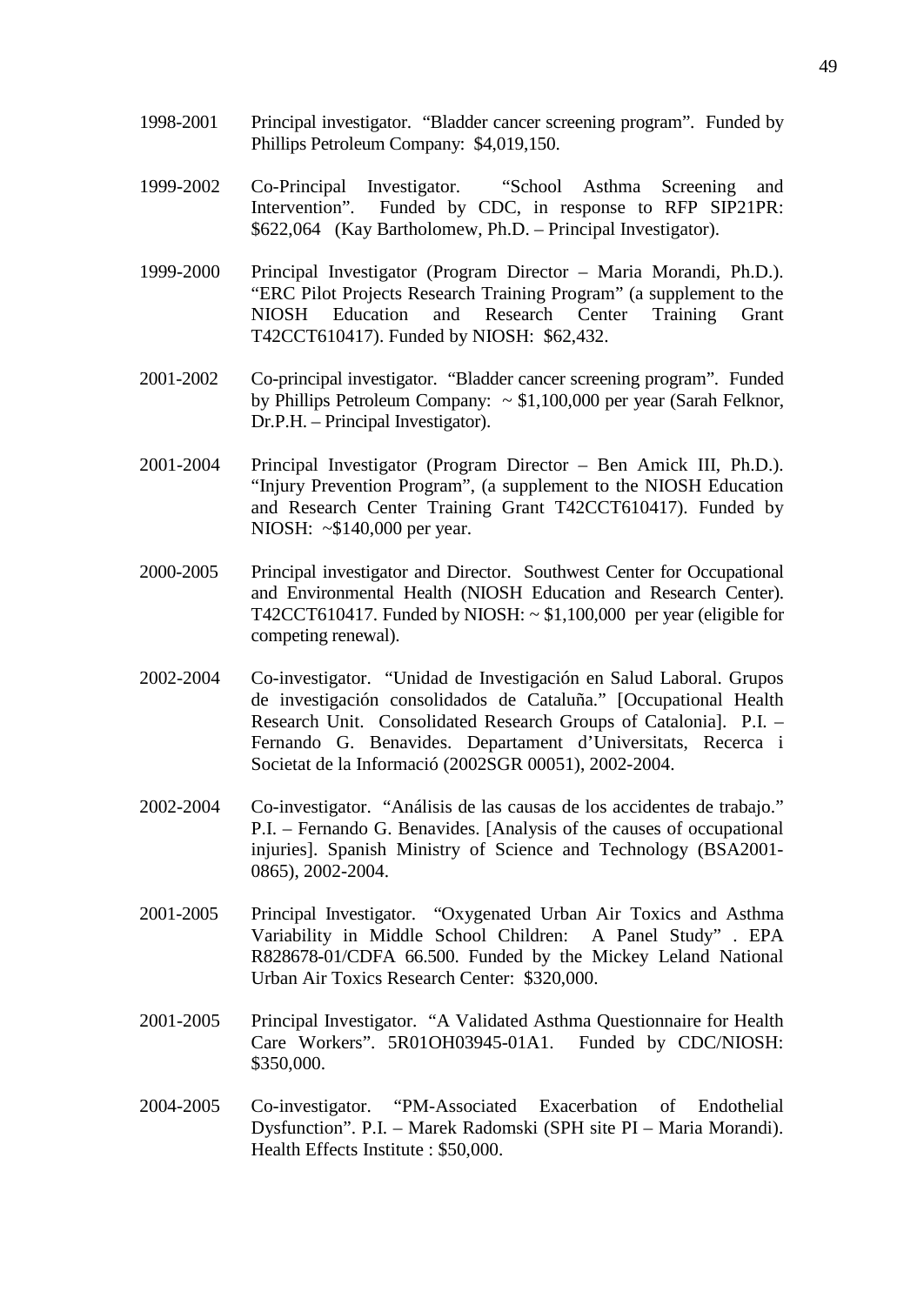1998-2001 Principal investigator. “Bladder cancer screening program”. Funded by Phillips Petroleum Company: $4,019,150.

1999-2002 Co-Principal Investigator. “School Asthma Screening and Intervention”. Funded by CDC, in response to RFP SIP21PR: $622,064 (Kay Bartholomew, Ph.D. – Principal Investigator).

1999-2000 Principal Investigator (Program Director – Maria Morandi, Ph.D.). “ERC Pilot Projects Research Training Program” (a supplement to the NIOSH Education and Research Center Training Grant T42CCT610417). Funded by NIOSH: $62,432.

2001-2002 Co-principal investigator. “Bladder cancer screening program”. Funded by Phillips Petroleum Company: ~ $1,100,000 per year (Sarah Felknor, Dr.P.H. – Principal Investigator).

2001-2004 Principal Investigator (Program Director – Ben Amick III, Ph.D.). “Injury Prevention Program”, (a supplement to the NIOSH Education and Research Center Training Grant T42CCT610417). Funded by NIOSH: ~$140,000 per year.

2000-2005 Principal investigator and Director. Southwest Center for Occupational and Environmental Health (NIOSH Education and Research Center). T42CCT610417. Funded by NIOSH: ~ $1,100,000 per year (eligible for competing renewal).

2002-2004 Co-investigator. “Unidad de Investigación en Salud Laboral. Grupos de investigación consolidados de Cataluña.” [Occupational Health Research Unit. Consolidated Research Groups of Catalonia]. P.I. – Fernando G. Benavides. Departament d’Universitats, Recerca i Societat de la Informació (2002SGR 00051), 2002-2004.

2002-2004 Co-investigator. “Análisis de las causas de los accidentes de trabajo.” P.I. – Fernando G. Benavides. [Analysis of the causes of occupational injuries]. Spanish Ministry of Science and Technology (BSA2001-0865), 2002-2004.

2001-2005 Principal Investigator. “Oxygenated Urban Air Toxics and Asthma Variability in Middle School Children: A Panel Study” . EPA R828678-01/CDFA 66.500. Funded by the Mickey Leland National Urban Air Toxics Research Center: $320,000.

2001-2005 Principal Investigator. “A Validated Asthma Questionnaire for Health Care Workers”. 5R01OH03945-01A1. Funded by CDC/NIOSH: $350,000.

2004-2005 Co-investigator. “PM-Associated Exacerbation of Endothelial Dysfunction”. P.I. – Marek Radomski (SPH site PI – Maria Morandi). Health Effects Institute : $50,000.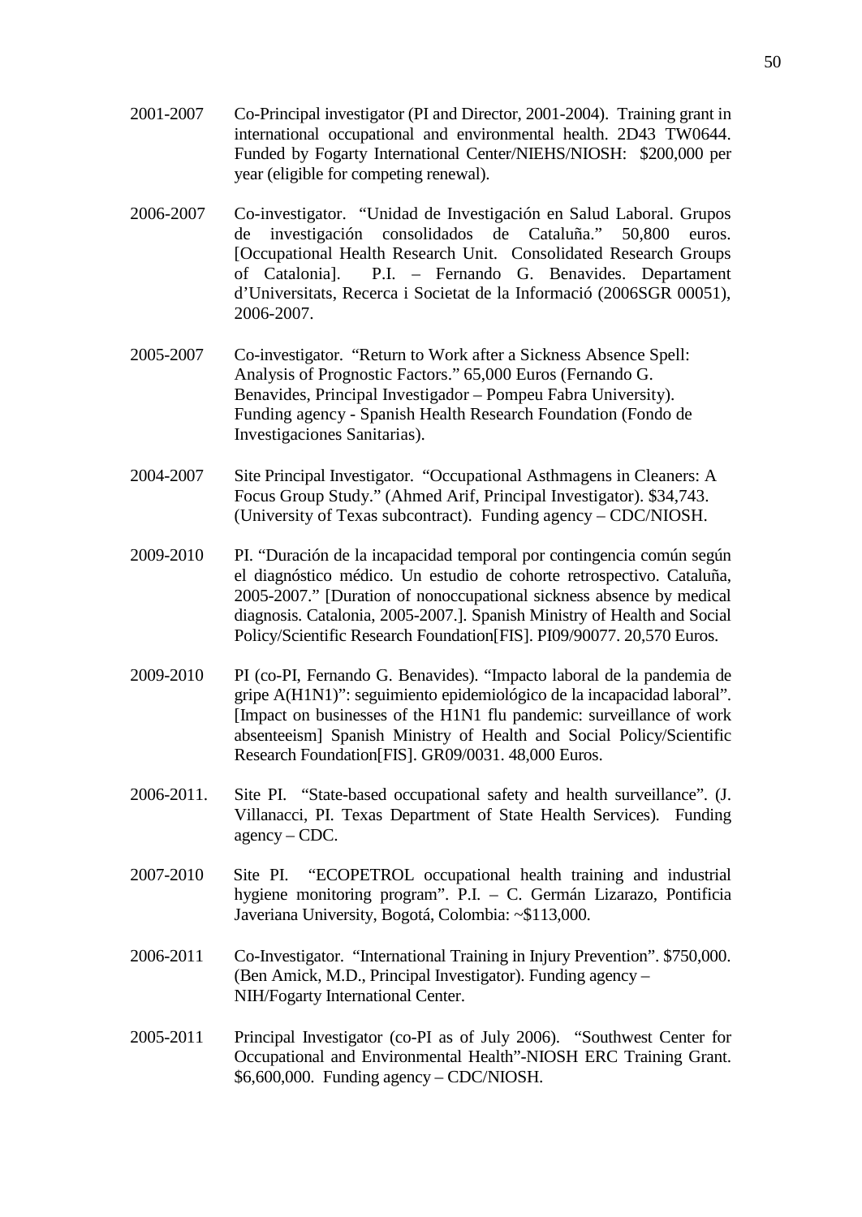2001-2007 Co-Principal investigator (PI and Director, 2001-2004). Training grant in international occupational and environmental health. 2D43 TW0644. Funded by Fogarty International Center/NIEHS/NIOSH: $200,000 per year (eligible for competing renewal).

2006-2007 Co-investigator. "Unidad de Investigación en Salud Laboral. Grupos de investigación consolidados de Cataluña." 50,800 euros. [Occupational Health Research Unit. Consolidated Research Groups of Catalonia]. P.I. – Fernando G. Benavides. Departament d'Universitats, Recerca i Societat de la Informació (2006SGR 00051), 2006-2007.

2005-2007 Co-investigator. "Return to Work after a Sickness Absence Spell: Analysis of Prognostic Factors." 65,000 Euros (Fernando G. Benavides, Principal Investigador – Pompeu Fabra University). Funding agency - Spanish Health Research Foundation (Fondo de Investigaciones Sanitarias).

2004-2007 Site Principal Investigator. "Occupational Asthmagens in Cleaners: A Focus Group Study." (Ahmed Arif, Principal Investigator). $34,743. (University of Texas subcontract). Funding agency – CDC/NIOSH.

2009-2010 PI. "Duración de la incapacidad temporal por contingencia común según el diagnóstico médico. Un estudio de cohorte retrospectivo. Cataluña, 2005-2007." [Duration of nonoccupational sickness absence by medical diagnosis. Catalonia, 2005-2007.]. Spanish Ministry of Health and Social Policy/Scientific Research Foundation[FIS]. PI09/90077. 20,570 Euros.

2009-2010 PI (co-PI, Fernando G. Benavides). "Impacto laboral de la pandemia de gripe A(H1N1)": seguimiento epidemiológico de la incapacidad laboral". [Impact on businesses of the H1N1 flu pandemic: surveillance of work absenteeism] Spanish Ministry of Health and Social Policy/Scientific Research Foundation[FIS]. GR09/0031. 48,000 Euros.

2006-2011. Site PI. "State-based occupational safety and health surveillance". (J. Villanacci, PI. Texas Department of State Health Services). Funding agency – CDC.

2007-2010 Site PI. "ECOPETROL occupational health training and industrial hygiene monitoring program". P.I. – C. Germán Lizarazo, Pontificia Javeriana University, Bogotá, Colombia: ~$113,000.

2006-2011 Co-Investigator. "International Training in Injury Prevention". $750,000. (Ben Amick, M.D., Principal Investigator). Funding agency – NIH/Fogarty International Center.

2005-2011 Principal Investigator (co-PI as of July 2006). "Southwest Center for Occupational and Environmental Health"-NIOSH ERC Training Grant. $6,600,000. Funding agency – CDC/NIOSH.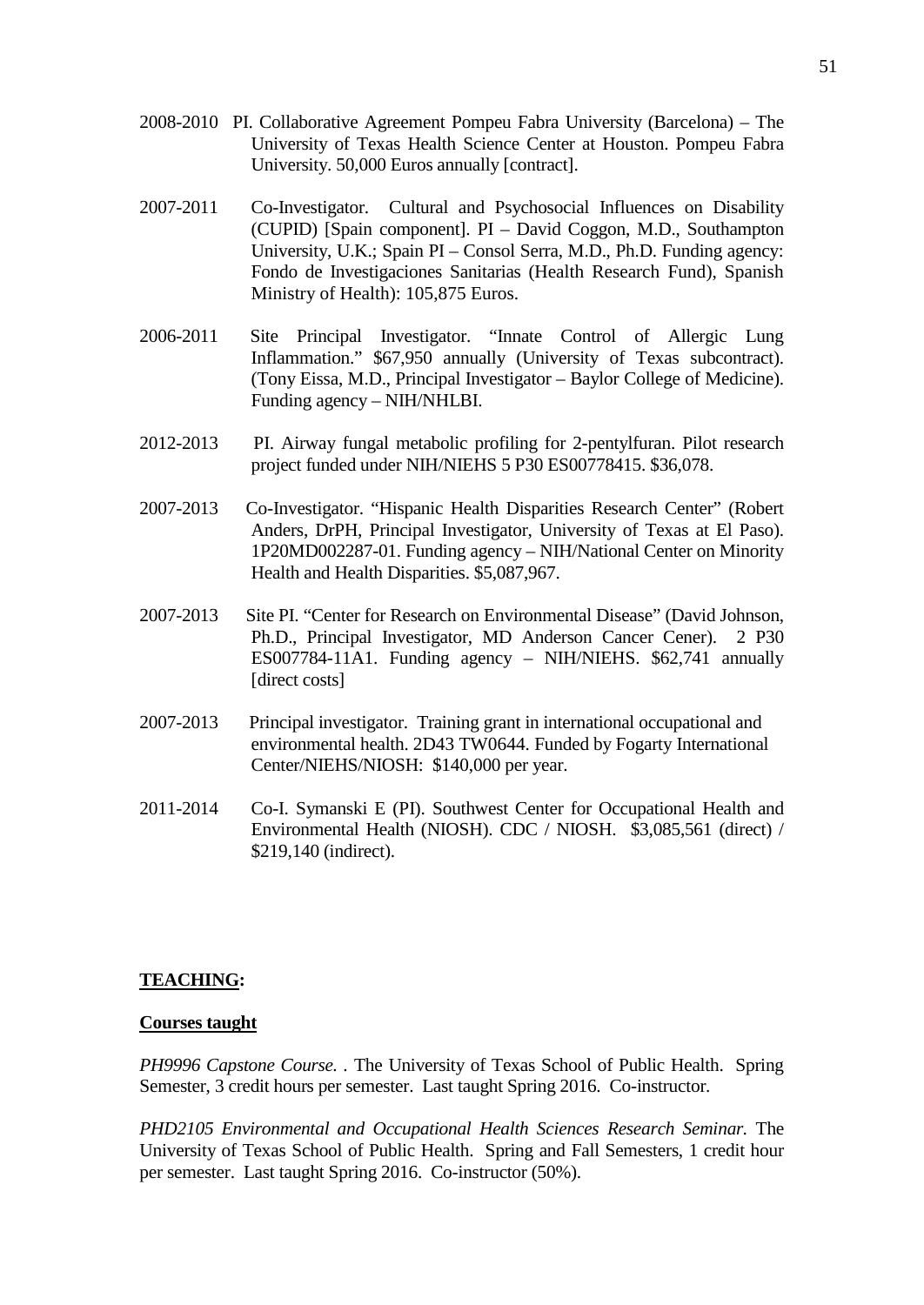2008-2010 PI. Collaborative Agreement Pompeu Fabra University (Barcelona) – The University of Texas Health Science Center at Houston. Pompeu Fabra University. 50,000 Euros annually [contract].

2007-2011 Co-Investigator. Cultural and Psychosocial Influences on Disability (CUPID) [Spain component]. PI – David Coggon, M.D., Southampton University, U.K.; Spain PI – Consol Serra, M.D., Ph.D. Funding agency: Fondo de Investigaciones Sanitarias (Health Research Fund), Spanish Ministry of Health): 105,875 Euros.

2006-2011 Site Principal Investigator. "Innate Control of Allergic Lung Inflammation." $67,950 annually (University of Texas subcontract). (Tony Eissa, M.D., Principal Investigator – Baylor College of Medicine). Funding agency – NIH/NHLBI.

2012-2013 PI. Airway fungal metabolic profiling for 2-pentylfuran. Pilot research project funded under NIH/NIEHS 5 P30 ES00778415. $36,078.

2007-2013 Co-Investigator. "Hispanic Health Disparities Research Center" (Robert Anders, DrPH, Principal Investigator, University of Texas at El Paso). 1P20MD002287-01. Funding agency – NIH/National Center on Minority Health and Health Disparities. $5,087,967.

2007-2013 Site PI. "Center for Research on Environmental Disease" (David Johnson, Ph.D., Principal Investigator, MD Anderson Cancer Cener). 2 P30 ES007784-11A1. Funding agency – NIH/NIEHS. $62,741 annually [direct costs]

2007-2013 Principal investigator. Training grant in international occupational and environmental health. 2D43 TW0644. Funded by Fogarty International Center/NIEHS/NIOSH: $140,000 per year.

2011-2014 Co-I. Symanski E (PI). Southwest Center for Occupational Health and Environmental Health (NIOSH). CDC / NIOSH. $3,085,561 (direct) / $219,140 (indirect).

## **TEACHING:**

### **Courses taught**

*PH9996 Capstone Course.* . The University of Texas School of Public Health. Spring Semester, 3 credit hours per semester. Last taught Spring 2016. Co-instructor.

*PHD2105 Environmental and Occupational Health Sciences Research Seminar.* The University of Texas School of Public Health. Spring and Fall Semesters, 1 credit hour per semester. Last taught Spring 2016. Co-instructor (50%).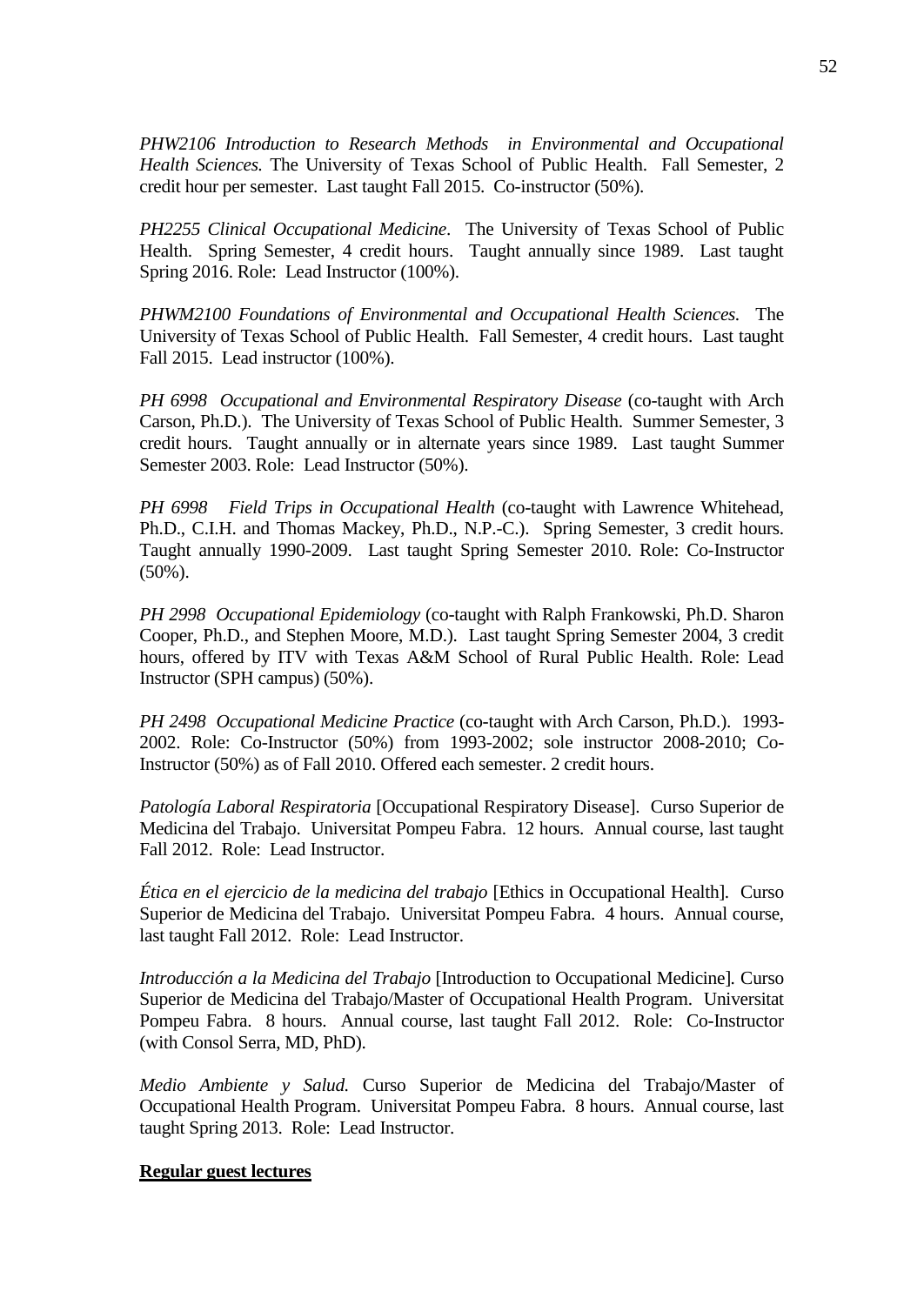*PHW2106 Introduction to Research Methods in Environmental and Occupational Health Sciences.* The University of Texas School of Public Health. Fall Semester, 2 credit hour per semester. Last taught Fall 2015. Co-instructor (50%).

*PH2255 Clinical Occupational Medicine*. The University of Texas School of Public Health. Spring Semester, 4 credit hours. Taught annually since 1989. Last taught Spring 2016. Role: Lead Instructor (100%).

*PHWM2100 Foundations of Environmental and Occupational Health Sciences.* The University of Texas School of Public Health. Fall Semester, 4 credit hours. Last taught Fall 2015. Lead instructor (100%).

*PH 6998 Occupational and Environmental Respiratory Disease* (co-taught with Arch Carson, Ph.D.). The University of Texas School of Public Health. Summer Semester, 3 credit hours. Taught annually or in alternate years since 1989. Last taught Summer Semester 2003. Role: Lead Instructor (50%).

*PH 6998 Field Trips in Occupational Health* (co-taught with Lawrence Whitehead, Ph.D., C.I.H. and Thomas Mackey, Ph.D., N.P.-C.). Spring Semester, 3 credit hours. Taught annually 1990-2009. Last taught Spring Semester 2010. Role: Co-Instructor (50%).

*PH 2998 Occupational Epidemiology* (co-taught with Ralph Frankowski, Ph.D. Sharon Cooper, Ph.D., and Stephen Moore, M.D.). Last taught Spring Semester 2004, 3 credit hours, offered by ITV with Texas A&M School of Rural Public Health. Role: Lead Instructor (SPH campus) (50%).

*PH 2498 Occupational Medicine Practice* (co-taught with Arch Carson, Ph.D.). 1993-2002. Role: Co-Instructor (50%) from 1993-2002; sole instructor 2008-2010; Co-Instructor (50%) as of Fall 2010. Offered each semester. 2 credit hours.

*Patología Laboral Respiratoria* [Occupational Respiratory Disease]. Curso Superior de Medicina del Trabajo. Universitat Pompeu Fabra. 12 hours. Annual course, last taught Fall 2012. Role: Lead Instructor.

*Ética en el ejercicio de la medicina del trabajo* [Ethics in Occupational Health]. Curso Superior de Medicina del Trabajo. Universitat Pompeu Fabra. 4 hours. Annual course, last taught Fall 2012. Role: Lead Instructor.

*Introducción a la Medicina del Trabajo* [Introduction to Occupational Medicine]. Curso Superior de Medicina del Trabajo/Master of Occupational Health Program. Universitat Pompeu Fabra. 8 hours. Annual course, last taught Fall 2012. Role: Co-Instructor (with Consol Serra, MD, PhD).

*Medio Ambiente y Salud.* Curso Superior de Medicina del Trabajo/Master of Occupational Health Program. Universitat Pompeu Fabra. 8 hours. Annual course, last taught Spring 2013. Role: Lead Instructor.

**Regular guest lectures**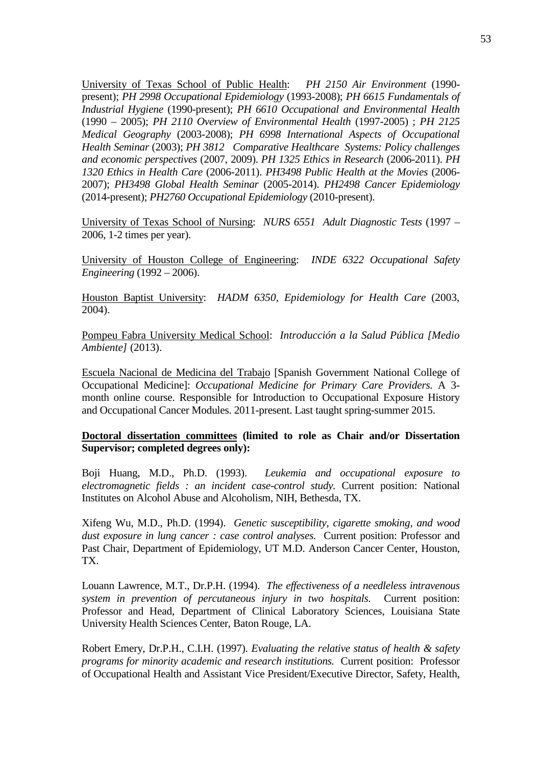<u>University of Texas School of Public Health</u>: *PH 2150 Air Environment* (1990-present); *PH 2998 Occupational Epidemiology* (1993-2008); *PH 6615 Fundamentals of Industrial Hygiene* (1990-present); *PH 6610 Occupational and Environmental Health* (1990 – 2005); *PH 2110 Overview of Environmental Health* (1997-2005) ; *PH 2125 Medical Geography* (2003-2008); *PH 6998 International Aspects of Occupational Health Seminar* (2003); *PH 3812 Comparative Healthcare Systems: Policy challenges and economic perspectives* (2007, 2009). *PH 1325 Ethics in Research* (2006-2011). *PH 1320 Ethics in Health Care* (2006-2011). *PH3498 Public Health at the Movies* (2006-2007); *PH3498 Global Health Seminar* (2005-2014). *PH2498 Cancer Epidemiology* (2014-present); *PH2760 Occupational Epidemiology* (2010-present).

<u>University of Texas School of Nursing</u>: *NURS 6551 Adult Diagnostic Tests* (1997 – 2006, 1-2 times per year).

<u>University of Houston College of Engineering</u>: *INDE 6322 Occupational Safety Engineering* (1992 – 2006).

<u>Houston Baptist University</u>: *HADM 6350, Epidemiology for Health Care* (2003, 2004).

<u>Pompeu Fabra University Medical School</u>: *Introducción a la Salud Pública [Medio Ambiente]* (2013).

<u>Escuela Nacional de Medicina del Trabajo</u> [Spanish Government National College of Occupational Medicine]: *Occupational Medicine for Primary Care Providers.* A 3-month online course. Responsible for Introduction to Occupational Exposure History and Occupational Cancer Modules. 2011-present. Last taught spring-summer 2015.

**<u>Doctoral dissertation committees</u> (limited to role as Chair and/or Dissertation Supervisor; completed degrees only):**

Boji Huang, M.D., Ph.D. (1993). *Leukemia and occupational exposure to electromagnetic fields : an incident case-control study.* Current position: National Institutes on Alcohol Abuse and Alcoholism, NIH, Bethesda, TX.

Xifeng Wu, M.D., Ph.D. (1994). *Genetic susceptibility, cigarette smoking, and wood dust exposure in lung cancer : case control analyses.* Current position: Professor and Past Chair, Department of Epidemiology, UT M.D. Anderson Cancer Center, Houston, TX.

Louann Lawrence, M.T., Dr.P.H. (1994). *The effectiveness of a needleless intravenous system in prevention of percutaneous injury in two hospitals.* Current position: Professor and Head, Department of Clinical Laboratory Sciences, Louisiana State University Health Sciences Center, Baton Rouge, LA.

Robert Emery, Dr.P.H., C.I.H. (1997). *Evaluating the relative status of health & safety programs for minority academic and research institutions.* Current position: Professor of Occupational Health and Assistant Vice President/Executive Director, Safety, Health,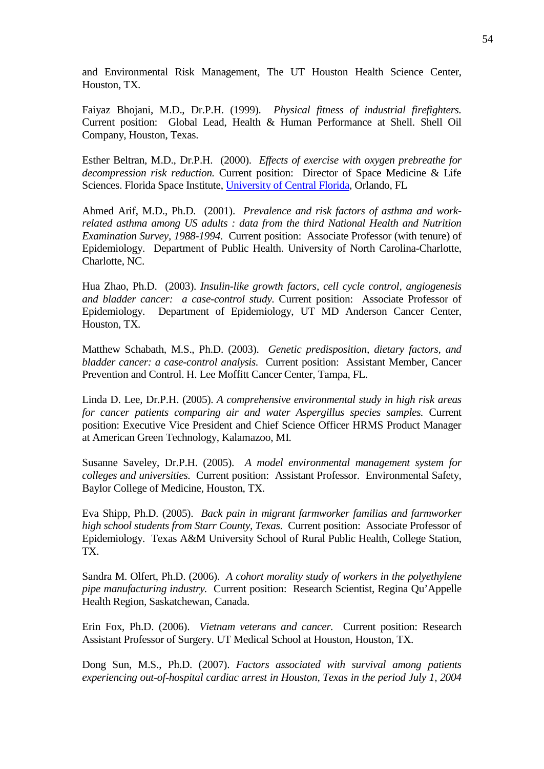and Environmental Risk Management, The UT Houston Health Science Center, Houston, TX.

Faiyaz Bhojani, M.D., Dr.P.H. (1999). *Physical fitness of industrial firefighters.* Current position: Global Lead, Health & Human Performance at Shell. Shell Oil Company, Houston, Texas.

Esther Beltran, M.D., Dr.P.H. (2000). *Effects of exercise with oxygen prebreathe for decompression risk reduction.* Current position: Director of Space Medicine & Life Sciences. Florida Space Institute, University of Central Florida, Orlando, FL

Ahmed Arif, M.D., Ph.D. (2001). *Prevalence and risk factors of asthma and work-related asthma among US adults : data from the third National Health and Nutrition Examination Survey, 1988-1994.* Current position: Associate Professor (with tenure) of Epidemiology. Department of Public Health. University of North Carolina-Charlotte, Charlotte, NC.

Hua Zhao, Ph.D. (2003). *Insulin-like growth factors, cell cycle control, angiogenesis and bladder cancer: a case-control study.* Current position: Associate Professor of Epidemiology. Department of Epidemiology, UT MD Anderson Cancer Center, Houston, TX.

Matthew Schabath, M.S., Ph.D. (2003). *Genetic predisposition, dietary factors, and bladder cancer: a case-control analysis.* Current position: Assistant Member, Cancer Prevention and Control. H. Lee Moffitt Cancer Center, Tampa, FL.

Linda D. Lee, Dr.P.H. (2005). *A comprehensive environmental study in high risk areas for cancer patients comparing air and water Aspergillus species samples.* Current position: Executive Vice President and Chief Science Officer HRMS Product Manager at American Green Technology, Kalamazoo, MI.

Susanne Saveley, Dr.P.H. (2005). *A model environmental management system for colleges and universities.* Current position: Assistant Professor. Environmental Safety, Baylor College of Medicine, Houston, TX.

Eva Shipp, Ph.D. (2005). *Back pain in migrant farmworker familias and farmworker high school students from Starr County, Texas.* Current position: Associate Professor of Epidemiology. Texas A&M University School of Rural Public Health, College Station, TX.

Sandra M. Olfert, Ph.D. (2006). *A cohort morality study of workers in the polyethylene pipe manufacturing industry.* Current position: Research Scientist, Regina Qu'Appelle Health Region, Saskatchewan, Canada.

Erin Fox, Ph.D. (2006). *Vietnam veterans and cancer.* Current position: Research Assistant Professor of Surgery. UT Medical School at Houston, Houston, TX.

Dong Sun, M.S., Ph.D. (2007). *Factors associated with survival among patients experiencing out-of-hospital cardiac arrest in Houston, Texas in the period July 1, 2004*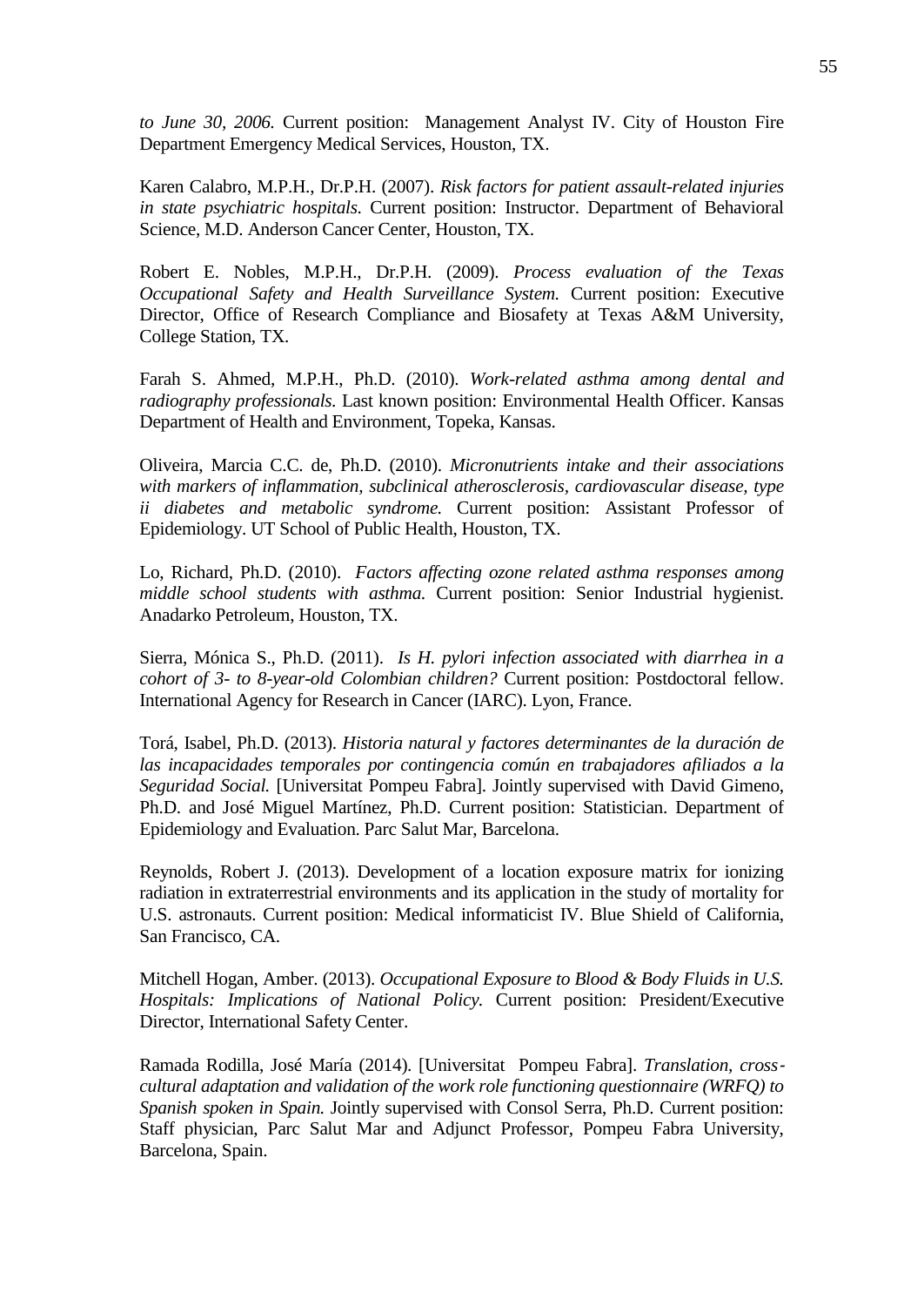*to June 30, 2006.* Current position: Management Analyst IV. City of Houston Fire Department Emergency Medical Services, Houston, TX.

Karen Calabro, M.P.H., Dr.P.H. (2007). *Risk factors for patient assault-related injuries in state psychiatric hospitals.* Current position: Instructor. Department of Behavioral Science, M.D. Anderson Cancer Center, Houston, TX.

Robert E. Nobles, M.P.H., Dr.P.H. (2009). *Process evaluation of the Texas Occupational Safety and Health Surveillance System.* Current position: Executive Director, Office of Research Compliance and Biosafety at Texas A&M University, College Station, TX.

Farah S. Ahmed, M.P.H., Ph.D. (2010). *Work-related asthma among dental and radiography professionals.* Last known position: Environmental Health Officer. Kansas Department of Health and Environment, Topeka, Kansas.

Oliveira, Marcia C.C. de, Ph.D. (2010). *Micronutrients intake and their associations with markers of inflammation, subclinical atherosclerosis, cardiovascular disease, type ii diabetes and metabolic syndrome.* Current position: Assistant Professor of Epidemiology. UT School of Public Health, Houston, TX.

Lo, Richard, Ph.D. (2010). *Factors affecting ozone related asthma responses among middle school students with asthma.* Current position: Senior Industrial hygienist. Anadarko Petroleum, Houston, TX.

Sierra, Mónica S., Ph.D. (2011). *Is H. pylori infection associated with diarrhea in a cohort of 3- to 8-year-old Colombian children?* Current position: Postdoctoral fellow. International Agency for Research in Cancer (IARC). Lyon, France.

Torá, Isabel, Ph.D. (2013). *Historia natural y factores determinantes de la duración de las incapacidades temporales por contingencia común en trabajadores afiliados a la Seguridad Social.* [Universitat Pompeu Fabra]. Jointly supervised with David Gimeno, Ph.D. and José Miguel Martínez, Ph.D. Current position: Statistician. Department of Epidemiology and Evaluation. Parc Salut Mar, Barcelona.

Reynolds, Robert J. (2013). Development of a location exposure matrix for ionizing radiation in extraterrestrial environments and its application in the study of mortality for U.S. astronauts. Current position: Medical informaticist IV. Blue Shield of California, San Francisco, CA.

Mitchell Hogan, Amber. (2013). *Occupational Exposure to Blood & Body Fluids in U.S. Hospitals: Implications of National Policy.* Current position: President/Executive Director, International Safety Center.

Ramada Rodilla, José María (2014). [Universitat Pompeu Fabra]. *Translation, cross-cultural adaptation and validation of the work role functioning questionnaire (WRFQ) to Spanish spoken in Spain.* Jointly supervised with Consol Serra, Ph.D. Current position: Staff physician, Parc Salut Mar and Adjunct Professor, Pompeu Fabra University, Barcelona, Spain.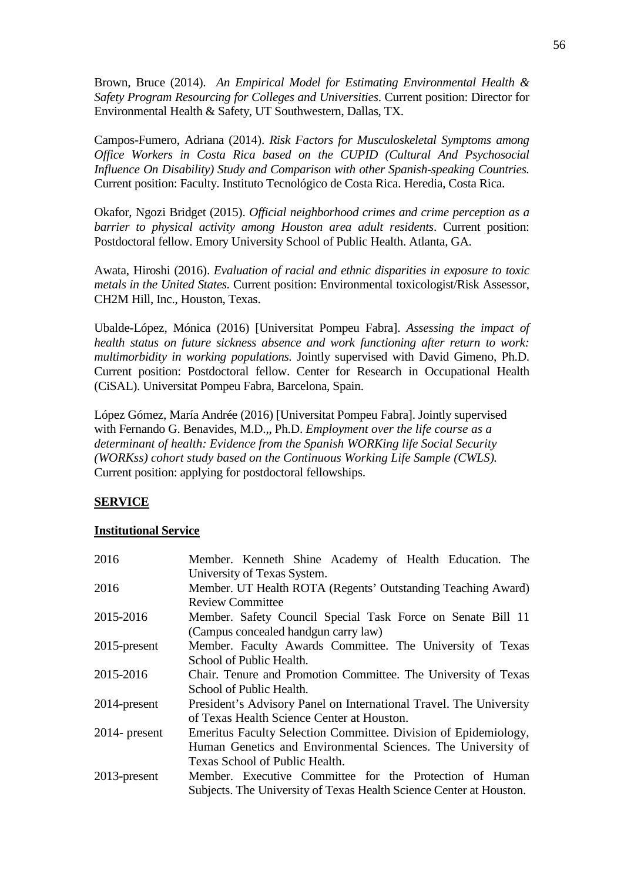Brown, Bruce (2014). *An Empirical Model for Estimating Environmental Health & Safety Program Resourcing for Colleges and Universities*. Current position: Director for Environmental Health & Safety, UT Southwestern, Dallas, TX.

Campos-Fumero, Adriana (2014). *Risk Factors for Musculoskeletal Symptoms among Office Workers in Costa Rica based on the CUPID (Cultural And Psychosocial Influence On Disability) Study and Comparison with other Spanish-speaking Countries.* Current position: Faculty. Instituto Tecnológico de Costa Rica. Heredia, Costa Rica.

Okafor, Ngozi Bridget (2015). *Official neighborhood crimes and crime perception as a barrier to physical activity among Houston area adult residents*. Current position: Postdoctoral fellow. Emory University School of Public Health. Atlanta, GA.

Awata, Hiroshi (2016). *Evaluation of racial and ethnic disparities in exposure to toxic metals in the United States.* Current position: Environmental toxicologist/Risk Assessor, CH2M Hill, Inc., Houston, Texas.

Ubalde-López, Mónica (2016) [Universitat Pompeu Fabra]. *Assessing the impact of health status on future sickness absence and work functioning after return to work: multimorbidity in working populations.* Jointly supervised with David Gimeno, Ph.D. Current position: Postdoctoral fellow. Center for Research in Occupational Health (CiSAL). Universitat Pompeu Fabra, Barcelona, Spain.

López Gómez, María Andrée (2016) [Universitat Pompeu Fabra]. Jointly supervised with Fernando G. Benavides, M.D.,, Ph.D. *Employment over the life course as a determinant of health: Evidence from the Spanish WORKing life Social Security (WORKss) cohort study based on the Continuous Working Life Sample (CWLS).* Current position: applying for postdoctoral fellowships.

## SERVICE

### Institutional Service

| | |
|---|---|
| 2016 | Member. Kenneth Shine Academy of Health Education. The University of Texas System. |
| 2016 | Member. UT Health ROTA (Regents' Outstanding Teaching Award) Review Committee |
| 2015-2016 | Member. Safety Council Special Task Force on Senate Bill 11 (Campus concealed handgun carry law) |
| 2015-present | Member. Faculty Awards Committee. The University of Texas School of Public Health. |
| 2015-2016 | Chair. Tenure and Promotion Committee. The University of Texas School of Public Health. |
| 2014-present | President's Advisory Panel on International Travel. The University of Texas Health Science Center at Houston. |
| 2014- present | Emeritus Faculty Selection Committee. Division of Epidemiology, Human Genetics and Environmental Sciences. The University of Texas School of Public Health. |
| 2013-present | Member. Executive Committee for the Protection of Human Subjects. The University of Texas Health Science Center at Houston. |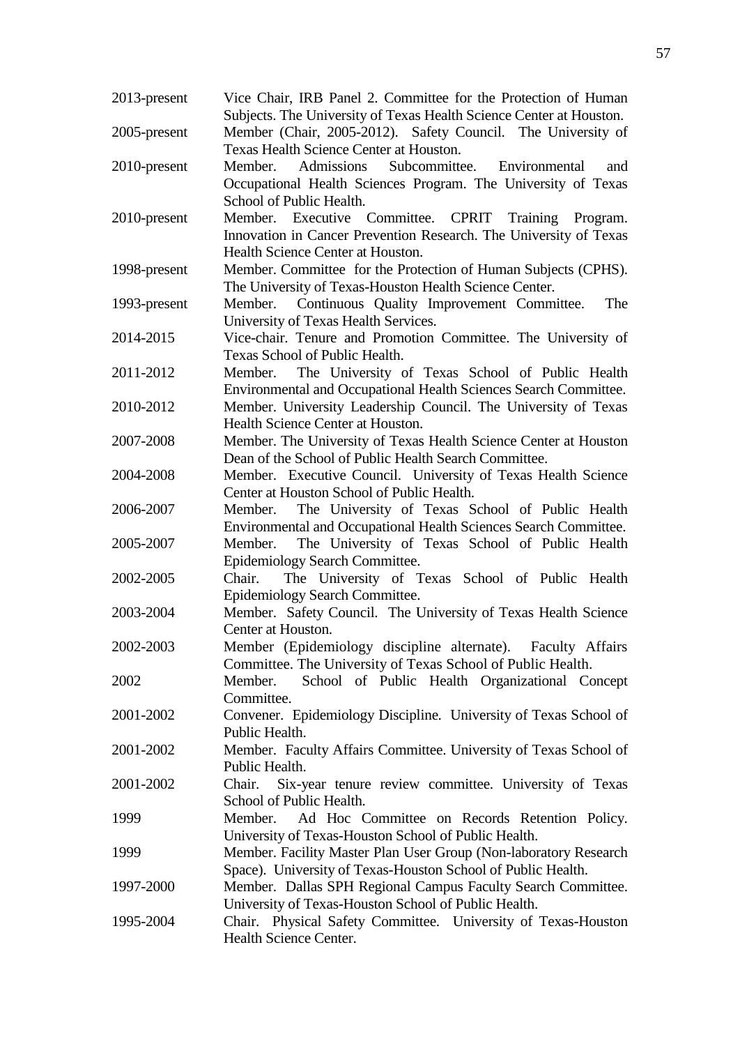| | |
|---|---|
| 2013-present | Vice Chair, IRB Panel 2. Committee for the Protection of Human Subjects. The University of Texas Health Science Center at Houston. |
| 2005-present | Member (Chair, 2005-2012). Safety Council. The University of Texas Health Science Center at Houston. |
| 2010-present | Member. Admissions Subcommittee. Environmental and Occupational Health Sciences Program. The University of Texas School of Public Health. |
| 2010-present | Member. Executive Committee. CPRIT Training Program. Innovation in Cancer Prevention Research. The University of Texas Health Science Center at Houston. |
| 1998-present | Member. Committee for the Protection of Human Subjects (CPHS). The University of Texas-Houston Health Science Center. |
| 1993-present | Member. Continuous Quality Improvement Committee. The University of Texas Health Services. |
| 2014-2015 | Vice-chair. Tenure and Promotion Committee. The University of Texas School of Public Health. |
| 2011-2012 | Member. The University of Texas School of Public Health Environmental and Occupational Health Sciences Search Committee. |
| 2010-2012 | Member. University Leadership Council. The University of Texas Health Science Center at Houston. |
| 2007-2008 | Member. The University of Texas Health Science Center at Houston Dean of the School of Public Health Search Committee. |
| 2004-2008 | Member. Executive Council. University of Texas Health Science Center at Houston School of Public Health. |
| 2006-2007 | Member. The University of Texas School of Public Health Environmental and Occupational Health Sciences Search Committee. |
| 2005-2007 | Member. The University of Texas School of Public Health Epidemiology Search Committee. |
| 2002-2005 | Chair. The University of Texas School of Public Health Epidemiology Search Committee. |
| 2003-2004 | Member. Safety Council. The University of Texas Health Science Center at Houston. |
| 2002-2003 | Member (Epidemiology discipline alternate). Faculty Affairs Committee. The University of Texas School of Public Health. |
| 2002 | Member. School of Public Health Organizational Concept Committee. |
| 2001-2002 | Convener. Epidemiology Discipline. University of Texas School of Public Health. |
| 2001-2002 | Member. Faculty Affairs Committee. University of Texas School of Public Health. |
| 2001-2002 | Chair. Six-year tenure review committee. University of Texas School of Public Health. |
| 1999 | Member. Ad Hoc Committee on Records Retention Policy. University of Texas-Houston School of Public Health. |
| 1999 | Member. Facility Master Plan User Group (Non-laboratory Research Space). University of Texas-Houston School of Public Health. |
| 1997-2000 | Member. Dallas SPH Regional Campus Faculty Search Committee. University of Texas-Houston School of Public Health. |
| 1995-2004 | Chair. Physical Safety Committee. University of Texas-Houston Health Science Center. |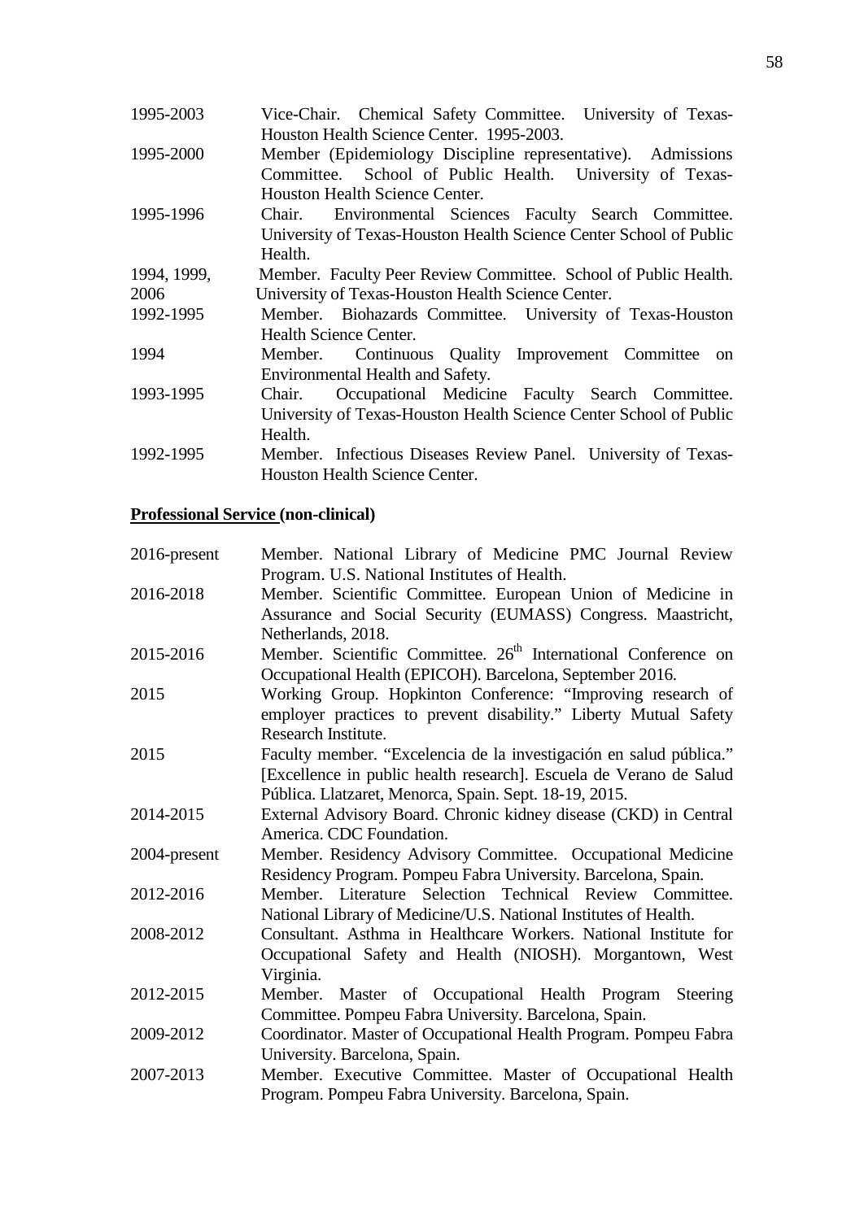1995-2003 Vice-Chair. Chemical Safety Committee. University of Texas-Houston Health Science Center. 1995-2003.

1995-2000 Member (Epidemiology Discipline representative). Admissions Committee. School of Public Health. University of Texas-Houston Health Science Center.

1995-1996 Chair. Environmental Sciences Faculty Search Committee. University of Texas-Houston Health Science Center School of Public Health.

1994, 1999, 2006 Member. Faculty Peer Review Committee. School of Public Health. University of Texas-Houston Health Science Center.

1992-1995 Member. Biohazards Committee. University of Texas-Houston Health Science Center.

1994 Member. Continuous Quality Improvement Committee on Environmental Health and Safety.

1993-1995 Chair. Occupational Medicine Faculty Search Committee. University of Texas-Houston Health Science Center School of Public Health.

1992-1995 Member. Infectious Diseases Review Panel. University of Texas-Houston Health Science Center.

**<u>Professional Service</u> (non-clinical)**

2016-present Member. National Library of Medicine PMC Journal Review Program. U.S. National Institutes of Health.

2016-2018 Member. Scientific Committee. European Union of Medicine in Assurance and Social Security (EUMASS) Congress. Maastricht, Netherlands, 2018.

2015-2016 Member. Scientific Committee. 26th International Conference on Occupational Health (EPICOH). Barcelona, September 2016.

2015 Working Group. Hopkinton Conference: "Improving research of employer practices to prevent disability." Liberty Mutual Safety Research Institute.

2015 Faculty member. "Excelencia de la investigación en salud pública." [Excellence in public health research]. Escuela de Verano de Salud Pública. Llatzaret, Menorca, Spain. Sept. 18-19, 2015.

2014-2015 External Advisory Board. Chronic kidney disease (CKD) in Central America. CDC Foundation.

2004-present Member. Residency Advisory Committee. Occupational Medicine Residency Program. Pompeu Fabra University. Barcelona, Spain.

2012-2016 Member. Literature Selection Technical Review Committee. National Library of Medicine/U.S. National Institutes of Health.

2008-2012 Consultant. Asthma in Healthcare Workers. National Institute for Occupational Safety and Health (NIOSH). Morgantown, West Virginia.

2012-2015 Member. Master of Occupational Health Program Steering Committee. Pompeu Fabra University. Barcelona, Spain.

2009-2012 Coordinator. Master of Occupational Health Program. Pompeu Fabra University. Barcelona, Spain.

2007-2013 Member. Executive Committee. Master of Occupational Health Program. Pompeu Fabra University. Barcelona, Spain.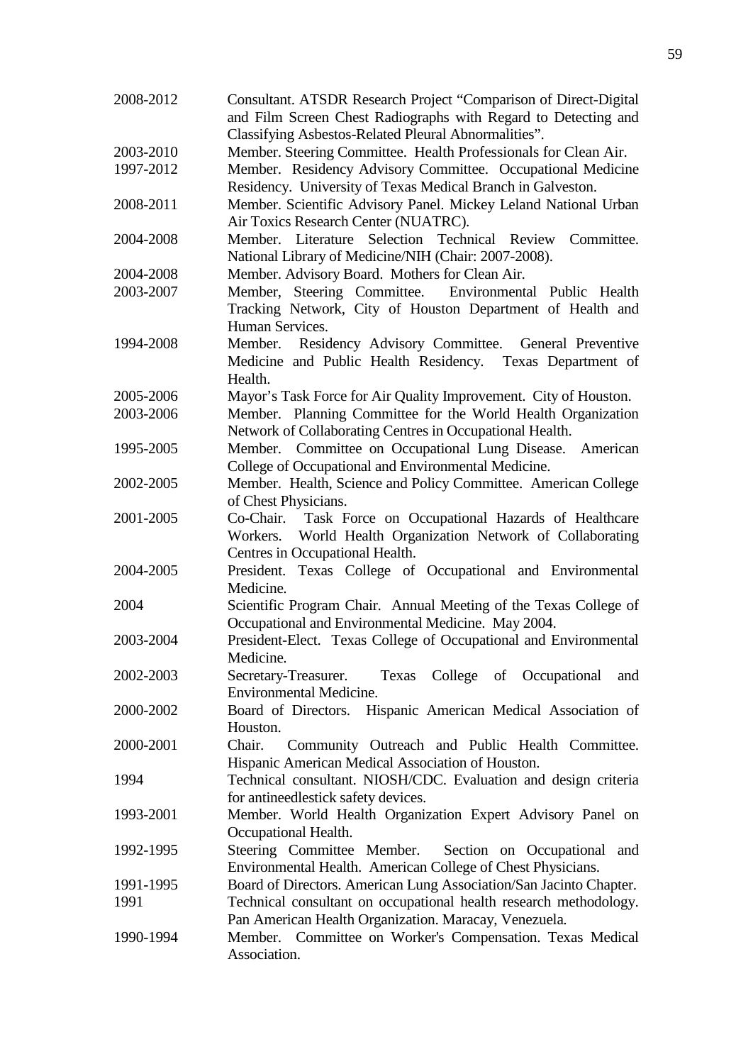| | |
|---|---|
| 2008-2012 | Consultant. ATSDR Research Project "Comparison of Direct-Digital and Film Screen Chest Radiographs with Regard to Detecting and Classifying Asbestos-Related Pleural Abnormalities". |
| 2003-2010 | Member. Steering Committee. Health Professionals for Clean Air. |
| 1997-2012 | Member. Residency Advisory Committee. Occupational Medicine Residency. University of Texas Medical Branch in Galveston. |
| 2008-2011 | Member. Scientific Advisory Panel. Mickey Leland National Urban Air Toxics Research Center (NUATRC). |
| 2004-2008 | Member. Literature Selection Technical Review Committee. National Library of Medicine/NIH (Chair: 2007-2008). |
| 2004-2008 | Member. Advisory Board. Mothers for Clean Air. |
| 2003-2007 | Member, Steering Committee. Environmental Public Health Tracking Network, City of Houston Department of Health and Human Services. |
| 1994-2008 | Member. Residency Advisory Committee. General Preventive Medicine and Public Health Residency. Texas Department of Health. |
| 2005-2006 | Mayor's Task Force for Air Quality Improvement. City of Houston. |
| 2003-2006 | Member. Planning Committee for the World Health Organization Network of Collaborating Centres in Occupational Health. |
| 1995-2005 | Member. Committee on Occupational Lung Disease. American College of Occupational and Environmental Medicine. |
| 2002-2005 | Member. Health, Science and Policy Committee. American College of Chest Physicians. |
| 2001-2005 | Co-Chair. Task Force on Occupational Hazards of Healthcare Workers. World Health Organization Network of Collaborating Centres in Occupational Health. |
| 2004-2005 | President. Texas College of Occupational and Environmental Medicine. |
| 2004 | Scientific Program Chair. Annual Meeting of the Texas College of Occupational and Environmental Medicine. May 2004. |
| 2003-2004 | President-Elect. Texas College of Occupational and Environmental Medicine. |
| 2002-2003 | Secretary-Treasurer. Texas College of Occupational and Environmental Medicine. |
| 2000-2002 | Board of Directors. Hispanic American Medical Association of Houston. |
| 2000-2001 | Chair. Community Outreach and Public Health Committee. Hispanic American Medical Association of Houston. |
| 1994 | Technical consultant. NIOSH/CDC. Evaluation and design criteria for antineedlestick safety devices. |
| 1993-2001 | Member. World Health Organization Expert Advisory Panel on Occupational Health. |
| 1992-1995 | Steering Committee Member. Section on Occupational and Environmental Health. American College of Chest Physicians. |
| 1991-1995 | Board of Directors. American Lung Association/San Jacinto Chapter. |
| 1991 | Technical consultant on occupational health research methodology. Pan American Health Organization. Maracay, Venezuela. |
| 1990-1994 | Member. Committee on Worker's Compensation. Texas Medical Association. |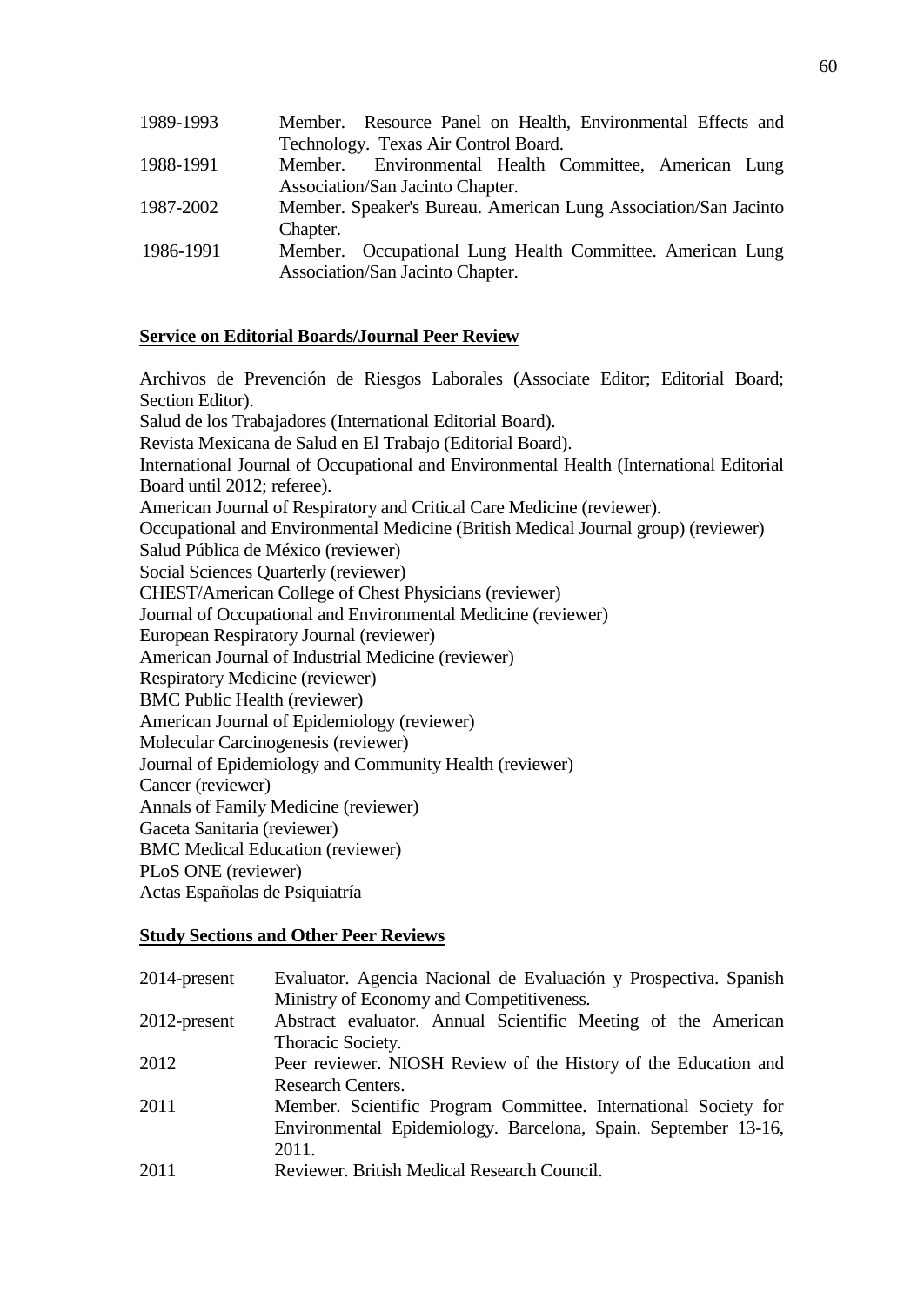| | |
|---|---|
| 1989-1993 | Member. Resource Panel on Health, Environmental Effects and Technology. Texas Air Control Board. |
| 1988-1991 | Member. Environmental Health Committee, American Lung Association/San Jacinto Chapter. |
| 1987-2002 | Member. Speaker's Bureau. American Lung Association/San Jacinto Chapter. |
| 1986-1991 | Member. Occupational Lung Health Committee. American Lung Association/San Jacinto Chapter. |

**Service on Editorial Boards/Journal Peer Review**

Archivos de Prevención de Riesgos Laborales (Associate Editor; Editorial Board; Section Editor).
Salud de los Trabajadores (International Editorial Board).
Revista Mexicana de Salud en El Trabajo (Editorial Board).
International Journal of Occupational and Environmental Health (International Editorial Board until 2012; referee).
American Journal of Respiratory and Critical Care Medicine (reviewer).
Occupational and Environmental Medicine (British Medical Journal group) (reviewer)
Salud Pública de México (reviewer)
Social Sciences Quarterly (reviewer)
CHEST/American College of Chest Physicians (reviewer)
Journal of Occupational and Environmental Medicine (reviewer)
European Respiratory Journal (reviewer)
American Journal of Industrial Medicine (reviewer)
Respiratory Medicine (reviewer)
BMC Public Health (reviewer)
American Journal of Epidemiology (reviewer)
Molecular Carcinogenesis (reviewer)
Journal of Epidemiology and Community Health (reviewer)
Cancer (reviewer)
Annals of Family Medicine (reviewer)
Gaceta Sanitaria (reviewer)
BMC Medical Education (reviewer)
PLoS ONE (reviewer)
Actas Españolas de Psiquiatría

**Study Sections and Other Peer Reviews**

| | |
|---|---|
| 2014-present | Evaluator. Agencia Nacional de Evaluación y Prospectiva. Spanish Ministry of Economy and Competitiveness. |
| 2012-present | Abstract evaluator. Annual Scientific Meeting of the American Thoracic Society. |
| 2012 | Peer reviewer. NIOSH Review of the History of the Education and Research Centers. |
| 2011 | Member. Scientific Program Committee. International Society for Environmental Epidemiology. Barcelona, Spain. September 13-16, 2011. |
| 2011 | Reviewer. British Medical Research Council. |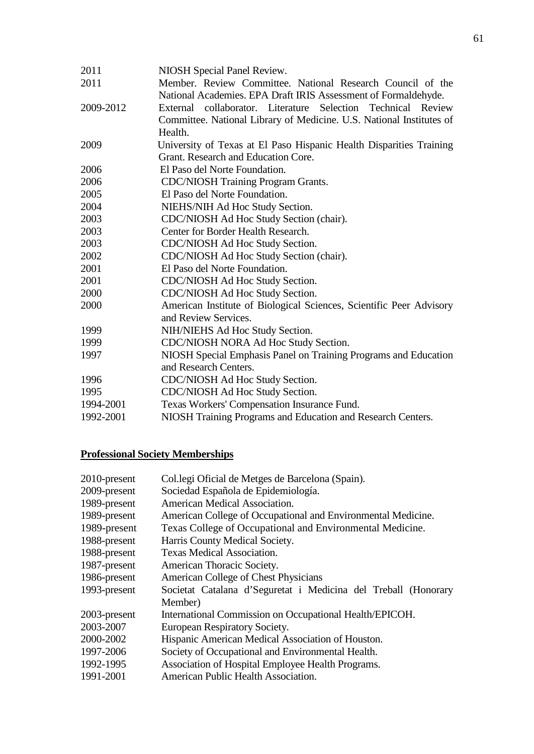| | |
|---|---|
| 2011 | NIOSH Special Panel Review. |
| 2011 | Member. Review Committee. National Research Council of the National Academies. EPA Draft IRIS Assessment of Formaldehyde. |
| 2009-2012 | External collaborator. Literature Selection Technical Review Committee. National Library of Medicine. U.S. National Institutes of Health. |
| 2009 | University of Texas at El Paso Hispanic Health Disparities Training Grant. Research and Education Core. |
| 2006 | El Paso del Norte Foundation. |
| 2006 | CDC/NIOSH Training Program Grants. |
| 2005 | El Paso del Norte Foundation. |
| 2004 | NIEHS/NIH Ad Hoc Study Section. |
| 2003 | CDC/NIOSH Ad Hoc Study Section (chair). |
| 2003 | Center for Border Health Research. |
| 2003 | CDC/NIOSH Ad Hoc Study Section. |
| 2002 | CDC/NIOSH Ad Hoc Study Section (chair). |
| 2001 | El Paso del Norte Foundation. |
| 2001 | CDC/NIOSH Ad Hoc Study Section. |
| 2000 | CDC/NIOSH Ad Hoc Study Section. |
| 2000 | American Institute of Biological Sciences, Scientific Peer Advisory and Review Services. |
| 1999 | NIH/NIEHS Ad Hoc Study Section. |
| 1999 | CDC/NIOSH NORA Ad Hoc Study Section. |
| 1997 | NIOSH Special Emphasis Panel on Training Programs and Education and Research Centers. |
| 1996 | CDC/NIOSH Ad Hoc Study Section. |
| 1995 | CDC/NIOSH Ad Hoc Study Section. |
| 1994-2001 | Texas Workers' Compensation Insurance Fund. |
| 1992-2001 | NIOSH Training Programs and Education and Research Centers. |

## **Professional Society Memberships**

| | |
|---|---|
| 2010-present | Col.legi Oficial de Metges de Barcelona (Spain). |
| 2009-present | Sociedad Española de Epidemiología. |
| 1989-present | American Medical Association. |
| 1989-present | American College of Occupational and Environmental Medicine. |
| 1989-present | Texas College of Occupational and Environmental Medicine. |
| 1988-present | Harris County Medical Society. |
| 1988-present | Texas Medical Association. |
| 1987-present | American Thoracic Society. |
| 1986-present | American College of Chest Physicians |
| 1993-present | Societat Catalana d'Seguretat i Medicina del Treball (Honorary Member) |
| 2003-present | International Commission on Occupational Health/EPICOH. |
| 2003-2007 | European Respiratory Society. |
| 2000-2002 | Hispanic American Medical Association of Houston. |
| 1997-2006 | Society of Occupational and Environmental Health. |
| 1992-1995 | Association of Hospital Employee Health Programs. |
| 1991-2001 | American Public Health Association. |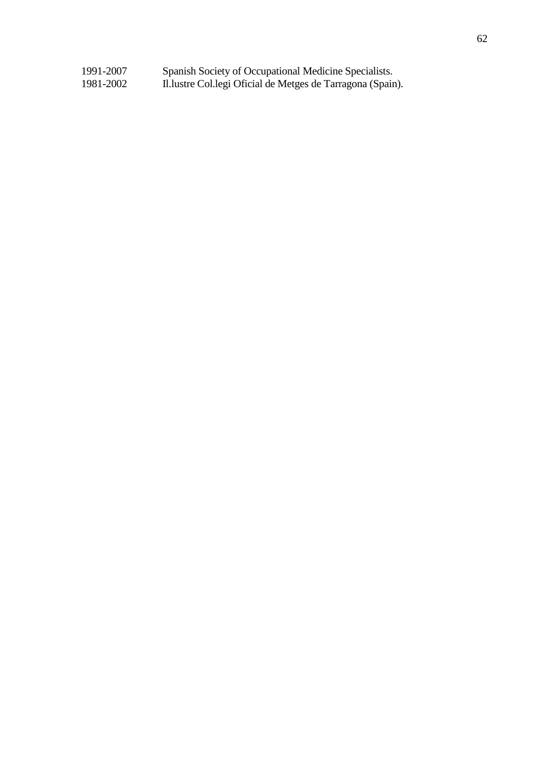| | |
|---|---|
| 1991-2007 | Spanish Society of Occupational Medicine Specialists. |
| 1981-2002 | Il.lustre Col.legi Oficial de Metges de Tarragona (Spain). |